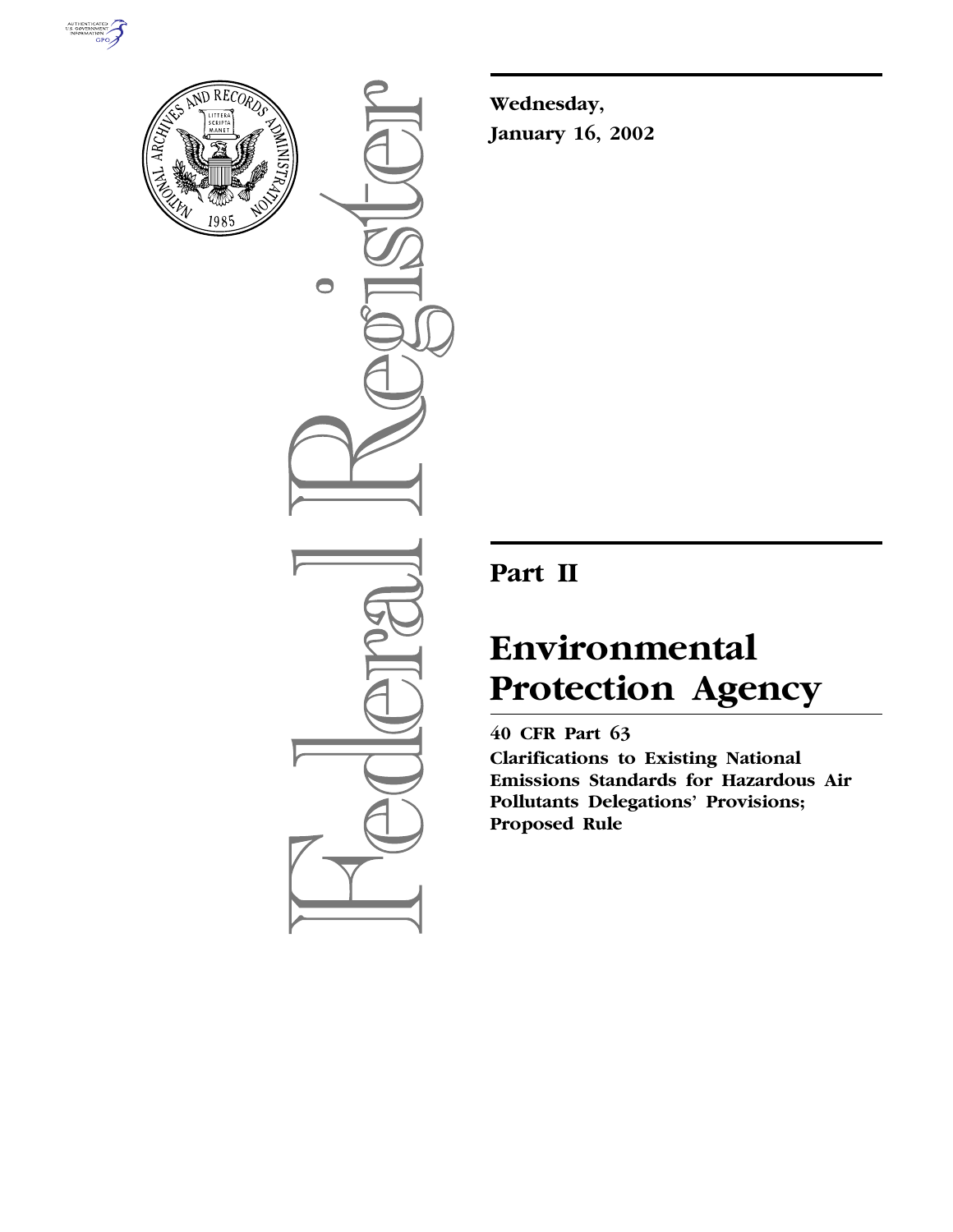**Wednesday,**

**January 16, 2002**

## Part II

# Environmental Protection Agency

**40 CFR Part 63**

**Clarifications to Existing National Emissions Standards for Hazardous Air Pollutants Delegations' Provisions; Proposed Rule**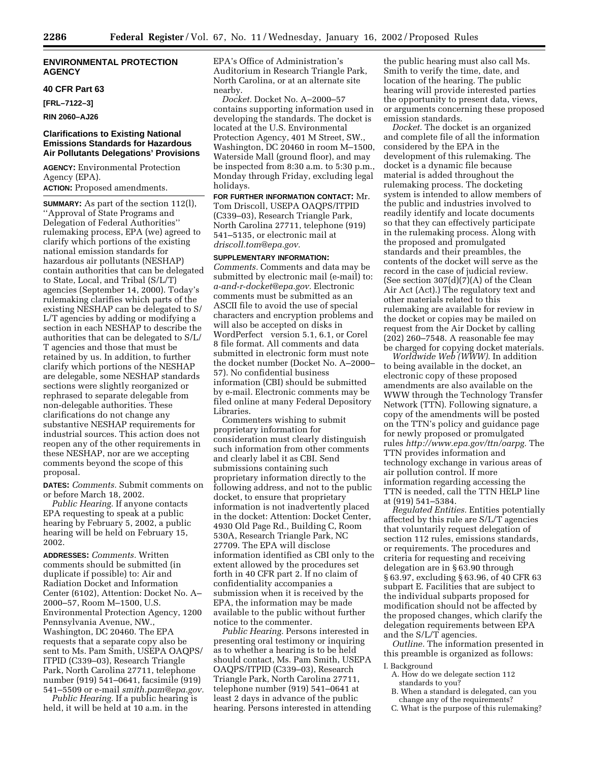**ENVIRONMENTAL PROTECTION AGENCY**

**40 CFR Part 63**

**[FRL–7122–3]**

**RIN 2060–AJ26**

## Clarifications to Existing National Emissions Standards for Hazardous Air Pollutants Delegations' Provisions

**AGENCY:** Environmental Protection Agency (EPA).

**ACTION:** Proposed amendments.

**SUMMARY:** As part of the section 112(l), ''Approval of State Programs and Delegation of Federal Authorities'' rulemaking process, EPA (we) agreed to clarify which portions of the existing national emission standards for hazardous air pollutants (NESHAP) contain authorities that can be delegated to State, Local, and Tribal (S/L/T) agencies (September 14, 2000). Today's rulemaking clarifies which parts of the existing NESHAP can be delegated to S/L/T agencies by adding or modifying a section in each NESHAP to describe the authorities that can be delegated to S/L/T agencies and those that must be retained by us. In addition, to further clarify which portions of the NESHAP are delegable, some NESHAP standards sections were slightly reorganized or rephrased to separate delegable from non-delegable authorities. These clarifications do not change any substantive NESHAP requirements for industrial sources. This action does not reopen any of the other requirements in these NESHAP, nor are we accepting comments beyond the scope of this proposal.

**DATES:** *Comments.* Submit comments on or before March 18, 2002.

*Public Hearing.* If anyone contacts EPA requesting to speak at a public hearing by February 5, 2002, a public hearing will be held on February 15, 2002.

**ADDRESSES:** *Comments.* Written comments should be submitted (in duplicate if possible) to: Air and Radiation Docket and Information Center (6102), Attention: Docket No. A–2000–57, Room M–1500, U.S. Environmental Protection Agency, 1200 Pennsylvania Avenue, NW., Washington, DC 20460. The EPA requests that a separate copy also be sent to Ms. Pam Smith, USEPA OAQPS/ITPID (C339–03), Research Triangle Park, North Carolina 27711, telephone number (919) 541–0641, facsimile (919) 541–5509 or e-mail *smith.pam@epa.gov.*

*Public Hearing.* If a public hearing is held, it will be held at 10 a.m. in the EPA's Office of Administration's Auditorium in Research Triangle Park, North Carolina, or at an alternate site nearby.

*Docket.* Docket No. A–2000–57 contains supporting information used in developing the standards. The docket is located at the U.S. Environmental Protection Agency, 401 M Street, SW., Washington, DC 20460 in room M–1500, Waterside Mall (ground floor), and may be inspected from 8:30 a.m. to 5:30 p.m., Monday through Friday, excluding legal holidays.

**FOR FURTHER INFORMATION CONTACT:** Mr. Tom Driscoll, USEPA OAQPS/ITPID (C339–03), Research Triangle Park, North Carolina 27711, telephone (919) 541–5135, or electronic mail at *driscoll.tom@epa.gov.*

**SUPPLEMENTARY INFORMATION:**

*Comments.* Comments and data may be submitted by electronic mail (e-mail) to: *a-and-r-docket@epa.gov.* Electronic comments must be submitted as an ASCII file to avoid the use of special characters and encryption problems and will also be accepted on disks in WordPerfect version 5.1, 6.1, or Corel 8 file format. All comments and data submitted in electronic form must note the docket number (Docket No. A–2000–57). No confidential business information (CBI) should be submitted by e-mail. Electronic comments may be filed online at many Federal Depository Libraries.

Commenters wishing to submit proprietary information for consideration must clearly distinguish such information from other comments and clearly label it as CBI. Send submissions containing such proprietary information directly to the following address, and not to the public docket, to ensure that proprietary information is not inadvertently placed in the docket: Attention: Docket Center, 4930 Old Page Rd., Building C, Room 530A, Research Triangle Park, NC 27709. The EPA will disclose information identified as CBI only to the extent allowed by the procedures set forth in 40 CFR part 2. If no claim of confidentiality accompanies a submission when it is received by the EPA, the information may be made available to the public without further notice to the commenter.

*Public Hearing.* Persons interested in presenting oral testimony or inquiring as to whether a hearing is to be held should contact, Ms. Pam Smith, USEPA OAQPS/ITPID (C339–03), Research Triangle Park, North Carolina 27711, telephone number (919) 541–0641 at least 2 days in advance of the public hearing. Persons interested in attending the public hearing must also call Ms. Smith to verify the time, date, and location of the hearing. The public hearing will provide interested parties the opportunity to present data, views, or arguments concerning these proposed emission standards.

*Docket.* The docket is an organized and complete file of all the information considered by the EPA in the development of this rulemaking. The docket is a dynamic file because material is added throughout the rulemaking process. The docketing system is intended to allow members of the public and industries involved to readily identify and locate documents so that they can effectively participate in the rulemaking process. Along with the proposed and promulgated standards and their preambles, the contents of the docket will serve as the record in the case of judicial review. (See section 307(d)(7)(A) of the Clean Air Act (Act).) The regulatory text and other materials related to this rulemaking are available for review in the docket or copies may be mailed on request from the Air Docket by calling (202) 260–7548. A reasonable fee may be charged for copying docket materials.

*Worldwide Web (WWW).* In addition to being available in the docket, an electronic copy of these proposed amendments are also available on the WWW through the Technology Transfer Network (TTN). Following signature, a copy of the amendments will be posted on the TTN's policy and guidance page for newly proposed or promulgated rules *http://www.epa.gov/ttn/oarpg.* The TTN provides information and technology exchange in various areas of air pollution control. If more information regarding accessing the TTN is needed, call the TTN HELP line at (919) 541–5384.

*Regulated Entities.* Entities potentially affected by this rule are S/L/T agencies that voluntarily request delegation of section 112 rules, emissions standards, or requirements. The procedures and criteria for requesting and receiving delegation are in § 63.90 through § 63.97, excluding § 63.96, of 40 CFR 63 subpart E. Facilities that are subject to the individual subparts proposed for modification should not be affected by the proposed changes, which clarify the delegation requirements between EPA and the S/L/T agencies.

*Outline.* The information presented in this preamble is organized as follows:

I. Background
- A. How do we delegate section 112 standards to you?
- B. When a standard is delegated, can you change any of the requirements?
- C. What is the purpose of this rulemaking?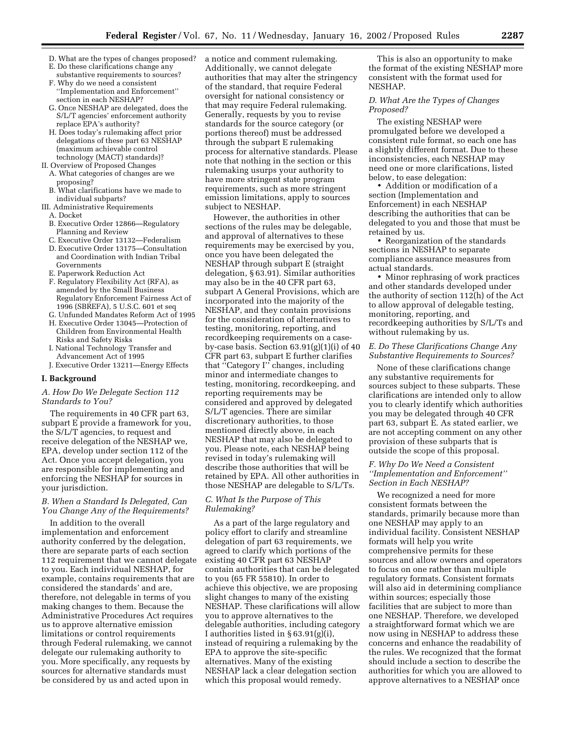D. What are the types of changes proposed?
E. Do these clarifications change any substantive requirements to sources?
F. Why do we need a consistent ''Implementation and Enforcement'' section in each NESHAP?
G. Once NESHAP are delegated, does the S/L/T agencies' enforcement authority replace EPA's authority?
H. Does today's rulemaking affect prior delegations of these part 63 NESHAP (maximum achievable control technology (MACT) standards)?

II. Overview of Proposed Changes
A. What categories of changes are we proposing?
B. What clarifications have we made to individual subparts?

III. Administrative Requirements
A. Docket
B. Executive Order 12866—Regulatory Planning and Review
C. Executive Order 13132—Federalism
D. Executive Order 13175—Consultation and Coordination with Indian Tribal Governments
E. Paperwork Reduction Act
F. Regulatory Flexibility Act (RFA), as amended by the Small Business Regulatory Enforcement Fairness Act of 1996 (SBREFA), 5 U.S.C. 601 et seq
G. Unfunded Mandates Reform Act of 1995
H. Executive Order 13045—Protection of Children from Environmental Health Risks and Safety Risks
I. National Technology Transfer and Advancement Act of 1995
J. Executive Order 13211—Energy Effects

## I. Background

### *A. How Do We Delegate Section 112 Standards to You?*

The requirements in 40 CFR part 63, subpart E provide a framework for you, the S/L/T agencies, to request and receive delegation of the NESHAP we, EPA, develop under section 112 of the Act. Once you accept delegation, you are responsible for implementing and enforcing the NESHAP for sources in your jurisdiction.

### *B. When a Standard Is Delegated, Can You Change Any of the Requirements?*

In addition to the overall implementation and enforcement authority conferred by the delegation, there are separate parts of each section 112 requirement that we cannot delegate to you. Each individual NESHAP, for example, contains requirements that are considered the standards' and are, therefore, not delegable in terms of you making changes to them. Because the Administrative Procedures Act requires us to approve alternative emission limitations or control requirements through Federal rulemaking, we cannot delegate our rulemaking authority to you. More specifically, any requests by sources for alternative standards must be considered by us and acted upon in a notice and comment rulemaking. Additionally, we cannot delegate authorities that may alter the stringency of the standard, that require Federal oversight for national consistency or that may require Federal rulemaking. Generally, requests by you to revise standards for the source category (or portions thereof) must be addressed through the subpart E rulemaking process for alternative standards. Please note that nothing in the section or this rulemaking usurps your authority to have more stringent state program requirements, such as more stringent emission limitations, apply to sources subject to NESHAP.

However, the authorities in other sections of the rules may be delegable, and approval of alternatives to these requirements may be exercised by you, once you have been delegated the NESHAP through subpart E (straight delegation, § 63.91). Similar authorities may also be in the 40 CFR part 63, subpart A General Provisions, which are incorporated into the majority of the NESHAP, and they contain provisions for the consideration of alternatives to testing, monitoring, reporting, and recordkeeping requirements on a case-by-case basis. Section 63.91(g)(1)(i) of 40 CFR part 63, subpart E further clarifies that ''Category I'' changes, including minor and intermediate changes to testing, monitoring, recordkeeping, and reporting requirements may be considered and approved by delegated S/L/T agencies. There are similar discretionary authorities, to those mentioned directly above, in each NESHAP that may also be delegated to you. Please note, each NESHAP being revised in today's rulemaking will describe those authorities that will be retained by EPA. All other authorities in those NESHAP are delegable to S/L/Ts.

### *C. What Is the Purpose of This Rulemaking?*

As a part of the large regulatory and policy effort to clarify and streamline delegation of part 63 requirements, we agreed to clarify which portions of the existing 40 CFR part 63 NESHAP contain authorities that can be delegated to you (65 FR 55810). In order to achieve this objective, we are proposing slight changes to many of the existing NESHAP. These clarifications will allow you to approve alternatives to the delegable authorities, including category I authorities listed in § 63.91(g)(i), instead of requiring a rulemaking by the EPA to approve the site-specific alternatives. Many of the existing NESHAP lack a clear delegation section which this proposal would remedy.

This is also an opportunity to make the format of the existing NESHAP more consistent with the format used for NESHAP.

### *D. What Are the Types of Changes Proposed?*

The existing NESHAP were promulgated before we developed a consistent rule format, so each one has a slightly different format. Due to these inconsistencies, each NESHAP may need one or more clarifications, listed below, to ease delegation:

- Addition or modification of a section (Implementation and Enforcement) in each NESHAP describing the authorities that can be delegated to you and those that must be retained by us.
- Reorganization of the standards sections in NESHAP to separate compliance assurance measures from actual standards.
- Minor rephrasing of work practices and other standards developed under the authority of section 112(h) of the Act to allow approval of delegable testing, monitoring, reporting, and recordkeeping authorities by S/L/Ts and without rulemaking by us.

### *E. Do These Clarifications Change Any Substantive Requirements to Sources?*

None of these clarifications change any substantive requirements for sources subject to these subparts. These clarifications are intended only to allow you to clearly identify which authorities you may be delegated through 40 CFR part 63, subpart E. As stated earlier, we are not accepting comment on any other provision of these subparts that is outside the scope of this proposal.

### *F. Why Do We Need a Consistent ''Implementation and Enforcement'' Section in Each NESHAP?*

We recognized a need for more consistent formats between the standards, primarily because more than one NESHAP may apply to an individual facility. Consistent NESHAP formats will help you write comprehensive permits for these sources and allow owners and operators to focus on one rather than multiple regulatory formats. Consistent formats will also aid in determining compliance within sources; especially those facilities that are subject to more than one NESHAP. Therefore, we developed a straightforward format which we are now using in NESHAP to address these concerns and enhance the readability of the rules. We recognized that the format should include a section to describe the authorities for which you are allowed to approve alternatives to a NESHAP once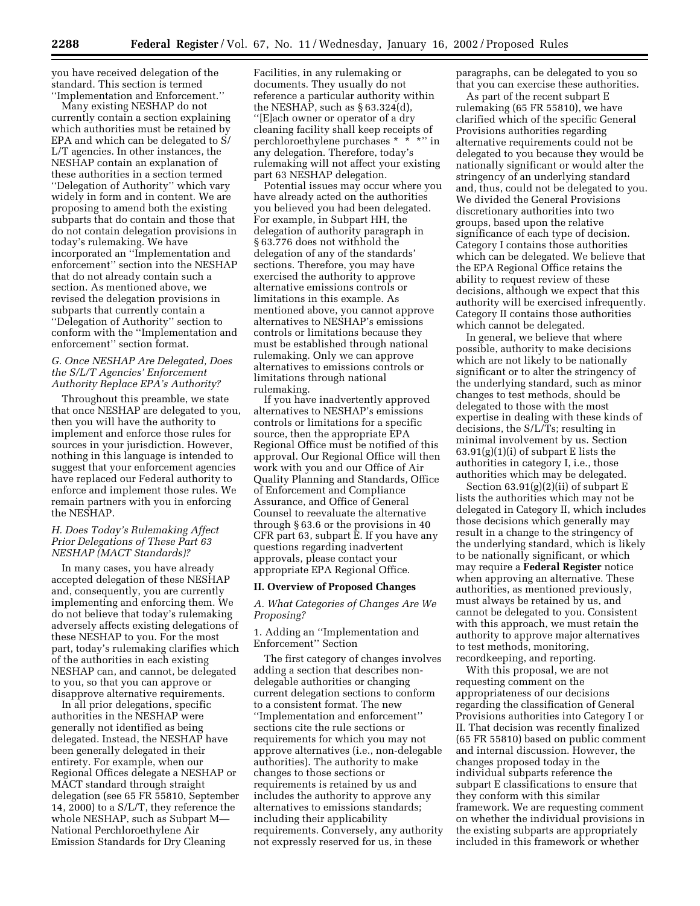you have received delegation of the standard. This section is termed ''Implementation and Enforcement.''

Many existing NESHAP do not currently contain a section explaining which authorities must be retained by EPA and which can be delegated to S/L/T agencies. In other instances, the NESHAP contain an explanation of these authorities in a section termed ''Delegation of Authority'' which vary widely in form and in content. We are proposing to amend both the existing subparts that do contain and those that do not contain delegation provisions in today's rulemaking. We have incorporated an ''Implementation and enforcement'' section into the NESHAP that do not already contain such a section. As mentioned above, we revised the delegation provisions in subparts that currently contain a ''Delegation of Authority'' section to conform with the ''Implementation and enforcement'' section format.

### *G. Once NESHAP Are Delegated, Does the S/L/T Agencies' Enforcement Authority Replace EPA's Authority?*

Throughout this preamble, we state that once NESHAP are delegated to you, then you will have the authority to implement and enforce those rules for sources in your jurisdiction. However, nothing in this language is intended to suggest that your enforcement agencies have replaced our Federal authority to enforce and implement those rules. We remain partners with you in enforcing the NESHAP.

### *H. Does Today's Rulemaking Affect Prior Delegations of These Part 63 NESHAP (MACT Standards)?*

In many cases, you have already accepted delegation of these NESHAP and, consequently, you are currently implementing and enforcing them. We do not believe that today's rulemaking adversely affects existing delegations of these NESHAP to you. For the most part, today's rulemaking clarifies which of the authorities in each existing NESHAP can, and cannot, be delegated to you, so that you can approve or disapprove alternative requirements.

In all prior delegations, specific authorities in the NESHAP were generally not identified as being delegated. Instead, the NESHAP have been generally delegated in their entirety. For example, when our Regional Offices delegate a NESHAP or MACT standard through straight delegation (see 65 FR 55810, September 14, 2000) to a S/L/T, they reference the whole NESHAP, such as Subpart M—National Perchloroethylene Air Emission Standards for Dry Cleaning Facilities, in any rulemaking or documents. They usually do not reference a particular authority within the NESHAP, such as § 63.324(d), ''[E]ach owner or operator of a dry cleaning facility shall keep receipts of perchloroethylene purchases * * *'' in any delegation. Therefore, today's rulemaking will not affect your existing part 63 NESHAP delegation.

Potential issues may occur where you have already acted on the authorities you believed you had been delegated. For example, in Subpart HH, the delegation of authority paragraph in § 63.776 does not withhold the delegation of any of the standards' sections. Therefore, you may have exercised the authority to approve alternative emissions controls or limitations in this example. As mentioned above, you cannot approve alternatives to NESHAP's emissions controls or limitations because they must be established through national rulemaking. Only we can approve alternatives to emissions controls or limitations through national rulemaking.

If you have inadvertently approved alternatives to NESHAP's emissions controls or limitations for a specific source, then the appropriate EPA Regional Office must be notified of this approval. Our Regional Office will then work with you and our Office of Air Quality Planning and Standards, Office of Enforcement and Compliance Assurance, and Office of General Counsel to reevaluate the alternative through § 63.6 or the provisions in 40 CFR part 63, subpart E. If you have any questions regarding inadvertent approvals, please contact your appropriate EPA Regional Office.

## II. Overview of Proposed Changes

### *A. What Categories of Changes Are We Proposing?*

1. Adding an ''Implementation and Enforcement'' Section

The first category of changes involves adding a section that describes non-delegable authorities or changing current delegation sections to conform to a consistent format. The new ''Implementation and enforcement'' sections cite the rule sections or requirements for which you may not approve alternatives (i.e., non-delegable authorities). The authority to make changes to those sections or requirements is retained by us and includes the authority to approve any alternatives to emissions standards; including their applicability requirements. Conversely, any authority not expressly reserved for us, in these paragraphs, can be delegated to you so that you can exercise these authorities.

As part of the recent subpart E rulemaking (65 FR 55810), we have clarified which of the specific General Provisions authorities regarding alternative requirements could not be delegated to you because they would be nationally significant or would alter the stringency of an underlying standard and, thus, could not be delegated to you. We divided the General Provisions discretionary authorities into two groups, based upon the relative significance of each type of decision. Category I contains those authorities which can be delegated. We believe that the EPA Regional Office retains the ability to request review of these decisions, although we expect that this authority will be exercised infrequently. Category II contains those authorities which cannot be delegated.

In general, we believe that where possible, authority to make decisions which are not likely to be nationally significant or to alter the stringency of the underlying standard, such as minor changes to test methods, should be delegated to those with the most expertise in dealing with these kinds of decisions, the S/L/Ts; resulting in minimal involvement by us. Section 63.91(g)(1)(i) of subpart E lists the authorities in category I, i.e., those authorities which may be delegated.

Section 63.91(g)(2)(ii) of subpart E lists the authorities which may not be delegated in Category II, which includes those decisions which generally may result in a change to the stringency of the underlying standard, which is likely to be nationally significant, or which may require a **Federal Register** notice when approving an alternative. These authorities, as mentioned previously, must always be retained by us, and cannot be delegated to you. Consistent with this approach, we must retain the authority to approve major alternatives to test methods, monitoring, recordkeeping, and reporting.

With this proposal, we are not requesting comment on the appropriateness of our decisions regarding the classification of General Provisions authorities into Category I or II. That decision was recently finalized (65 FR 55810) based on public comment and internal discussion. However, the changes proposed today in the individual subparts reference the subpart E classifications to ensure that they conform with this similar framework. We are requesting comment on whether the individual provisions in the existing subparts are appropriately included in this framework or whether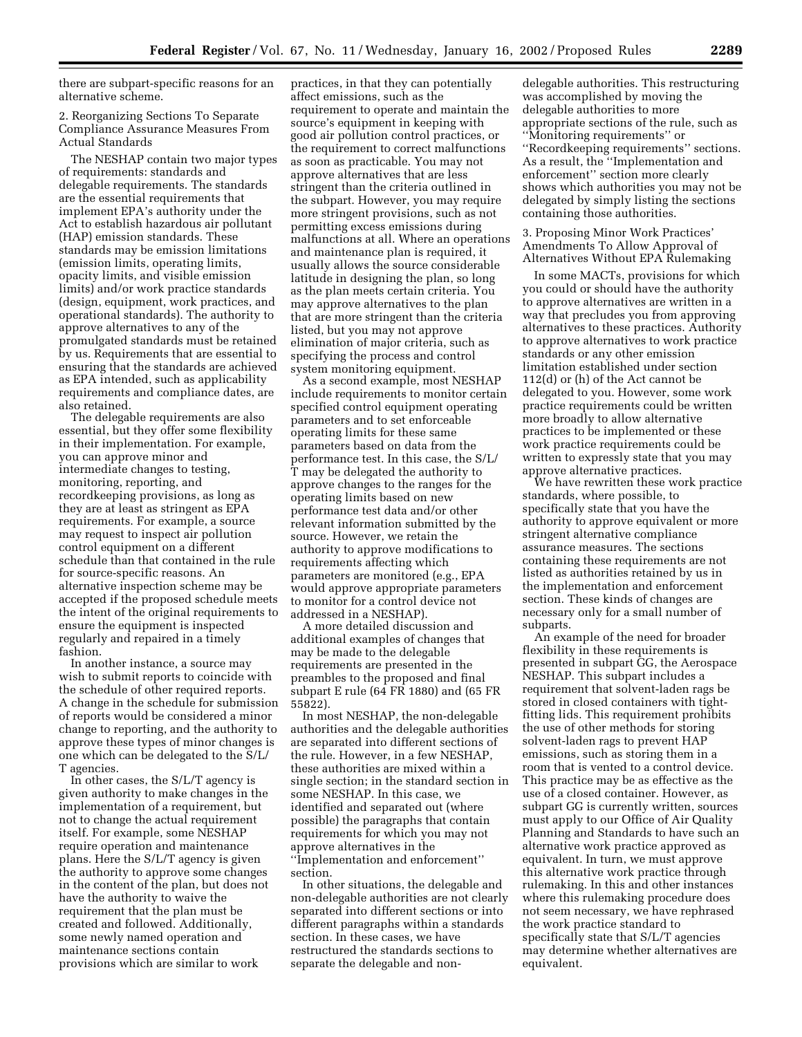there are subpart-specific reasons for an alternative scheme.

2. Reorganizing Sections To Separate Compliance Assurance Measures From Actual Standards

The NESHAP contain two major types of requirements: standards and delegable requirements. The standards are the essential requirements that implement EPA's authority under the Act to establish hazardous air pollutant (HAP) emission standards. These standards may be emission limitations (emission limits, operating limits, opacity limits, and visible emission limits) and/or work practice standards (design, equipment, work practices, and operational standards). The authority to approve alternatives to any of the promulgated standards must be retained by us. Requirements that are essential to ensuring that the standards are achieved as EPA intended, such as applicability requirements and compliance dates, are also retained.

The delegable requirements are also essential, but they offer some flexibility in their implementation. For example, you can approve minor and intermediate changes to testing, monitoring, reporting, and recordkeeping provisions, as long as they are at least as stringent as EPA requirements. For example, a source may request to inspect air pollution control equipment on a different schedule than that contained in the rule for source-specific reasons. An alternative inspection scheme may be accepted if the proposed schedule meets the intent of the original requirements to ensure the equipment is inspected regularly and repaired in a timely fashion.

In another instance, a source may wish to submit reports to coincide with the schedule of other required reports. A change in the schedule for submission of reports would be considered a minor change to reporting, and the authority to approve these types of minor changes is one which can be delegated to the S/L/T agencies.

In other cases, the S/L/T agency is given authority to make changes in the implementation of a requirement, but not to change the actual requirement itself. For example, some NESHAP require operation and maintenance plans. Here the S/L/T agency is given the authority to approve some changes in the content of the plan, but does not have the authority to waive the requirement that the plan must be created and followed. Additionally, some newly named operation and maintenance sections contain provisions which are similar to work practices, in that they can potentially affect emissions, such as the requirement to operate and maintain the source's equipment in keeping with good air pollution control practices, or the requirement to correct malfunctions as soon as practicable. You may not approve alternatives that are less stringent than the criteria outlined in the subpart. However, you may require more stringent provisions, such as not permitting excess emissions during malfunctions at all. Where an operations and maintenance plan is required, it usually allows the source considerable latitude in designing the plan, so long as the plan meets certain criteria. You may approve alternatives to the plan that are more stringent than the criteria listed, but you may not approve elimination of major criteria, such as specifying the process and control system monitoring equipment.

As a second example, most NESHAP include requirements to monitor certain specified control equipment operating parameters and to set enforceable operating limits for these same parameters based on data from the performance test. In this case, the S/L/T may be delegated the authority to approve changes to the ranges for the operating limits based on new performance test data and/or other relevant information submitted by the source. However, we retain the authority to approve modifications to requirements affecting which parameters are monitored (e.g., EPA would approve appropriate parameters to monitor for a control device not addressed in a NESHAP).

A more detailed discussion and additional examples of changes that may be made to the delegable requirements are presented in the preambles to the proposed and final subpart E rule (64 FR 1880) and (65 FR 55822).

In most NESHAP, the non-delegable authorities and the delegable authorities are separated into different sections of the rule. However, in a few NESHAP, these authorities are mixed within a single section; in the standard section in some NESHAP. In this case, we identified and separated out (where possible) the paragraphs that contain requirements for which you may not approve alternatives in the ''Implementation and enforcement'' section.

In other situations, the delegable and non-delegable authorities are not clearly separated into different sections or into different paragraphs within a standards section. In these cases, we have restructured the standards sections to separate the delegable and non-delegable authorities. This restructuring was accomplished by moving the delegable authorities to more appropriate sections of the rule, such as ''Monitoring requirements'' or ''Recordkeeping requirements'' sections. As a result, the ''Implementation and enforcement'' section more clearly shows which authorities you may not be delegated by simply listing the sections containing those authorities.

3. Proposing Minor Work Practices' Amendments To Allow Approval of Alternatives Without EPA Rulemaking

In some MACTs, provisions for which you could or should have the authority to approve alternatives are written in a way that precludes you from approving alternatives to these practices. Authority to approve alternatives to work practice standards or any other emission limitation established under section 112(d) or (h) of the Act cannot be delegated to you. However, some work practice requirements could be written more broadly to allow alternative practices to be implemented or these work practice requirements could be written to expressly state that you may approve alternative practices.

We have rewritten these work practice standards, where possible, to specifically state that you have the authority to approve equivalent or more stringent alternative compliance assurance measures. The sections containing these requirements are not listed as authorities retained by us in the implementation and enforcement section. These kinds of changes are necessary only for a small number of subparts.

An example of the need for broader flexibility in these requirements is presented in subpart GG, the Aerospace NESHAP. This subpart includes a requirement that solvent-laden rags be stored in closed containers with tight-fitting lids. This requirement prohibits the use of other methods for storing solvent-laden rags to prevent HAP emissions, such as storing them in a room that is vented to a control device. This practice may be as effective as the use of a closed container. However, as subpart GG is currently written, sources must apply to our Office of Air Quality Planning and Standards to have such an alternative work practice approved as equivalent. In turn, we must approve this alternative work practice through rulemaking. In this and other instances where this rulemaking procedure does not seem necessary, we have rephrased the work practice standard to specifically state that S/L/T agencies may determine whether alternatives are equivalent.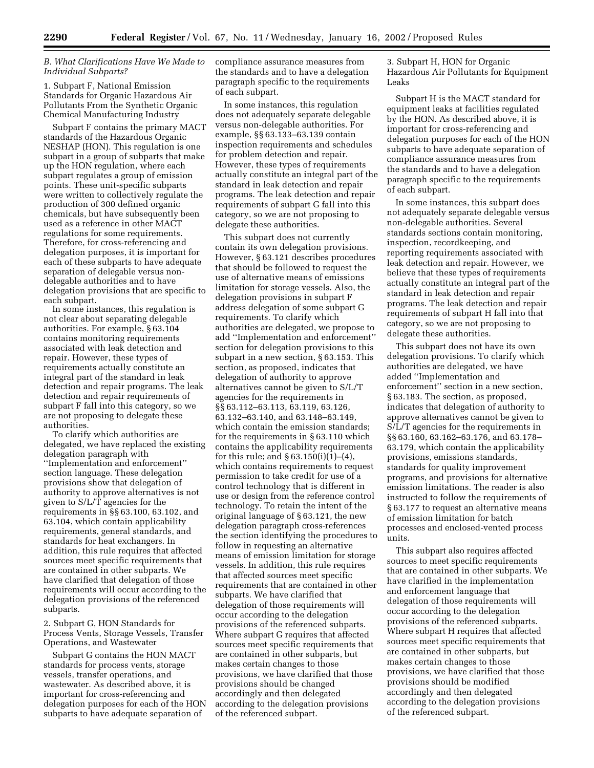### B. What Clarifications Have We Made to Individual Subparts?

1. Subpart F, National Emission Standards for Organic Hazardous Air Pollutants From the Synthetic Organic Chemical Manufacturing Industry

Subpart F contains the primary MACT standards of the Hazardous Organic NESHAP (HON). This regulation is one subpart in a group of subparts that make up the HON regulation, where each subpart regulates a group of emission points. These unit-specific subparts were written to collectively regulate the production of 300 defined organic chemicals, but have subsequently been used as a reference in other MACT regulations for some requirements. Therefore, for cross-referencing and delegation purposes, it is important for each of these subparts to have adequate separation of delegable versus non-delegable authorities and to have delegation provisions that are specific to each subpart.

In some instances, this regulation is not clear about separating delegable authorities. For example, § 63.104 contains monitoring requirements associated with leak detection and repair. However, these types of requirements actually constitute an integral part of the standard in leak detection and repair programs. The leak detection and repair requirements of subpart F fall into this category, so we are not proposing to delegate these authorities.

To clarify which authorities are delegated, we have replaced the existing delegation paragraph with "Implementation and enforcement" section language. These delegation provisions show that delegation of authority to approve alternatives is not given to S/L/T agencies for the requirements in §§ 63.100, 63.102, and 63.104, which contain applicability requirements, general standards, and standards for heat exchangers. In addition, this rule requires that affected sources meet specific requirements that are contained in other subparts. We have clarified that delegation of those requirements will occur according to the delegation provisions of the referenced subparts.

2. Subpart G, HON Standards for Process Vents, Storage Vessels, Transfer Operations, and Wastewater

Subpart G contains the HON MACT standards for process vents, storage vessels, transfer operations, and wastewater. As described above, it is important for cross-referencing and delegation purposes for each of the HON subparts to have adequate separation of compliance assurance measures from the standards and to have a delegation paragraph specific to the requirements of each subpart.

In some instances, this regulation does not adequately separate delegable versus non-delegable authorities. For example, §§ 63.133–63.139 contain inspection requirements and schedules for problem detection and repair. However, these types of requirements actually constitute an integral part of the standard in leak detection and repair programs. The leak detection and repair requirements of subpart G fall into this category, so we are not proposing to delegate these authorities.

This subpart does not currently contain its own delegation provisions. However, § 63.121 describes procedures that should be followed to request the use of alternative means of emissions limitation for storage vessels. Also, the delegation provisions in subpart F address delegation of some subpart G requirements. To clarify which authorities are delegated, we propose to add "Implementation and enforcement" section for delegation provisions to this subpart in a new section, § 63.153. This section, as proposed, indicates that delegation of authority to approve alternatives cannot be given to S/L/T agencies for the requirements in §§ 63.112–63.113, 63.119, 63.126, 63.132–63.140, and 63.148–63.149, which contain the emission standards; for the requirements in § 63.110 which contains the applicability requirements for this rule; and § 63.150(i)(1)–(4), which contains requirements to request permission to take credit for use of a control technology that is different in use or design from the reference control technology. To retain the intent of the original language of § 63.121, the new delegation paragraph cross-references the section identifying the procedures to follow in requesting an alternative means of emission limitation for storage vessels. In addition, this rule requires that affected sources meet specific requirements that are contained in other subparts. We have clarified that delegation of those requirements will occur according to the delegation provisions of the referenced subparts. Where subpart G requires that affected sources meet specific requirements that are contained in other subparts, but makes certain changes to those provisions, we have clarified that those provisions should be changed accordingly and then delegated according to the delegation provisions of the referenced subpart.

3. Subpart H, HON for Organic Hazardous Air Pollutants for Equipment Leaks

Subpart H is the MACT standard for equipment leaks at facilities regulated by the HON. As described above, it is important for cross-referencing and delegation purposes for each of the HON subparts to have adequate separation of compliance assurance measures from the standards and to have a delegation paragraph specific to the requirements of each subpart.

In some instances, this subpart does not adequately separate delegable versus non-delegable authorities. Several standards sections contain monitoring, inspection, recordkeeping, and reporting requirements associated with leak detection and repair. However, we believe that these types of requirements actually constitute an integral part of the standard in leak detection and repair programs. The leak detection and repair requirements of subpart H fall into that category, so we are not proposing to delegate these authorities.

This subpart does not have its own delegation provisions. To clarify which authorities are delegated, we have added "Implementation and enforcement" section in a new section, § 63.183. The section, as proposed, indicates that delegation of authority to approve alternatives cannot be given to S/L/T agencies for the requirements in §§ 63.160, 63.162–63.176, and 63.178–63.179, which contain the applicability provisions, emissions standards, standards for quality improvement programs, and provisions for alternative emission limitations. The reader is also instructed to follow the requirements of § 63.177 to request an alternative means of emission limitation for batch processes and enclosed-vented process units.

This subpart also requires affected sources to meet specific requirements that are contained in other subparts. We have clarified in the implementation and enforcement language that delegation of those requirements will occur according to the delegation provisions of the referenced subparts. Where subpart H requires that affected sources meet specific requirements that are contained in other subparts, but makes certain changes to those provisions, we have clarified that those provisions should be modified accordingly and then delegated according to the delegation provisions of the referenced subpart.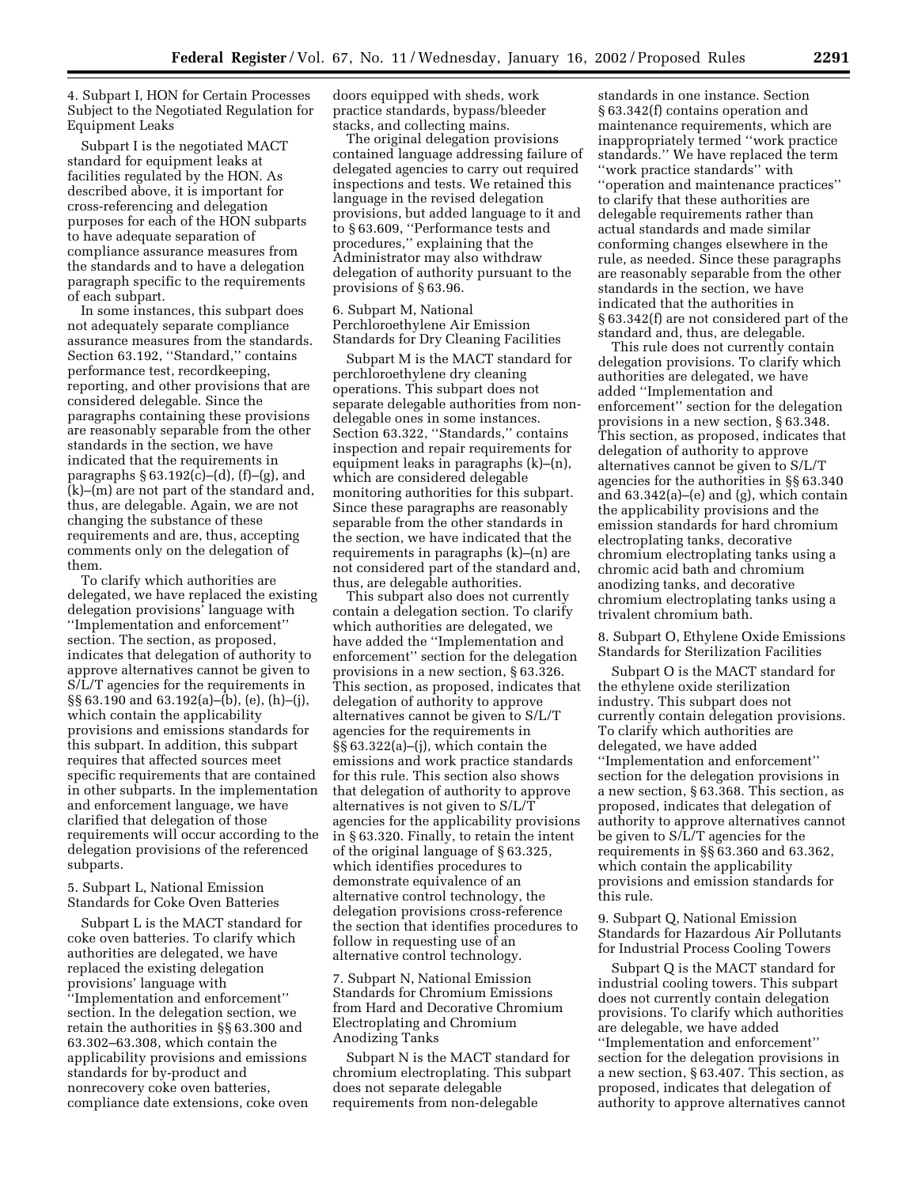4. Subpart I, HON for Certain Processes Subject to the Negotiated Regulation for Equipment Leaks

Subpart I is the negotiated MACT standard for equipment leaks at facilities regulated by the HON. As described above, it is important for cross-referencing and delegation purposes for each of the HON subparts to have adequate separation of compliance assurance measures from the standards and to have a delegation paragraph specific to the requirements of each subpart.

In some instances, this subpart does not adequately separate compliance assurance measures from the standards. Section 63.192, ''Standard,'' contains performance test, recordkeeping, reporting, and other provisions that are considered delegable. Since the paragraphs containing these provisions are reasonably separable from the other standards in the section, we have indicated that the requirements in paragraphs § 63.192(c)–(d), (f)–(g), and (k)–(m) are not part of the standard and, thus, are delegable. Again, we are not changing the substance of these requirements and are, thus, accepting comments only on the delegation of them.

To clarify which authorities are delegated, we have replaced the existing delegation provisions' language with ''Implementation and enforcement'' section. The section, as proposed, indicates that delegation of authority to approve alternatives cannot be given to S/L/T agencies for the requirements in §§ 63.190 and 63.192(a)–(b), (e), (h)–(j), which contain the applicability provisions and emissions standards for this subpart. In addition, this subpart requires that affected sources meet specific requirements that are contained in other subparts. In the implementation and enforcement language, we have clarified that delegation of those requirements will occur according to the delegation provisions of the referenced subparts.

5. Subpart L, National Emission Standards for Coke Oven Batteries

Subpart L is the MACT standard for coke oven batteries. To clarify which authorities are delegated, we have replaced the existing delegation provisions' language with ''Implementation and enforcement'' section. In the delegation section, we retain the authorities in §§ 63.300 and 63.302–63.308, which contain the applicability provisions and emissions standards for by-product and nonrecovery coke oven batteries, compliance date extensions, coke oven doors equipped with sheds, work practice standards, bypass/bleeder stacks, and collecting mains.

The original delegation provisions contained language addressing failure of delegated agencies to carry out required inspections and tests. We retained this language in the revised delegation provisions, but added language to it and to § 63.609, ''Performance tests and procedures,'' explaining that the Administrator may also withdraw delegation of authority pursuant to the provisions of § 63.96.

6. Subpart M, National Perchloroethylene Air Emission Standards for Dry Cleaning Facilities

Subpart M is the MACT standard for perchloroethylene dry cleaning operations. This subpart does not separate delegable authorities from non-delegable ones in some instances. Section 63.322, ''Standards,'' contains inspection and repair requirements for equipment leaks in paragraphs (k)–(n), which are considered delegable monitoring authorities for this subpart. Since these paragraphs are reasonably separable from the other standards in the section, we have indicated that the requirements in paragraphs (k)–(n) are not considered part of the standard and, thus, are delegable authorities.

This subpart also does not currently contain a delegation section. To clarify which authorities are delegated, we have added the ''Implementation and enforcement'' section for the delegation provisions in a new section, § 63.326. This section, as proposed, indicates that delegation of authority to approve alternatives cannot be given to S/L/T agencies for the requirements in §§ 63.322(a)–(j), which contain the emissions and work practice standards for this rule. This section also shows that delegation of authority to approve alternatives is not given to S/L/T agencies for the applicability provisions in § 63.320. Finally, to retain the intent of the original language of § 63.325, which identifies procedures to demonstrate equivalence of an alternative control technology, the delegation provisions cross-reference the section that identifies procedures to follow in requesting use of an alternative control technology.

7. Subpart N, National Emission Standards for Chromium Emissions from Hard and Decorative Chromium Electroplating and Chromium Anodizing Tanks

Subpart N is the MACT standard for chromium electroplating. This subpart does not separate delegable requirements from non-delegable standards in one instance. Section § 63.342(f) contains operation and maintenance requirements, which are inappropriately termed ''work practice standards.'' We have replaced the term ''work practice standards'' with ''operation and maintenance practices'' to clarify that these authorities are delegable requirements rather than actual standards and made similar conforming changes elsewhere in the rule, as needed. Since these paragraphs are reasonably separable from the other standards in the section, we have indicated that the authorities in § 63.342(f) are not considered part of the standard and, thus, are delegable.

This rule does not currently contain delegation provisions. To clarify which authorities are delegated, we have added ''Implementation and enforcement'' section for the delegation provisions in a new section, § 63.348. This section, as proposed, indicates that delegation of authority to approve alternatives cannot be given to S/L/T agencies for the authorities in §§ 63.340 and 63.342(a)–(e) and (g), which contain the applicability provisions and the emission standards for hard chromium electroplating tanks, decorative chromium electroplating tanks using a chromic acid bath and chromium anodizing tanks, and decorative chromium electroplating tanks using a trivalent chromium bath.

8. Subpart O, Ethylene Oxide Emissions Standards for Sterilization Facilities

Subpart O is the MACT standard for the ethylene oxide sterilization industry. This subpart does not currently contain delegation provisions. To clarify which authorities are delegated, we have added ''Implementation and enforcement'' section for the delegation provisions in a new section, § 63.368. This section, as proposed, indicates that delegation of authority to approve alternatives cannot be given to S/L/T agencies for the requirements in §§ 63.360 and 63.362, which contain the applicability provisions and emission standards for this rule.

9. Subpart Q, National Emission Standards for Hazardous Air Pollutants for Industrial Process Cooling Towers

Subpart Q is the MACT standard for industrial cooling towers. This subpart does not currently contain delegation provisions. To clarify which authorities are delegable, we have added ''Implementation and enforcement'' section for the delegation provisions in a new section, § 63.407. This section, as proposed, indicates that delegation of authority to approve alternatives cannot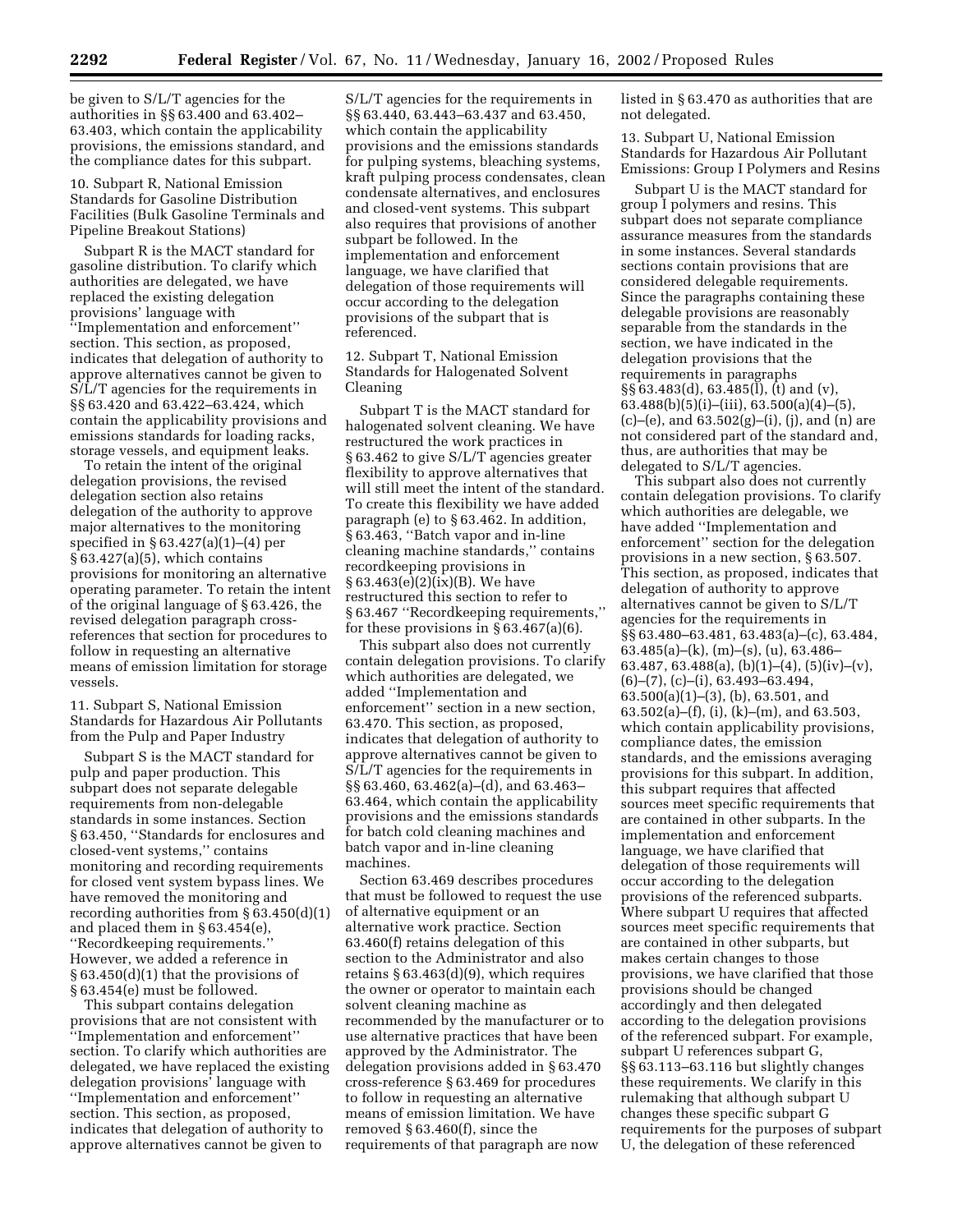be given to S/L/T agencies for the authorities in §§ 63.400 and 63.402–63.403, which contain the applicability provisions, the emissions standard, and the compliance dates for this subpart.

10. Subpart R, National Emission Standards for Gasoline Distribution Facilities (Bulk Gasoline Terminals and Pipeline Breakout Stations)

Subpart R is the MACT standard for gasoline distribution. To clarify which authorities are delegated, we have replaced the existing delegation provisions' language with ''Implementation and enforcement'' section. This section, as proposed, indicates that delegation of authority to approve alternatives cannot be given to S/L/T agencies for the requirements in §§ 63.420 and 63.422–63.424, which contain the applicability provisions and emissions standards for loading racks, storage vessels, and equipment leaks.

To retain the intent of the original delegation provisions, the revised delegation section also retains delegation of the authority to approve major alternatives to the monitoring specified in § 63.427(a)(1)–(4) per § 63.427(a)(5), which contains provisions for monitoring an alternative operating parameter. To retain the intent of the original language of § 63.426, the revised delegation paragraph cross-references that section for procedures to follow in requesting an alternative means of emission limitation for storage vessels.

11. Subpart S, National Emission Standards for Hazardous Air Pollutants from the Pulp and Paper Industry

Subpart S is the MACT standard for pulp and paper production. This subpart does not separate delegable requirements from non-delegable standards in some instances. Section § 63.450, ''Standards for enclosures and closed-vent systems,'' contains monitoring and recording requirements for closed vent system bypass lines. We have removed the monitoring and recording authorities from § 63.450(d)(1) and placed them in § 63.454(e), ''Recordkeeping requirements.'' However, we added a reference in § 63.450(d)(1) that the provisions of § 63.454(e) must be followed.

This subpart contains delegation provisions that are not consistent with ''Implementation and enforcement'' section. To clarify which authorities are delegated, we have replaced the existing delegation provisions' language with ''Implementation and enforcement'' section. This section, as proposed, indicates that delegation of authority to approve alternatives cannot be given to S/L/T agencies for the requirements in §§ 63.440, 63.443–63.437 and 63.450, which contain the applicability provisions and the emissions standards for pulping systems, bleaching systems, kraft pulping process condensates, clean condensate alternatives, and enclosures and closed-vent systems. This subpart also requires that provisions of another subpart be followed. In the implementation and enforcement language, we have clarified that delegation of those requirements will occur according to the delegation provisions of the subpart that is referenced.

12. Subpart T, National Emission Standards for Halogenated Solvent Cleaning

Subpart T is the MACT standard for halogenated solvent cleaning. We have restructured the work practices in § 63.462 to give S/L/T agencies greater flexibility to approve alternatives that will still meet the intent of the standard. To create this flexibility we have added paragraph (e) to § 63.462. In addition, § 63.463, ''Batch vapor and in-line cleaning machine standards,'' contains recordkeeping provisions in § 63.463(e)(2)(ix)(B). We have restructured this section to refer to § 63.467 ''Recordkeeping requirements,'' for these provisions in § 63.467(a)(6).

This subpart also does not currently contain delegation provisions. To clarify which authorities are delegated, we added ''Implementation and enforcement'' section in a new section, 63.470. This section, as proposed, indicates that delegation of authority to approve alternatives cannot be given to S/L/T agencies for the requirements in §§ 63.460, 63.462(a)–(d), and 63.463–63.464, which contain the applicability provisions and the emissions standards for batch cold cleaning machines and batch vapor and in-line cleaning machines.

Section 63.469 describes procedures that must be followed to request the use of alternative equipment or an alternative work practice. Section 63.460(f) retains delegation of this section to the Administrator and also retains § 63.463(d)(9), which requires the owner or operator to maintain each solvent cleaning machine as recommended by the manufacturer or to use alternative practices that have been approved by the Administrator. The delegation provisions added in § 63.470 cross-reference § 63.469 for procedures to follow in requesting an alternative means of emission limitation. We have removed § 63.460(f), since the requirements of that paragraph are now listed in § 63.470 as authorities that are not delegated.

13. Subpart U, National Emission Standards for Hazardous Air Pollutant Emissions: Group I Polymers and Resins

Subpart U is the MACT standard for group I polymers and resins. This subpart does not separate compliance assurance measures from the standards in some instances. Several standards sections contain provisions that are considered delegable requirements. Since the paragraphs containing these delegable provisions are reasonably separable from the standards in the section, we have indicated in the delegation provisions that the requirements in paragraphs §§ 63.483(d), 63.485(l), (t) and (v), 63.488(b)(5)(i)–(iii), 63.500(a)(4)–(5), (c)–(e), and 63.502(g)–(i), (j), and (n) are not considered part of the standard and, thus, are authorities that may be delegated to S/L/T agencies.

This subpart also does not currently contain delegation provisions. To clarify which authorities are delegable, we have added ''Implementation and enforcement'' section for the delegation provisions in a new section, § 63.507. This section, as proposed, indicates that delegation of authority to approve alternatives cannot be given to S/L/T agencies for the requirements in §§ 63.480–63.481, 63.483(a)–(c), 63.484, 63.485(a)–(k), (m)–(s), (u), 63.486–63.487, 63.488(a), (b)(1)–(4), (5)(iv)–(v), (6)–(7), (c)–(i), 63.493–63.494, 63.500(a)(1)–(3), (b), 63.501, and 63.502(a)–(f), (i), (k)–(m), and 63.503, which contain applicability provisions, compliance dates, the emission standards, and the emissions averaging provisions for this subpart. In addition, this subpart requires that affected sources meet specific requirements that are contained in other subparts. In the implementation and enforcement language, we have clarified that delegation of those requirements will occur according to the delegation provisions of the referenced subparts. Where subpart U requires that affected sources meet specific requirements that are contained in other subparts, but makes certain changes to those provisions, we have clarified that those provisions should be changed accordingly and then delegated according to the delegation provisions of the referenced subpart. For example, subpart U references subpart G, §§ 63.113–63.116 but slightly changes these requirements. We clarify in this rulemaking that although subpart U changes these specific subpart G requirements for the purposes of subpart U, the delegation of these referenced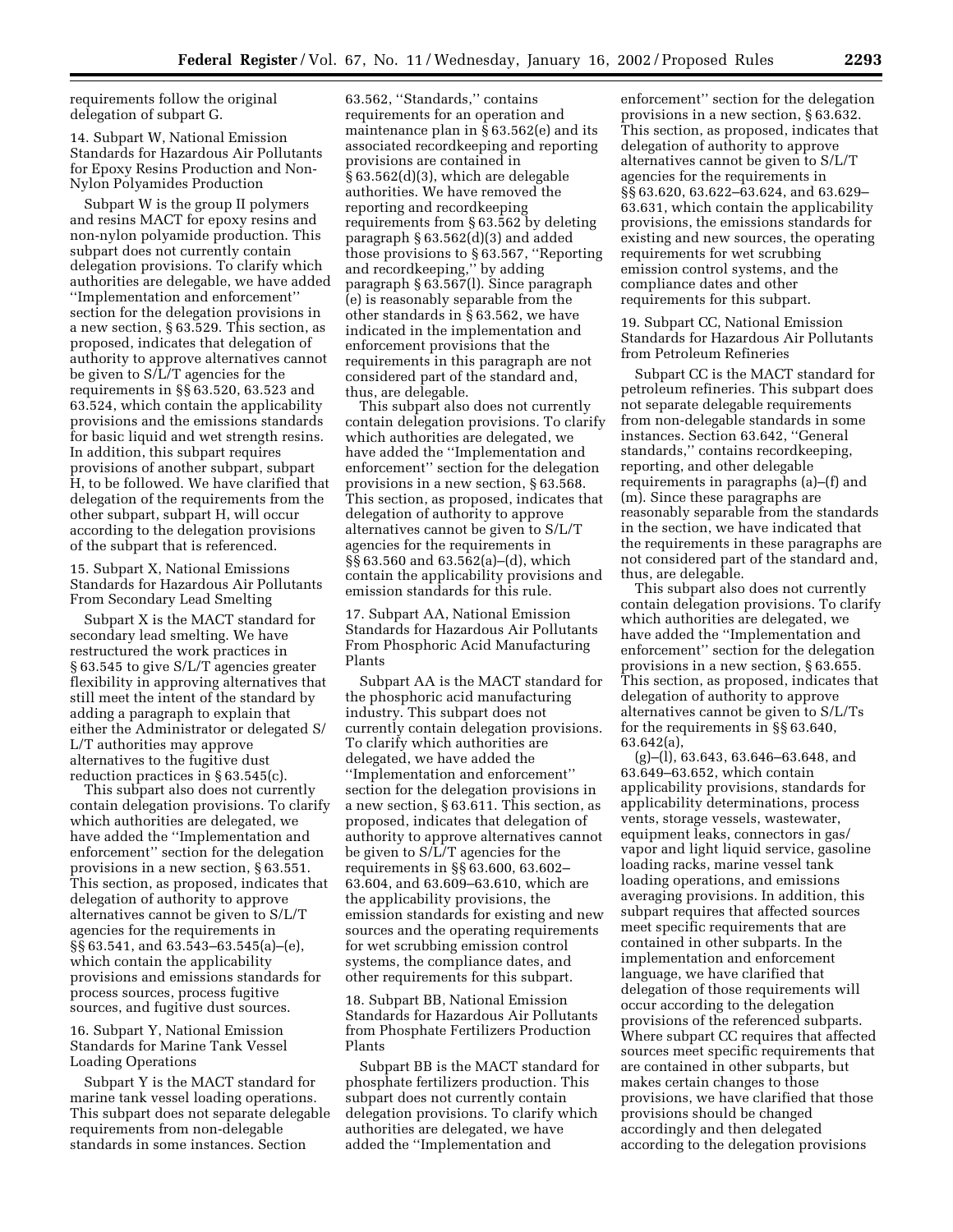requirements follow the original delegation of subpart G.

14. Subpart W, National Emission Standards for Hazardous Air Pollutants for Epoxy Resins Production and Non-Nylon Polyamides Production

Subpart W is the group II polymers and resins MACT for epoxy resins and non-nylon polyamide production. This subpart does not currently contain delegation provisions. To clarify which authorities are delegable, we have added ''Implementation and enforcement'' section for the delegation provisions in a new section, § 63.529. This section, as proposed, indicates that delegation of authority to approve alternatives cannot be given to S/L/T agencies for the requirements in §§ 63.520, 63.523 and 63.524, which contain the applicability provisions and the emissions standards for basic liquid and wet strength resins. In addition, this subpart requires provisions of another subpart, subpart H, to be followed. We have clarified that delegation of the requirements from the other subpart, subpart H, will occur according to the delegation provisions of the subpart that is referenced.

15. Subpart X, National Emissions Standards for Hazardous Air Pollutants From Secondary Lead Smelting

Subpart X is the MACT standard for secondary lead smelting. We have restructured the work practices in § 63.545 to give S/L/T agencies greater flexibility in approving alternatives that still meet the intent of the standard by adding a paragraph to explain that either the Administrator or delegated S/L/T authorities may approve alternatives to the fugitive dust reduction practices in § 63.545(c).

This subpart also does not currently contain delegation provisions. To clarify which authorities are delegated, we have added the ''Implementation and enforcement'' section for the delegation provisions in a new section, § 63.551. This section, as proposed, indicates that delegation of authority to approve alternatives cannot be given to S/L/T agencies for the requirements in §§ 63.541, and 63.543–63.545(a)–(e), which contain the applicability provisions and emissions standards for process sources, process fugitive sources, and fugitive dust sources.

16. Subpart Y, National Emission Standards for Marine Tank Vessel Loading Operations

Subpart Y is the MACT standard for marine tank vessel loading operations. This subpart does not separate delegable requirements from non-delegable standards in some instances. Section 63.562, ''Standards,'' contains requirements for an operation and maintenance plan in § 63.562(e) and its associated recordkeeping and reporting provisions are contained in § 63.562(d)(3), which are delegable authorities. We have removed the reporting and recordkeeping requirements from § 63.562 by deleting paragraph § 63.562(d)(3) and added those provisions to § 63.567, ''Reporting and recordkeeping,'' by adding paragraph § 63.567(l). Since paragraph (e) is reasonably separable from the other standards in § 63.562, we have indicated in the implementation and enforcement provisions that the requirements in this paragraph are not considered part of the standard and, thus, are delegable.

This subpart also does not currently contain delegation provisions. To clarify which authorities are delegated, we have added the ''Implementation and enforcement'' section for the delegation provisions in a new section, § 63.568. This section, as proposed, indicates that delegation of authority to approve alternatives cannot be given to S/L/T agencies for the requirements in §§ 63.560 and 63.562(a)–(d), which contain the applicability provisions and emission standards for this rule.

17. Subpart AA, National Emission Standards for Hazardous Air Pollutants From Phosphoric Acid Manufacturing Plants

Subpart AA is the MACT standard for the phosphoric acid manufacturing industry. This subpart does not currently contain delegation provisions. To clarify which authorities are delegated, we have added the ''Implementation and enforcement'' section for the delegation provisions in a new section, § 63.611. This section, as proposed, indicates that delegation of authority to approve alternatives cannot be given to S/L/T agencies for the requirements in §§ 63.600, 63.602–63.604, and 63.609–63.610, which are the applicability provisions, the emission standards for existing and new sources and the operating requirements for wet scrubbing emission control systems, the compliance dates, and other requirements for this subpart.

18. Subpart BB, National Emission Standards for Hazardous Air Pollutants from Phosphate Fertilizers Production Plants

Subpart BB is the MACT standard for phosphate fertilizers production. This subpart does not currently contain delegation provisions. To clarify which authorities are delegated, we have added the ''Implementation and enforcement'' section for the delegation provisions in a new section, § 63.632. This section, as proposed, indicates that delegation of authority to approve alternatives cannot be given to S/L/T agencies for the requirements in §§ 63.620, 63.622–63.624, and 63.629–63.631, which contain the applicability provisions, the emissions standards for existing and new sources, the operating requirements for wet scrubbing emission control systems, and the compliance dates and other requirements for this subpart.

19. Subpart CC, National Emission Standards for Hazardous Air Pollutants from Petroleum Refineries

Subpart CC is the MACT standard for petroleum refineries. This subpart does not separate delegable requirements from non-delegable standards in some instances. Section 63.642, ''General standards,'' contains recordkeeping, reporting, and other delegable requirements in paragraphs (a)–(f) and (m). Since these paragraphs are reasonably separable from the standards in the section, we have indicated that the requirements in these paragraphs are not considered part of the standard and, thus, are delegable.

This subpart also does not currently contain delegation provisions. To clarify which authorities are delegated, we have added the ''Implementation and enforcement'' section for the delegation provisions in a new section, § 63.655. This section, as proposed, indicates that delegation of authority to approve alternatives cannot be given to S/L/Ts for the requirements in §§ 63.640, 63.642(a), (g)–(l), 63.643, 63.646–63.648, and 63.649–63.652, which contain applicability provisions, standards for applicability determinations, process vents, storage vessels, wastewater, equipment leaks, connectors in gas/vapor and light liquid service, gasoline loading racks, marine vessel tank loading operations, and emissions averaging provisions. In addition, this subpart requires that affected sources meet specific requirements that are contained in other subparts. In the implementation and enforcement language, we have clarified that delegation of those requirements will occur according to the delegation provisions of the referenced subparts. Where subpart CC requires that affected sources meet specific requirements that are contained in other subparts, but makes certain changes to those provisions, we have clarified that those provisions should be changed accordingly and then delegated according to the delegation provisions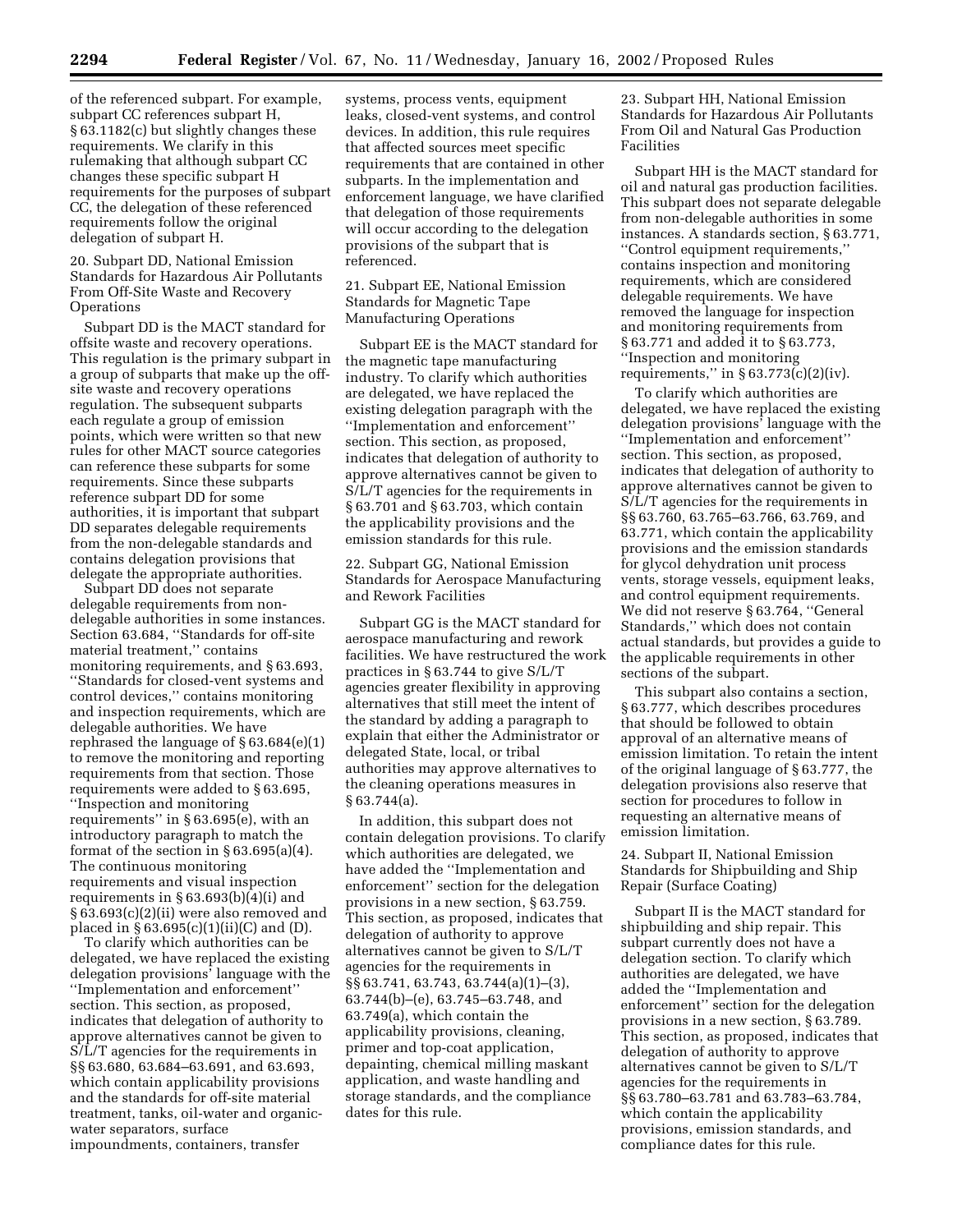of the referenced subpart. For example, subpart CC references subpart H, § 63.1182(c) but slightly changes these requirements. We clarify in this rulemaking that although subpart CC changes these specific subpart H requirements for the purposes of subpart CC, the delegation of these referenced requirements follow the original delegation of subpart H.

20. Subpart DD, National Emission Standards for Hazardous Air Pollutants From Off-Site Waste and Recovery Operations

Subpart DD is the MACT standard for offsite waste and recovery operations. This regulation is the primary subpart in a group of subparts that make up the off-site waste and recovery operations regulation. The subsequent subparts each regulate a group of emission points, which were written so that new rules for other MACT source categories can reference these subparts for some requirements. Since these subparts reference subpart DD for some authorities, it is important that subpart DD separates delegable requirements from the non-delegable standards and contains delegation provisions that delegate the appropriate authorities.

Subpart DD does not separate delegable requirements from non-delegable authorities in some instances. Section 63.684, ''Standards for off-site material treatment,'' contains monitoring requirements, and § 63.693, ''Standards for closed-vent systems and control devices,'' contains monitoring and inspection requirements, which are delegable authorities. We have rephrased the language of § 63.684(e)(1) to remove the monitoring and reporting requirements from that section. Those requirements were added to § 63.695, ''Inspection and monitoring requirements'' in § 63.695(e), with an introductory paragraph to match the format of the section in § 63.695(a)(4). The continuous monitoring requirements and visual inspection requirements in § 63.693(b)(4)(i) and § 63.693(c)(2)(ii) were also removed and placed in § 63.695(c)(1)(ii)(C) and (D).

To clarify which authorities can be delegated, we have replaced the existing delegation provisions' language with the ''Implementation and enforcement'' section. This section, as proposed, indicates that delegation of authority to approve alternatives cannot be given to S/L/T agencies for the requirements in §§ 63.680, 63.684–63.691, and 63.693, which contain applicability provisions and the standards for off-site material treatment, tanks, oil-water and organic-water separators, surface impoundments, containers, transfer systems, process vents, equipment leaks, closed-vent systems, and control devices. In addition, this rule requires that affected sources meet specific requirements that are contained in other subparts. In the implementation and enforcement language, we have clarified that delegation of those requirements will occur according to the delegation provisions of the subpart that is referenced.

21. Subpart EE, National Emission Standards for Magnetic Tape Manufacturing Operations

Subpart EE is the MACT standard for the magnetic tape manufacturing industry. To clarify which authorities are delegated, we have replaced the existing delegation paragraph with the ''Implementation and enforcement'' section. This section, as proposed, indicates that delegation of authority to approve alternatives cannot be given to S/L/T agencies for the requirements in § 63.701 and § 63.703, which contain the applicability provisions and the emission standards for this rule.

22. Subpart GG, National Emission Standards for Aerospace Manufacturing and Rework Facilities

Subpart GG is the MACT standard for aerospace manufacturing and rework facilities. We have restructured the work practices in § 63.744 to give S/L/T agencies greater flexibility in approving alternatives that still meet the intent of the standard by adding a paragraph to explain that either the Administrator or delegated State, local, or tribal authorities may approve alternatives to the cleaning operations measures in § 63.744(a).

In addition, this subpart does not contain delegation provisions. To clarify which authorities are delegated, we have added the ''Implementation and enforcement'' section for the delegation provisions in a new section, § 63.759. This section, as proposed, indicates that delegation of authority to approve alternatives cannot be given to S/L/T agencies for the requirements in §§ 63.741, 63.743, 63.744(a)(1)–(3), 63.744(b)–(e), 63.745–63.748, and 63.749(a), which contain the applicability provisions, cleaning, primer and top-coat application, depainting, chemical milling maskant application, and waste handling and storage standards, and the compliance dates for this rule.

23. Subpart HH, National Emission Standards for Hazardous Air Pollutants From Oil and Natural Gas Production Facilities

Subpart HH is the MACT standard for oil and natural gas production facilities. This subpart does not separate delegable from non-delegable authorities in some instances. A standards section, § 63.771, ''Control equipment requirements,'' contains inspection and monitoring requirements, which are considered delegable requirements. We have removed the language for inspection and monitoring requirements from § 63.771 and added it to § 63.773, ''Inspection and monitoring requirements,'' in § 63.773(c)(2)(iv).

To clarify which authorities are delegated, we have replaced the existing delegation provisions' language with the ''Implementation and enforcement'' section. This section, as proposed, indicates that delegation of authority to approve alternatives cannot be given to S/L/T agencies for the requirements in §§ 63.760, 63.765–63.766, 63.769, and 63.771, which contain the applicability provisions and the emission standards for glycol dehydration unit process vents, storage vessels, equipment leaks, and control equipment requirements. We did not reserve § 63.764, ''General Standards,'' which does not contain actual standards, but provides a guide to the applicable requirements in other sections of the subpart.

This subpart also contains a section, § 63.777, which describes procedures that should be followed to obtain approval of an alternative means of emission limitation. To retain the intent of the original language of § 63.777, the delegation provisions also reserve that section for procedures to follow in requesting an alternative means of emission limitation.

24. Subpart II, National Emission Standards for Shipbuilding and Ship Repair (Surface Coating)

Subpart II is the MACT standard for shipbuilding and ship repair. This subpart currently does not have a delegation section. To clarify which authorities are delegated, we have added the ''Implementation and enforcement'' section for the delegation provisions in a new section, § 63.789. This section, as proposed, indicates that delegation of authority to approve alternatives cannot be given to S/L/T agencies for the requirements in §§ 63.780–63.781 and 63.783–63.784, which contain the applicability provisions, emission standards, and compliance dates for this rule.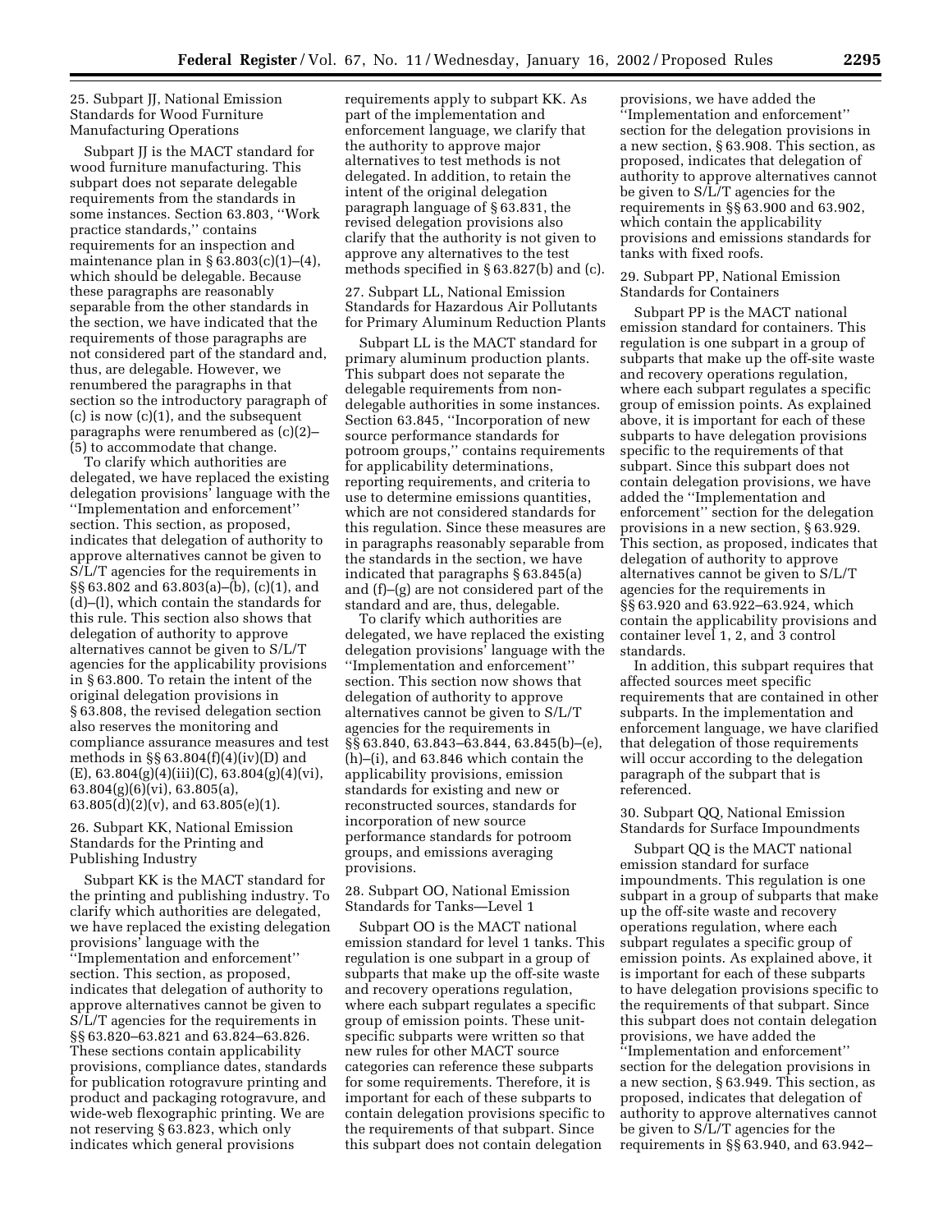25. Subpart JJ, National Emission Standards for Wood Furniture Manufacturing Operations

Subpart JJ is the MACT standard for wood furniture manufacturing. This subpart does not separate delegable requirements from the standards in some instances. Section 63.803, ''Work practice standards,'' contains requirements for an inspection and maintenance plan in § 63.803(c)(1)–(4), which should be delegable. Because these paragraphs are reasonably separable from the other standards in the section, we have indicated that the requirements of those paragraphs are not considered part of the standard and, thus, are delegable. However, we renumbered the paragraphs in that section so the introductory paragraph of (c) is now (c)(1), and the subsequent paragraphs were renumbered as (c)(2)–(5) to accommodate that change.

To clarify which authorities are delegated, we have replaced the existing delegation provisions' language with the ''Implementation and enforcement'' section. This section, as proposed, indicates that delegation of authority to approve alternatives cannot be given to S/L/T agencies for the requirements in §§ 63.802 and 63.803(a)–(b), (c)(1), and (d)–(l), which contain the standards for this rule. This section also shows that delegation of authority to approve alternatives cannot be given to S/L/T agencies for the applicability provisions in § 63.800. To retain the intent of the original delegation provisions in § 63.808, the revised delegation section also reserves the monitoring and compliance assurance measures and test methods in §§ 63.804(f)(4)(iv)(D) and (E), 63.804(g)(4)(iii)(C), 63.804(g)(4)(vi), 63.804(g)(6)(vi), 63.805(a), 63.805(d)(2)(v), and 63.805(e)(1).

26. Subpart KK, National Emission Standards for the Printing and Publishing Industry

Subpart KK is the MACT standard for the printing and publishing industry. To clarify which authorities are delegated, we have replaced the existing delegation provisions' language with the ''Implementation and enforcement'' section. This section, as proposed, indicates that delegation of authority to approve alternatives cannot be given to S/L/T agencies for the requirements in §§ 63.820–63.821 and 63.824–63.826. These sections contain applicability provisions, compliance dates, standards for publication rotogravure printing and product and packaging rotogravure, and wide-web flexographic printing. We are not reserving § 63.823, which only indicates which general provisions requirements apply to subpart KK. As part of the implementation and enforcement language, we clarify that the authority to approve major alternatives to test methods is not delegated. In addition, to retain the intent of the original delegation paragraph language of § 63.831, the revised delegation provisions also clarify that the authority is not given to approve any alternatives to the test methods specified in § 63.827(b) and (c).

27. Subpart LL, National Emission Standards for Hazardous Air Pollutants for Primary Aluminum Reduction Plants

Subpart LL is the MACT standard for primary aluminum production plants. This subpart does not separate the delegable requirements from non-delegable authorities in some instances. Section 63.845, ''Incorporation of new source performance standards for potroom groups,'' contains requirements for applicability determinations, reporting requirements, and criteria to use to determine emissions quantities, which are not considered standards for this regulation. Since these measures are in paragraphs reasonably separable from the standards in the section, we have indicated that paragraphs § 63.845(a) and (f)–(g) are not considered part of the standard and are, thus, delegable.

To clarify which authorities are delegated, we have replaced the existing delegation provisions' language with the ''Implementation and enforcement'' section. This section now shows that delegation of authority to approve alternatives cannot be given to S/L/T agencies for the requirements in §§ 63.840, 63.843–63.844, 63.845(b)–(e), (h)–(i), and 63.846 which contain the applicability provisions, emission standards for existing and new or reconstructed sources, standards for incorporation of new source performance standards for potroom groups, and emissions averaging provisions.

28. Subpart OO, National Emission Standards for Tanks—Level 1

Subpart OO is the MACT national emission standard for level 1 tanks. This regulation is one subpart in a group of subparts that make up the off-site waste and recovery operations regulation, where each subpart regulates a specific group of emission points. These unit-specific subparts were written so that new rules for other MACT source categories can reference these subparts for some requirements. Therefore, it is important for each of these subparts to contain delegation provisions specific to the requirements of that subpart. Since this subpart does not contain delegation provisions, we have added the ''Implementation and enforcement'' section for the delegation provisions in a new section, § 63.908. This section, as proposed, indicates that delegation of authority to approve alternatives cannot be given to S/L/T agencies for the requirements in §§ 63.900 and 63.902, which contain the applicability provisions and emissions standards for tanks with fixed roofs.

29. Subpart PP, National Emission Standards for Containers

Subpart PP is the MACT national emission standard for containers. This regulation is one subpart in a group of subparts that make up the off-site waste and recovery operations regulation, where each subpart regulates a specific group of emission points. As explained above, it is important for each of these subparts to have delegation provisions specific to the requirements of that subpart. Since this subpart does not contain delegation provisions, we have added the ''Implementation and enforcement'' section for the delegation provisions in a new section, § 63.929. This section, as proposed, indicates that delegation of authority to approve alternatives cannot be given to S/L/T agencies for the requirements in §§ 63.920 and 63.922–63.924, which contain the applicability provisions and container level 1, 2, and 3 control standards.

In addition, this subpart requires that affected sources meet specific requirements that are contained in other subparts. In the implementation and enforcement language, we have clarified that delegation of those requirements will occur according to the delegation paragraph of the subpart that is referenced.

30. Subpart QQ, National Emission Standards for Surface Impoundments

Subpart QQ is the MACT national emission standard for surface impoundments. This regulation is one subpart in a group of subparts that make up the off-site waste and recovery operations regulation, where each subpart regulates a specific group of emission points. As explained above, it is important for each of these subparts to have delegation provisions specific to the requirements of that subpart. Since this subpart does not contain delegation provisions, we have added the ''Implementation and enforcement'' section for the delegation provisions in a new section, § 63.949. This section, as proposed, indicates that delegation of authority to approve alternatives cannot be given to S/L/T agencies for the requirements in §§ 63.940, and 63.942–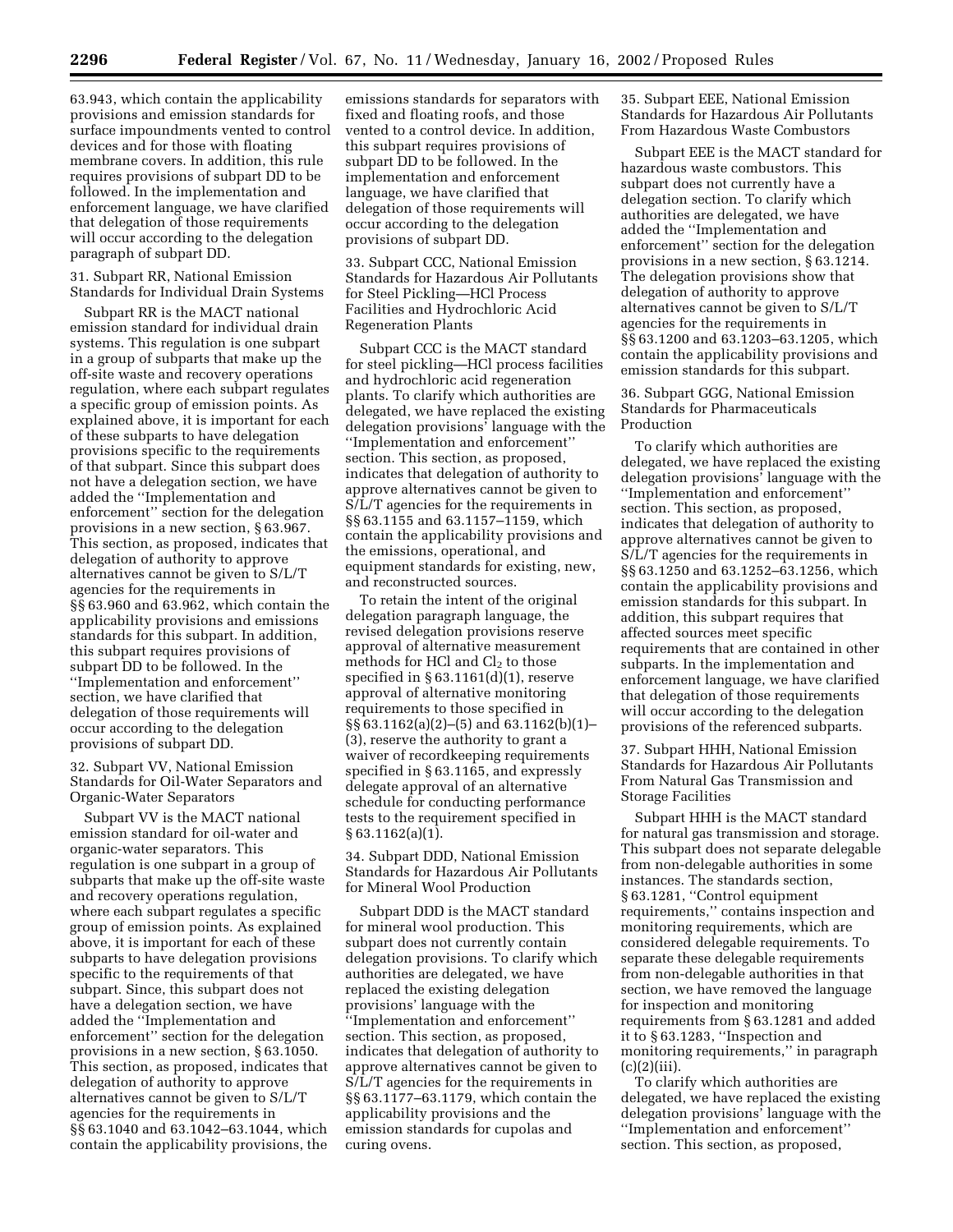63.943, which contain the applicability provisions and emission standards for surface impoundments vented to control devices and for those with floating membrane covers. In addition, this rule requires provisions of subpart DD to be followed. In the implementation and enforcement language, we have clarified that delegation of those requirements will occur according to the delegation paragraph of subpart DD.

31. Subpart RR, National Emission Standards for Individual Drain Systems

Subpart RR is the MACT national emission standard for individual drain systems. This regulation is one subpart in a group of subparts that make up the off-site waste and recovery operations regulation, where each subpart regulates a specific group of emission points. As explained above, it is important for each of these subparts to have delegation provisions specific to the requirements of that subpart. Since this subpart does not have a delegation section, we have added the ''Implementation and enforcement'' section for the delegation provisions in a new section, § 63.967. This section, as proposed, indicates that delegation of authority to approve alternatives cannot be given to S/L/T agencies for the requirements in §§ 63.960 and 63.962, which contain the applicability provisions and emissions standards for this subpart. In addition, this subpart requires provisions of subpart DD to be followed. In the ''Implementation and enforcement'' section, we have clarified that delegation of those requirements will occur according to the delegation provisions of subpart DD.

32. Subpart VV, National Emission Standards for Oil-Water Separators and Organic-Water Separators

Subpart VV is the MACT national emission standard for oil-water and organic-water separators. This regulation is one subpart in a group of subparts that make up the off-site waste and recovery operations regulation, where each subpart regulates a specific group of emission points. As explained above, it is important for each of these subparts to have delegation provisions specific to the requirements of that subpart. Since, this subpart does not have a delegation section, we have added the ''Implementation and enforcement'' section for the delegation provisions in a new section, § 63.1050. This section, as proposed, indicates that delegation of authority to approve alternatives cannot be given to S/L/T agencies for the requirements in §§ 63.1040 and 63.1042–63.1044, which contain the applicability provisions, the emissions standards for separators with fixed and floating roofs, and those vented to a control device. In addition, this subpart requires provisions of subpart DD to be followed. In the implementation and enforcement language, we have clarified that delegation of those requirements will occur according to the delegation provisions of subpart DD.

33. Subpart CCC, National Emission Standards for Hazardous Air Pollutants for Steel Pickling—HCl Process Facilities and Hydrochloric Acid Regeneration Plants

Subpart CCC is the MACT standard for steel pickling—HCl process facilities and hydrochloric acid regeneration plants. To clarify which authorities are delegated, we have replaced the existing delegation provisions' language with the ''Implementation and enforcement'' section. This section, as proposed, indicates that delegation of authority to approve alternatives cannot be given to S/L/T agencies for the requirements in §§ 63.1155 and 63.1157–1159, which contain the applicability provisions and the emissions, operational, and equipment standards for existing, new, and reconstructed sources.

To retain the intent of the original delegation paragraph language, the revised delegation provisions reserve approval of alternative measurement methods for HCl and $Cl_2$ to those specified in § 63.1161(d)(1), reserve approval of alternative monitoring requirements to those specified in §§ 63.1162(a)(2)–(5) and 63.1162(b)(1)–(3), reserve the authority to grant a waiver of recordkeeping requirements specified in § 63.1165, and expressly delegate approval of an alternative schedule for conducting performance tests to the requirement specified in § 63.1162(a)(1).

34. Subpart DDD, National Emission Standards for Hazardous Air Pollutants for Mineral Wool Production

Subpart DDD is the MACT standard for mineral wool production. This subpart does not currently contain delegation provisions. To clarify which authorities are delegated, we have replaced the existing delegation provisions' language with the ''Implementation and enforcement'' section. This section, as proposed, indicates that delegation of authority to approve alternatives cannot be given to S/L/T agencies for the requirements in §§ 63.1177–63.1179, which contain the applicability provisions and the emission standards for cupolas and curing ovens.

35. Subpart EEE, National Emission Standards for Hazardous Air Pollutants From Hazardous Waste Combustors

Subpart EEE is the MACT standard for hazardous waste combustors. This subpart does not currently have a delegation section. To clarify which authorities are delegated, we have added the ''Implementation and enforcement'' section for the delegation provisions in a new section, § 63.1214. The delegation provisions show that delegation of authority to approve alternatives cannot be given to S/L/T agencies for the requirements in §§ 63.1200 and 63.1203–63.1205, which contain the applicability provisions and emission standards for this subpart.

36. Subpart GGG, National Emission Standards for Pharmaceuticals Production

To clarify which authorities are delegated, we have replaced the existing delegation provisions' language with the ''Implementation and enforcement'' section. This section, as proposed, indicates that delegation of authority to approve alternatives cannot be given to S/L/T agencies for the requirements in §§ 63.1250 and 63.1252–63.1256, which contain the applicability provisions and emission standards for this subpart. In addition, this subpart requires that affected sources meet specific requirements that are contained in other subparts. In the implementation and enforcement language, we have clarified that delegation of those requirements will occur according to the delegation provisions of the referenced subparts.

37. Subpart HHH, National Emission Standards for Hazardous Air Pollutants From Natural Gas Transmission and Storage Facilities

Subpart HHH is the MACT standard for natural gas transmission and storage. This subpart does not separate delegable from non-delegable authorities in some instances. The standards section, § 63.1281, ''Control equipment requirements,'' contains inspection and monitoring requirements, which are considered delegable requirements. To separate these delegable requirements from non-delegable authorities in that section, we have removed the language for inspection and monitoring requirements from § 63.1281 and added it to § 63.1283, ''Inspection and monitoring requirements,'' in paragraph (c)(2)(iii).

To clarify which authorities are delegated, we have replaced the existing delegation provisions' language with the ''Implementation and enforcement'' section. This section, as proposed,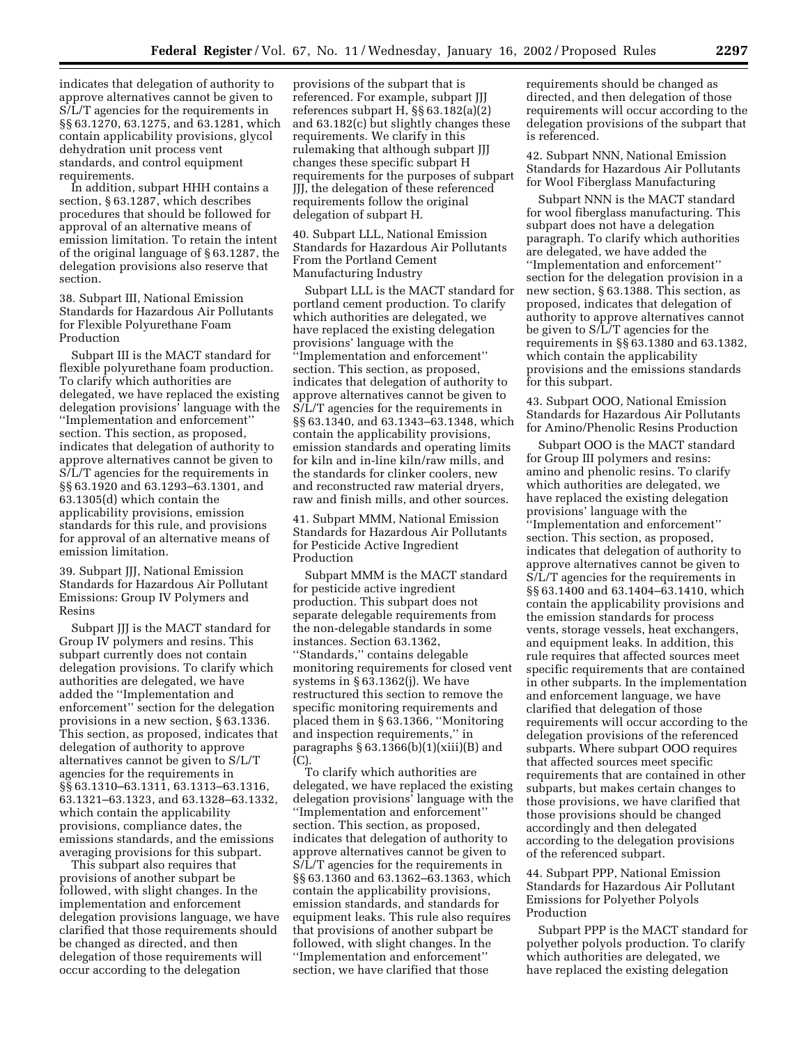indicates that delegation of authority to approve alternatives cannot be given to S/L/T agencies for the requirements in §§ 63.1270, 63.1275, and 63.1281, which contain applicability provisions, glycol dehydration unit process vent standards, and control equipment requirements.

In addition, subpart HHH contains a section, § 63.1287, which describes procedures that should be followed for approval of an alternative means of emission limitation. To retain the intent of the original language of § 63.1287, the delegation provisions also reserve that section.

38. Subpart III, National Emission Standards for Hazardous Air Pollutants for Flexible Polyurethane Foam Production

Subpart III is the MACT standard for flexible polyurethane foam production. To clarify which authorities are delegated, we have replaced the existing delegation provisions' language with the "Implementation and enforcement" section. This section, as proposed, indicates that delegation of authority to approve alternatives cannot be given to S/L/T agencies for the requirements in §§ 63.1920 and 63.1293–63.1301, and 63.1305(d) which contain the applicability provisions, emission standards for this rule, and provisions for approval of an alternative means of emission limitation.

39. Subpart JJJ, National Emission Standards for Hazardous Air Pollutant Emissions: Group IV Polymers and Resins

Subpart JJJ is the MACT standard for Group IV polymers and resins. This subpart currently does not contain delegation provisions. To clarify which authorities are delegated, we have added the "Implementation and enforcement" section for the delegation provisions in a new section, § 63.1336. This section, as proposed, indicates that delegation of authority to approve alternatives cannot be given to S/L/T agencies for the requirements in §§ 63.1310–63.1311, 63.1313–63.1316, 63.1321–63.1323, and 63.1328–63.1332, which contain the applicability provisions, compliance dates, the emissions standards, and the emissions averaging provisions for this subpart.

This subpart also requires that provisions of another subpart be followed, with slight changes. In the implementation and enforcement delegation provisions language, we have clarified that those requirements should be changed as directed, and then delegation of those requirements will occur according to the delegation provisions of the subpart that is referenced. For example, subpart JJJ references subpart H, §§ 63.182(a)(2) and 63.182(c) but slightly changes these requirements. We clarify in this rulemaking that although subpart JJJ changes these specific subpart H requirements for the purposes of subpart JJJ, the delegation of these referenced requirements follow the original delegation of subpart H.

40. Subpart LLL, National Emission Standards for Hazardous Air Pollutants From the Portland Cement Manufacturing Industry

Subpart LLL is the MACT standard for portland cement production. To clarify which authorities are delegated, we have replaced the existing delegation provisions' language with the "Implementation and enforcement" section. This section, as proposed, indicates that delegation of authority to approve alternatives cannot be given to S/L/T agencies for the requirements in §§ 63.1340, and 63.1343–63.1348, which contain the applicability provisions, emission standards and operating limits for kiln and in-line kiln/raw mills, and the standards for clinker coolers, new and reconstructed raw material dryers, raw and finish mills, and other sources.

41. Subpart MMM, National Emission Standards for Hazardous Air Pollutants for Pesticide Active Ingredient Production

Subpart MMM is the MACT standard for pesticide active ingredient production. This subpart does not separate delegable requirements from the non-delegable standards in some instances. Section 63.1362, "Standards," contains delegable monitoring requirements for closed vent systems in § 63.1362(j). We have restructured this section to remove the specific monitoring requirements and placed them in § 63.1366, "Monitoring and inspection requirements," in paragraphs § 63.1366(b)(1)(xiii)(B) and (C).

To clarify which authorities are delegated, we have replaced the existing delegation provisions' language with the "Implementation and enforcement" section. This section, as proposed, indicates that delegation of authority to approve alternatives cannot be given to S/L/T agencies for the requirements in §§ 63.1360 and 63.1362–63.1363, which contain the applicability provisions, emission standards, and standards for equipment leaks. This rule also requires that provisions of another subpart be followed, with slight changes. In the "Implementation and enforcement" section, we have clarified that those requirements should be changed as directed, and then delegation of those requirements will occur according to the delegation provisions of the subpart that is referenced.

42. Subpart NNN, National Emission Standards for Hazardous Air Pollutants for Wool Fiberglass Manufacturing

Subpart NNN is the MACT standard for wool fiberglass manufacturing. This subpart does not have a delegation paragraph. To clarify which authorities are delegated, we have added the "Implementation and enforcement" section for the delegation provision in a new section, § 63.1388. This section, as proposed, indicates that delegation of authority to approve alternatives cannot be given to S/L/T agencies for the requirements in §§ 63.1380 and 63.1382, which contain the applicability provisions and the emissions standards for this subpart.

43. Subpart OOO, National Emission Standards for Hazardous Air Pollutants for Amino/Phenolic Resins Production

Subpart OOO is the MACT standard for Group III polymers and resins: amino and phenolic resins. To clarify which authorities are delegated, we have replaced the existing delegation provisions' language with the "Implementation and enforcement" section. This section, as proposed, indicates that delegation of authority to approve alternatives cannot be given to S/L/T agencies for the requirements in §§ 63.1400 and 63.1404–63.1410, which contain the applicability provisions and the emission standards for process vents, storage vessels, heat exchangers, and equipment leaks. In addition, this rule requires that affected sources meet specific requirements that are contained in other subparts. In the implementation and enforcement language, we have clarified that delegation of those requirements will occur according to the delegation provisions of the referenced subparts. Where subpart OOO requires that affected sources meet specific requirements that are contained in other subparts, but makes certain changes to those provisions, we have clarified that those provisions should be changed accordingly and then delegated according to the delegation provisions of the referenced subpart.

44. Subpart PPP, National Emission Standards for Hazardous Air Pollutant Emissions for Polyether Polyols Production

Subpart PPP is the MACT standard for polyether polyols production. To clarify which authorities are delegated, we have replaced the existing delegation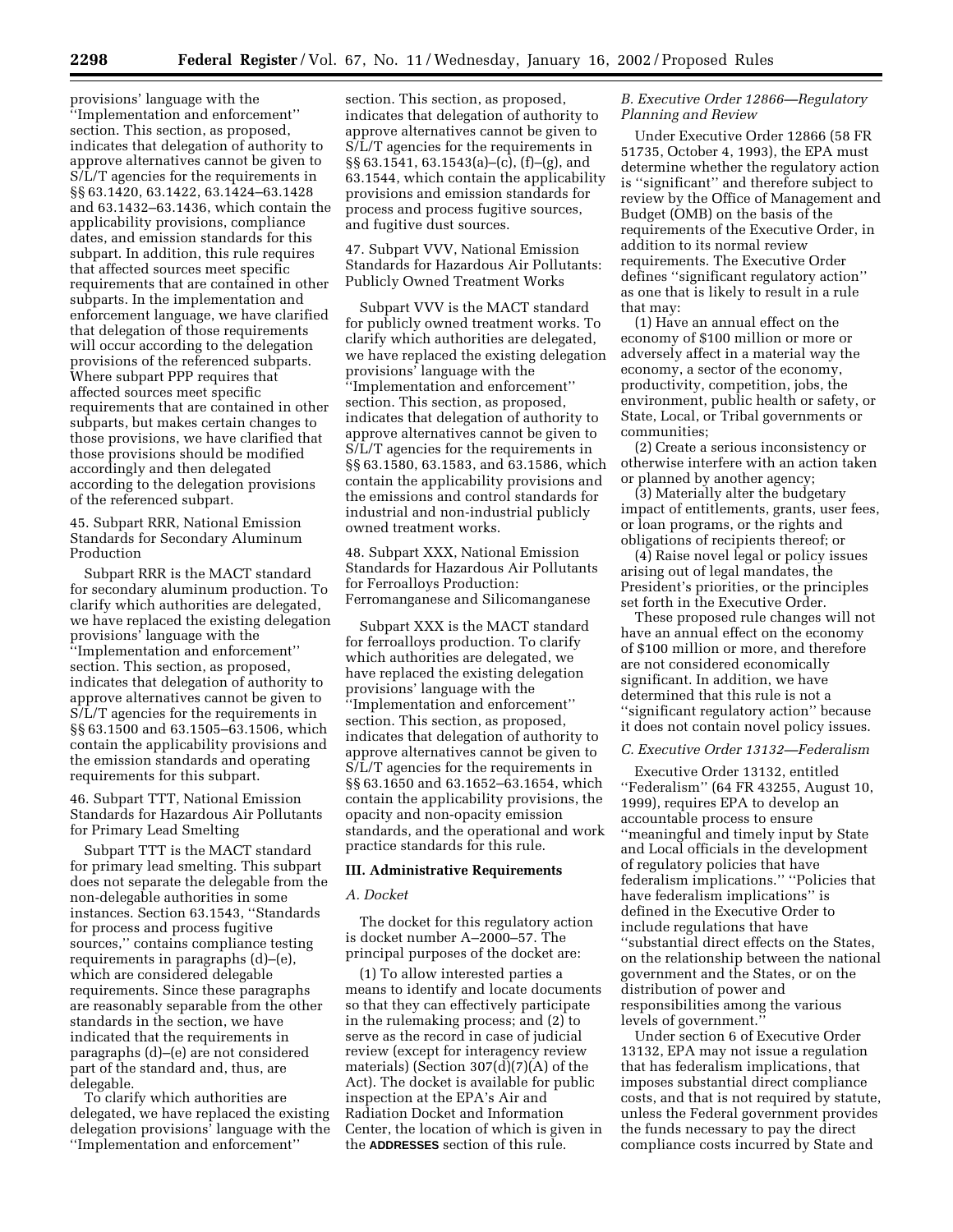provisions' language with the ''Implementation and enforcement'' section. This section, as proposed, indicates that delegation of authority to approve alternatives cannot be given to S/L/T agencies for the requirements in §§ 63.1420, 63.1422, 63.1424–63.1428 and 63.1432–63.1436, which contain the applicability provisions, compliance dates, and emission standards for this subpart. In addition, this rule requires that affected sources meet specific requirements that are contained in other subparts. In the implementation and enforcement language, we have clarified that delegation of those requirements will occur according to the delegation provisions of the referenced subparts. Where subpart PPP requires that affected sources meet specific requirements that are contained in other subparts, but makes certain changes to those provisions, we have clarified that those provisions should be modified accordingly and then delegated according to the delegation provisions of the referenced subpart.

45. Subpart RRR, National Emission Standards for Secondary Aluminum Production

Subpart RRR is the MACT standard for secondary aluminum production. To clarify which authorities are delegated, we have replaced the existing delegation provisions' language with the ''Implementation and enforcement'' section. This section, as proposed, indicates that delegation of authority to approve alternatives cannot be given to S/L/T agencies for the requirements in §§ 63.1500 and 63.1505–63.1506, which contain the applicability provisions and the emission standards and operating requirements for this subpart.

46. Subpart TTT, National Emission Standards for Hazardous Air Pollutants for Primary Lead Smelting

Subpart TTT is the MACT standard for primary lead smelting. This subpart does not separate the delegable from the non-delegable authorities in some instances. Section 63.1543, ''Standards for process and process fugitive sources,'' contains compliance testing requirements in paragraphs (d)–(e), which are considered delegable requirements. Since these paragraphs are reasonably separable from the other standards in the section, we have indicated that the requirements in paragraphs (d)–(e) are not considered part of the standard and, thus, are delegable.

To clarify which authorities are delegated, we have replaced the existing delegation provisions' language with the ''Implementation and enforcement'' section. This section, as proposed, indicates that delegation of authority to approve alternatives cannot be given to S/L/T agencies for the requirements in §§ 63.1541, 63.1543(a)–(c), (f)–(g), and 63.1544, which contain the applicability provisions and emission standards for process and process fugitive sources, and fugitive dust sources.

47. Subpart VVV, National Emission Standards for Hazardous Air Pollutants: Publicly Owned Treatment Works

Subpart VVV is the MACT standard for publicly owned treatment works. To clarify which authorities are delegated, we have replaced the existing delegation provisions' language with the ''Implementation and enforcement'' section. This section, as proposed, indicates that delegation of authority to approve alternatives cannot be given to S/L/T agencies for the requirements in §§ 63.1580, 63.1583, and 63.1586, which contain the applicability provisions and the emissions and control standards for industrial and non-industrial publicly owned treatment works.

48. Subpart XXX, National Emission Standards for Hazardous Air Pollutants for Ferroalloys Production: Ferromanganese and Silicomanganese

Subpart XXX is the MACT standard for ferroalloys production. To clarify which authorities are delegated, we have replaced the existing delegation provisions' language with the ''Implementation and enforcement'' section. This section, as proposed, indicates that delegation of authority to approve alternatives cannot be given to S/L/T agencies for the requirements in §§ 63.1650 and 63.1652–63.1654, which contain the applicability provisions, the opacity and non-opacity emission standards, and the operational and work practice standards for this rule.

## III. Administrative Requirements

### A. Docket

The docket for this regulatory action is docket number A–2000–57. The principal purposes of the docket are:

(1) To allow interested parties a means to identify and locate documents so that they can effectively participate in the rulemaking process; and (2) to serve as the record in case of judicial review (except for interagency review materials) (Section 307(d)(7)(A) of the Act). The docket is available for public inspection at the EPA's Air and Radiation Docket and Information Center, the location of which is given in the **ADDRESSES** section of this rule.

### B. Executive Order 12866—Regulatory Planning and Review

Under Executive Order 12866 (58 FR 51735, October 4, 1993), the EPA must determine whether the regulatory action is ''significant'' and therefore subject to review by the Office of Management and Budget (OMB) on the basis of the requirements of the Executive Order, in addition to its normal review requirements. The Executive Order defines ''significant regulatory action'' as one that is likely to result in a rule that may:

(1) Have an annual effect on the economy of $100 million or more or adversely affect in a material way the economy, a sector of the economy, productivity, competition, jobs, the environment, public health or safety, or State, Local, or Tribal governments or communities;

(2) Create a serious inconsistency or otherwise interfere with an action taken or planned by another agency;

(3) Materially alter the budgetary impact of entitlements, grants, user fees, or loan programs, or the rights and obligations of recipients thereof; or

(4) Raise novel legal or policy issues arising out of legal mandates, the President's priorities, or the principles set forth in the Executive Order.

These proposed rule changes will not have an annual effect on the economy of $100 million or more, and therefore are not considered economically significant. In addition, we have determined that this rule is not a ''significant regulatory action'' because it does not contain novel policy issues.

### C. Executive Order 13132—Federalism

Executive Order 13132, entitled ''Federalism'' (64 FR 43255, August 10, 1999), requires EPA to develop an accountable process to ensure ''meaningful and timely input by State and Local officials in the development of regulatory policies that have federalism implications.'' ''Policies that have federalism implications'' is defined in the Executive Order to include regulations that have ''substantial direct effects on the States, on the relationship between the national government and the States, or on the distribution of power and responsibilities among the various levels of government.''

Under section 6 of Executive Order 13132, EPA may not issue a regulation that has federalism implications, that imposes substantial direct compliance costs, and that is not required by statute, unless the Federal government provides the funds necessary to pay the direct compliance costs incurred by State and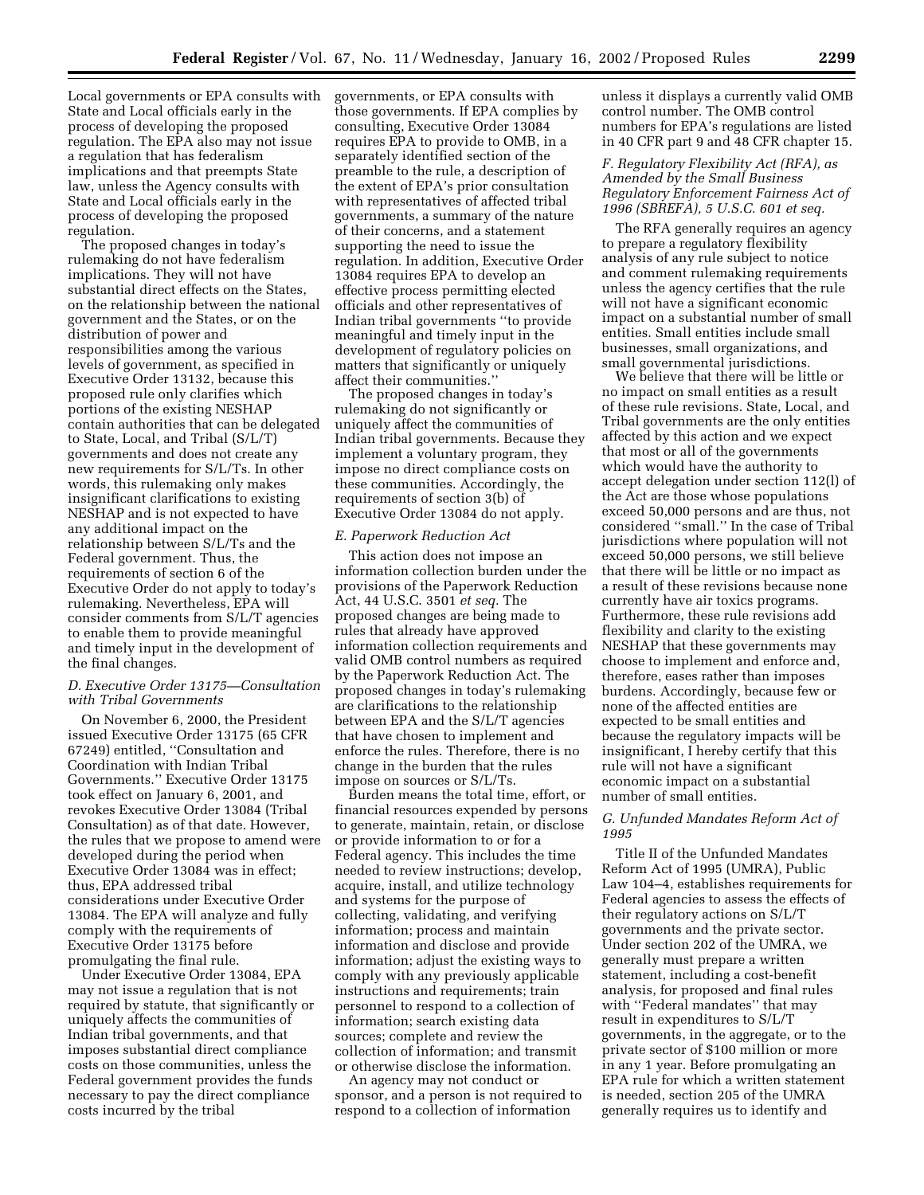Local governments or EPA consults with State and Local officials early in the process of developing the proposed regulation. The EPA also may not issue a regulation that has federalism implications and that preempts State law, unless the Agency consults with State and Local officials early in the process of developing the proposed regulation.

The proposed changes in today's rulemaking do not have federalism implications. They will not have substantial direct effects on the States, on the relationship between the national government and the States, or on the distribution of power and responsibilities among the various levels of government, as specified in Executive Order 13132, because this proposed rule only clarifies which portions of the existing NESHAP contain authorities that can be delegated to State, Local, and Tribal (S/L/T) governments and does not create any new requirements for S/L/Ts. In other words, this rulemaking only makes insignificant clarifications to existing NESHAP and is not expected to have any additional impact on the relationship between S/L/Ts and the Federal government. Thus, the requirements of section 6 of the Executive Order do not apply to today's rulemaking. Nevertheless, EPA will consider comments from S/L/T agencies to enable them to provide meaningful and timely input in the development of the final changes.

### *D. Executive Order 13175—Consultation with Tribal Governments*

On November 6, 2000, the President issued Executive Order 13175 (65 CFR 67249) entitled, "Consultation and Coordination with Indian Tribal Governments." Executive Order 13175 took effect on January 6, 2001, and revokes Executive Order 13084 (Tribal Consultation) as of that date. However, the rules that we propose to amend were developed during the period when Executive Order 13084 was in effect; thus, EPA addressed tribal considerations under Executive Order 13084. The EPA will analyze and fully comply with the requirements of Executive Order 13175 before promulgating the final rule.

Under Executive Order 13084, EPA may not issue a regulation that is not required by statute, that significantly or uniquely affects the communities of Indian tribal governments, and that imposes substantial direct compliance costs on those communities, unless the Federal government provides the funds necessary to pay the direct compliance costs incurred by the tribal governments, or EPA consults with those governments. If EPA complies by consulting, Executive Order 13084 requires EPA to provide to OMB, in a separately identified section of the preamble to the rule, a description of the extent of EPA's prior consultation with representatives of affected tribal governments, a summary of the nature of their concerns, and a statement supporting the need to issue the regulation. In addition, Executive Order 13084 requires EPA to develop an effective process permitting elected officials and other representatives of Indian tribal governments "to provide meaningful and timely input in the development of regulatory policies on matters that significantly or uniquely affect their communities."

The proposed changes in today's rulemaking do not significantly or uniquely affect the communities of Indian tribal governments. Because they implement a voluntary program, they impose no direct compliance costs on these communities. Accordingly, the requirements of section 3(b) of Executive Order 13084 do not apply.

### *E. Paperwork Reduction Act*

This action does not impose an information collection burden under the provisions of the Paperwork Reduction Act, 44 U.S.C. 3501 *et seq.* The proposed changes are being made to rules that already have approved information collection requirements and valid OMB control numbers as required by the Paperwork Reduction Act. The proposed changes in today's rulemaking are clarifications to the relationship between EPA and the S/L/T agencies that have chosen to implement and enforce the rules. Therefore, there is no change in the burden that the rules impose on sources or S/L/Ts.

Burden means the total time, effort, or financial resources expended by persons to generate, maintain, retain, or disclose or provide information to or for a Federal agency. This includes the time needed to review instructions; develop, acquire, install, and utilize technology and systems for the purpose of collecting, validating, and verifying information; process and maintain information and disclose and provide information; adjust the existing ways to comply with any previously applicable instructions and requirements; train personnel to respond to a collection of information; search existing data sources; complete and review the collection of information; and transmit or otherwise disclose the information.

An agency may not conduct or sponsor, and a person is not required to respond to a collection of information unless it displays a currently valid OMB control number. The OMB control numbers for EPA's regulations are listed in 40 CFR part 9 and 48 CFR chapter 15.

### *F. Regulatory Flexibility Act (RFA), as Amended by the Small Business Regulatory Enforcement Fairness Act of 1996 (SBREFA), 5 U.S.C. 601 et seq.*

The RFA generally requires an agency to prepare a regulatory flexibility analysis of any rule subject to notice and comment rulemaking requirements unless the agency certifies that the rule will not have a significant economic impact on a substantial number of small entities. Small entities include small businesses, small organizations, and small governmental jurisdictions.

We believe that there will be little or no impact on small entities as a result of these rule revisions. State, Local, and Tribal governments are the only entities affected by this action and we expect that most or all of the governments which would have the authority to accept delegation under section 112(l) of the Act are those whose populations exceed 50,000 persons and are thus, not considered "small." In the case of Tribal jurisdictions where population will not exceed 50,000 persons, we still believe that there will be little or no impact as a result of these revisions because none currently have air toxics programs. Furthermore, these rule revisions add flexibility and clarity to the existing NESHAP that these governments may choose to implement and enforce and, therefore, eases rather than imposes burdens. Accordingly, because few or none of the affected entities are expected to be small entities and because the regulatory impacts will be insignificant, I hereby certify that this rule will not have a significant economic impact on a substantial number of small entities.

### *G. Unfunded Mandates Reform Act of 1995*

Title II of the Unfunded Mandates Reform Act of 1995 (UMRA), Public Law 104–4, establishes requirements for Federal agencies to assess the effects of their regulatory actions on S/L/T governments and the private sector. Under section 202 of the UMRA, we generally must prepare a written statement, including a cost-benefit analysis, for proposed and final rules with "Federal mandates" that may result in expenditures to S/L/T governments, in the aggregate, or to the private sector of $100 million or more in any 1 year. Before promulgating an EPA rule for which a written statement is needed, section 205 of the UMRA generally requires us to identify and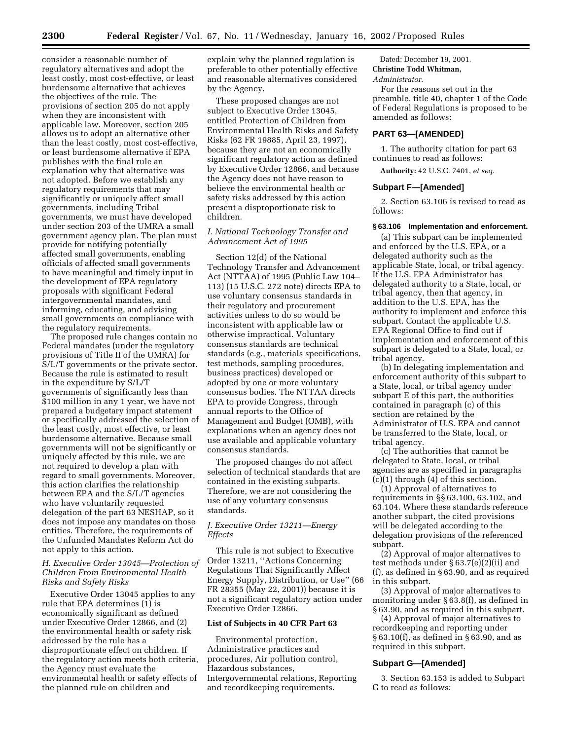consider a reasonable number of regulatory alternatives and adopt the least costly, most cost-effective, or least burdensome alternative that achieves the objectives of the rule. The provisions of section 205 do not apply when they are inconsistent with applicable law. Moreover, section 205 allows us to adopt an alternative other than the least costly, most cost-effective, or least burdensome alternative if EPA publishes with the final rule an explanation why that alternative was not adopted. Before we establish any regulatory requirements that may significantly or uniquely affect small governments, including Tribal governments, we must have developed under section 203 of the UMRA a small government agency plan. The plan must provide for notifying potentially affected small governments, enabling officials of affected small governments to have meaningful and timely input in the development of EPA regulatory proposals with significant Federal intergovernmental mandates, and informing, educating, and advising small governments on compliance with the regulatory requirements.

The proposed rule changes contain no Federal mandates (under the regulatory provisions of Title II of the UMRA) for S/L/T governments or the private sector. Because the rule is estimated to result in the expenditure by S/L/T governments of significantly less than $100 million in any 1 year, we have not prepared a budgetary impact statement or specifically addressed the selection of the least costly, most effective, or least burdensome alternative. Because small governments will not be significantly or uniquely affected by this rule, we are not required to develop a plan with regard to small governments. Moreover, this action clarifies the relationship between EPA and the S/L/T agencies who have voluntarily requested delegation of the part 63 NESHAP, so it does not impose any mandates on those entities. Therefore, the requirements of the Unfunded Mandates Reform Act do not apply to this action.

### *H. Executive Order 13045—Protection of Children From Environmental Health Risks and Safety Risks*

Executive Order 13045 applies to any rule that EPA determines (1) is economically significant as defined under Executive Order 12866, and (2) the environmental health or safety risk addressed by the rule has a disproportionate effect on children. If the regulatory action meets both criteria, the Agency must evaluate the environmental health or safety effects of the planned rule on children and explain why the planned regulation is preferable to other potentially effective and reasonable alternatives considered by the Agency.

These proposed changes are not subject to Executive Order 13045, entitled Protection of Children from Environmental Health Risks and Safety Risks (62 FR 19885, April 23, 1997), because they are not an economically significant regulatory action as defined by Executive Order 12866, and because the Agency does not have reason to believe the environmental health or safety risks addressed by this action present a disproportionate risk to children.

### *I. National Technology Transfer and Advancement Act of 1995*

Section 12(d) of the National Technology Transfer and Advancement Act (NTTAA) of 1995 (Public Law 104–113) (15 U.S.C. 272 note) directs EPA to use voluntary consensus standards in their regulatory and procurement activities unless to do so would be inconsistent with applicable law or otherwise impractical. Voluntary consensus standards are technical standards (e.g., materials specifications, test methods, sampling procedures, business practices) developed or adopted by one or more voluntary consensus bodies. The NTTAA directs EPA to provide Congress, through annual reports to the Office of Management and Budget (OMB), with explanations when an agency does not use available and applicable voluntary consensus standards.

The proposed changes do not affect selection of technical standards that are contained in the existing subparts. Therefore, we are not considering the use of any voluntary consensus standards.

### *J. Executive Order 13211—Energy Effects*

This rule is not subject to Executive Order 13211, ''Actions Concerning Regulations That Significantly Affect Energy Supply, Distribution, or Use'' (66 FR 28355 (May 22, 2001)) because it is not a significant regulatory action under Executive Order 12866.

### List of Subjects in 40 CFR Part 63

Environmental protection, Administrative practices and procedures, Air pollution control, Hazardous substances, Intergovernmental relations, Reporting and recordkeeping requirements.

Dated: December 19, 2001.

**Christine Todd Whitman,**

*Administrator.*

For the reasons set out in the preamble, title 40, chapter 1 of the Code of Federal Regulations is proposed to be amended as follows:

## PART 63—[AMENDED]

1. The authority citation for part 63 continues to read as follows:

**Authority:** 42 U.S.C. 7401, *et seq.*

### Subpart F—[Amended]

2. Section 63.106 is revised to read as follows:

#### § 63.106 Implementation and enforcement.

(a) This subpart can be implemented and enforced by the U.S. EPA, or a delegated authority such as the applicable State, local, or tribal agency. If the U.S. EPA Administrator has delegated authority to a State, local, or tribal agency, then that agency, in addition to the U.S. EPA, has the authority to implement and enforce this subpart. Contact the applicable U.S. EPA Regional Office to find out if implementation and enforcement of this subpart is delegated to a State, local, or tribal agency.

(b) In delegating implementation and enforcement authority of this subpart to a State, local, or tribal agency under subpart E of this part, the authorities contained in paragraph (c) of this section are retained by the Administrator of U.S. EPA and cannot be transferred to the State, local, or tribal agency.

(c) The authorities that cannot be delegated to State, local, or tribal agencies are as specified in paragraphs (c)(1) through (4) of this section.

(1) Approval of alternatives to requirements in §§ 63.100, 63.102, and 63.104. Where these standards reference another subpart, the cited provisions will be delegated according to the delegation provisions of the referenced subpart.

(2) Approval of major alternatives to test methods under § 63.7(e)(2)(ii) and (f), as defined in § 63.90, and as required in this subpart.

(3) Approval of major alternatives to monitoring under § 63.8(f), as defined in § 63.90, and as required in this subpart.

(4) Approval of major alternatives to recordkeeping and reporting under § 63.10(f), as defined in § 63.90, and as required in this subpart.

### Subpart G—[Amended]

3. Section 63.153 is added to Subpart G to read as follows: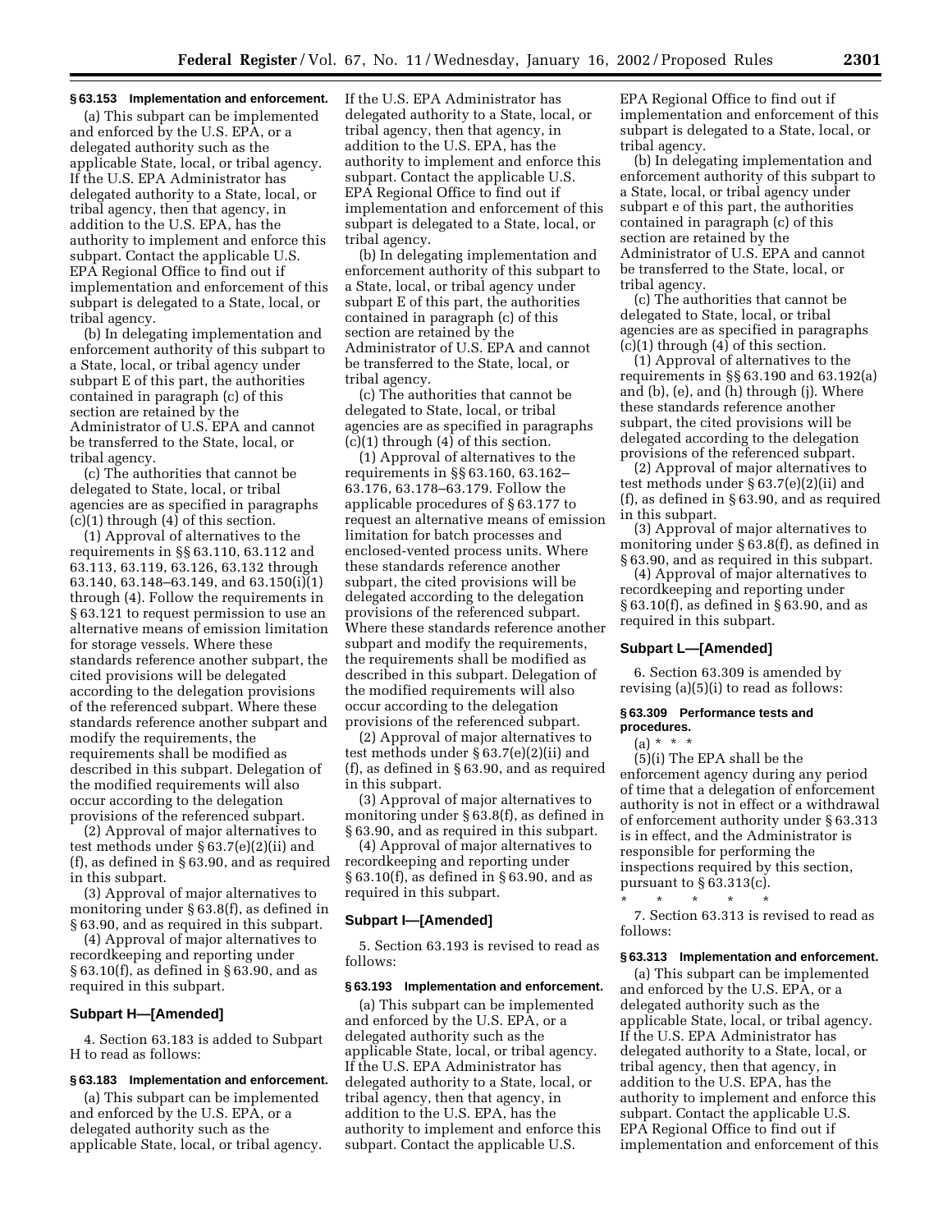### § 63.153 Implementation and enforcement.

(a) This subpart can be implemented and enforced by the U.S. EPA, or a delegated authority such as the applicable State, local, or tribal agency. If the U.S. EPA Administrator has delegated authority to a State, local, or tribal agency, then that agency, in addition to the U.S. EPA, has the authority to implement and enforce this subpart. Contact the applicable U.S. EPA Regional Office to find out if implementation and enforcement of this subpart is delegated to a State, local, or tribal agency.

(b) In delegating implementation and enforcement authority of this subpart to a State, local, or tribal agency under subpart E of this part, the authorities contained in paragraph (c) of this section are retained by the Administrator of U.S. EPA and cannot be transferred to the State, local, or tribal agency.

(c) The authorities that cannot be delegated to State, local, or tribal agencies are as specified in paragraphs (c)(1) through (4) of this section.

(1) Approval of alternatives to the requirements in §§ 63.110, 63.112 and 63.113, 63.119, 63.126, 63.132 through 63.140, 63.148–63.149, and 63.150(i)(1) through (4). Follow the requirements in § 63.121 to request permission to use an alternative means of emission limitation for storage vessels. Where these standards reference another subpart, the cited provisions will be delegated according to the delegation provisions of the referenced subpart. Where these standards reference another subpart and modify the requirements, the requirements shall be modified as described in this subpart. Delegation of the modified requirements will also occur according to the delegation provisions of the referenced subpart.

(2) Approval of major alternatives to test methods under § 63.7(e)(2)(ii) and (f), as defined in § 63.90, and as required in this subpart.

(3) Approval of major alternatives to monitoring under § 63.8(f), as defined in § 63.90, and as required in this subpart.

(4) Approval of major alternatives to recordkeeping and reporting under § 63.10(f), as defined in § 63.90, and as required in this subpart.

## Subpart H—[Amended]

4. Section 63.183 is added to Subpart H to read as follows:

### § 63.183 Implementation and enforcement.

(a) This subpart can be implemented and enforced by the U.S. EPA, or a delegated authority such as the applicable State, local, or tribal agency. If the U.S. EPA Administrator has delegated authority to a State, local, or tribal agency, then that agency, in addition to the U.S. EPA, has the authority to implement and enforce this subpart. Contact the applicable U.S. EPA Regional Office to find out if implementation and enforcement of this subpart is delegated to a State, local, or tribal agency.

(b) In delegating implementation and enforcement authority of this subpart to a State, local, or tribal agency under subpart E of this part, the authorities contained in paragraph (c) of this section are retained by the Administrator of U.S. EPA and cannot be transferred to the State, local, or tribal agency.

(c) The authorities that cannot be delegated to State, local, or tribal agencies are as specified in paragraphs (c)(1) through (4) of this section.

(1) Approval of alternatives to the requirements in §§ 63.160, 63.162–63.176, 63.178–63.179. Follow the applicable procedures of § 63.177 to request an alternative means of emission limitation for batch processes and enclosed-vented process units. Where these standards reference another subpart, the cited provisions will be delegated according to the delegation provisions of the referenced subpart. Where these standards reference another subpart and modify the requirements, the requirements shall be modified as described in this subpart. Delegation of the modified requirements will also occur according to the delegation provisions of the referenced subpart.

(2) Approval of major alternatives to test methods under § 63.7(e)(2)(ii) and (f), as defined in § 63.90, and as required in this subpart.

(3) Approval of major alternatives to monitoring under § 63.8(f), as defined in § 63.90, and as required in this subpart.

(4) Approval of major alternatives to recordkeeping and reporting under § 63.10(f), as defined in § 63.90, and as required in this subpart.

## Subpart I—[Amended]

5. Section 63.193 is revised to read as follows:

### § 63.193 Implementation and enforcement.

(a) This subpart can be implemented and enforced by the U.S. EPA, or a delegated authority such as the applicable State, local, or tribal agency. If the U.S. EPA Administrator has delegated authority to a State, local, or tribal agency, then that agency, in addition to the U.S. EPA, has the authority to implement and enforce this subpart. Contact the applicable U.S. EPA Regional Office to find out if implementation and enforcement of this subpart is delegated to a State, local, or tribal agency.

(b) In delegating implementation and enforcement authority of this subpart to a State, local, or tribal agency under subpart e of this part, the authorities contained in paragraph (c) of this section are retained by the Administrator of U.S. EPA and cannot be transferred to the State, local, or tribal agency.

(c) The authorities that cannot be delegated to State, local, or tribal agencies are as specified in paragraphs (c)(1) through (4) of this section.

(1) Approval of alternatives to the requirements in §§ 63.190 and 63.192(a) and (b), (e), and (h) through (j). Where these standards reference another subpart, the cited provisions will be delegated according to the delegation provisions of the referenced subpart.

(2) Approval of major alternatives to test methods under § 63.7(e)(2)(ii) and (f), as defined in § 63.90, and as required in this subpart.

(3) Approval of major alternatives to monitoring under § 63.8(f), as defined in § 63.90, and as required in this subpart.

(4) Approval of major alternatives to recordkeeping and reporting under § 63.10(f), as defined in § 63.90, and as required in this subpart.

## Subpart L—[Amended]

6. Section 63.309 is amended by revising (a)(5)(i) to read as follows:

### § 63.309 Performance tests and procedures.

(a) * * *

(5)(i) The EPA shall be the enforcement agency during any period of time that a delegation of enforcement authority is not in effect or a withdrawal of enforcement authority under § 63.313 is in effect, and the Administrator is responsible for performing the inspections required by this section, pursuant to § 63.313(c).

\* \* \* \* \*

7. Section 63.313 is revised to read as follows:

### § 63.313 Implementation and enforcement.

(a) This subpart can be implemented and enforced by the U.S. EPA, or a delegated authority such as the applicable State, local, or tribal agency. If the U.S. EPA Administrator has delegated authority to a State, local, or tribal agency, then that agency, in addition to the U.S. EPA, has the authority to implement and enforce this subpart. Contact the applicable U.S. EPA Regional Office to find out if implementation and enforcement of this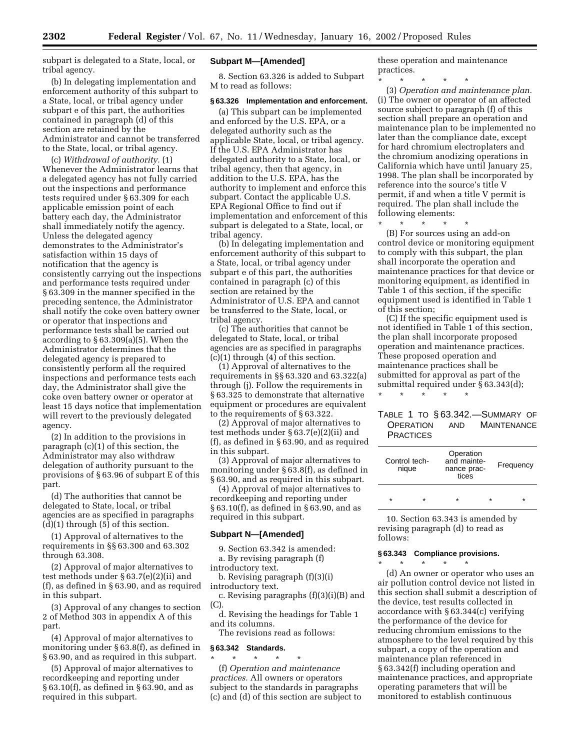subpart is delegated to a State, local, or tribal agency.

(b) In delegating implementation and enforcement authority of this subpart to a State, local, or tribal agency under subpart e of this part, the authorities contained in paragraph (d) of this section are retained by the Administrator and cannot be transferred to the State, local, or tribal agency.

(c) *Withdrawal of authority.* (1) Whenever the Administrator learns that a delegated agency has not fully carried out the inspections and performance tests required under § 63.309 for each applicable emission point of each battery each day, the Administrator shall immediately notify the agency. Unless the delegated agency demonstrates to the Administrator's satisfaction within 15 days of notification that the agency is consistently carrying out the inspections and performance tests required under § 63.309 in the manner specified in the preceding sentence, the Administrator shall notify the coke oven battery owner or operator that inspections and performance tests shall be carried out according to § 63.309(a)(5). When the Administrator determines that the delegated agency is prepared to consistently perform all the required inspections and performance tests each day, the Administrator shall give the coke oven battery owner or operator at least 15 days notice that implementation will revert to the previously delegated agency.

(2) In addition to the provisions in paragraph (c)(1) of this section, the Administrator may also withdraw delegation of authority pursuant to the provisions of § 63.96 of subpart E of this part.

(d) The authorities that cannot be delegated to State, local, or tribal agencies are as specified in paragraphs (d)(1) through (5) of this section.

(1) Approval of alternatives to the requirements in §§ 63.300 and 63.302 through 63.308.

(2) Approval of major alternatives to test methods under § 63.7(e)(2)(ii) and (f), as defined in § 63.90, and as required in this subpart.

(3) Approval of any changes to section 2 of Method 303 in appendix A of this part.

(4) Approval of major alternatives to monitoring under § 63.8(f), as defined in § 63.90, and as required in this subpart.

(5) Approval of major alternatives to recordkeeping and reporting under § 63.10(f), as defined in § 63.90, and as required in this subpart.

## Subpart M—[Amended]

8. Section 63.326 is added to Subpart M to read as follows:

### § 63.326 Implementation and enforcement.

(a) This subpart can be implemented and enforced by the U.S. EPA, or a delegated authority such as the applicable State, local, or tribal agency. If the U.S. EPA Administrator has delegated authority to a State, local, or tribal agency, then that agency, in addition to the U.S. EPA, has the authority to implement and enforce this subpart. Contact the applicable U.S. EPA Regional Office to find out if implementation and enforcement of this subpart is delegated to a State, local, or tribal agency.

(b) In delegating implementation and enforcement authority of this subpart to a State, local, or tribal agency under subpart e of this part, the authorities contained in paragraph (c) of this section are retained by the Administrator of U.S. EPA and cannot be transferred to the State, local, or tribal agency.

(c) The authorities that cannot be delegated to State, local, or tribal agencies are as specified in paragraphs (c)(1) through (4) of this section.

(1) Approval of alternatives to the requirements in §§ 63.320 and 63.322(a) through (j). Follow the requirements in § 63.325 to demonstrate that alternative equipment or procedures are equivalent to the requirements of § 63.322.

(2) Approval of major alternatives to test methods under § 63.7(e)(2)(ii) and (f), as defined in § 63.90, and as required in this subpart.

(3) Approval of major alternatives to monitoring under § 63.8(f), as defined in § 63.90, and as required in this subpart.

(4) Approval of major alternatives to recordkeeping and reporting under § 63.10(f), as defined in § 63.90, and as required in this subpart.

## Subpart N—[Amended]

9. Section 63.342 is amended:

a. By revising paragraph (f) introductory text.

b. Revising paragraph (f)(3)(i) introductory text.

c. Revising paragraphs (f)(3)(i)(B) and (C).

d. Revising the headings for Table 1 and its columns.

The revisions read as follows:

### § 63.342 Standards.

\* \* \* \* \*

(f) *Operation and maintenance practices.* All owners or operators subject to the standards in paragraphs (c) and (d) of this section are subject to these operation and maintenance practices.

\* \* \* \* \*

(3) *Operation and maintenance plan.* (i) The owner or operator of an affected source subject to paragraph (f) of this section shall prepare an operation and maintenance plan to be implemented no later than the compliance date, except for hard chromium electroplaters and the chromium anodizing operations in California which have until January 25, 1998. The plan shall be incorporated by reference into the source's title V permit, if and when a title V permit is required. The plan shall include the following elements:

\* \* \* \* \*

(B) For sources using an add-on control device or monitoring equipment to comply with this subpart, the plan shall incorporate the operation and maintenance practices for that device or monitoring equipment, as identified in Table 1 of this section, if the specific equipment used is identified in Table 1 of this section;

(C) If the specific equipment used is not identified in Table 1 of this section, the plan shall incorporate proposed operation and maintenance practices. These proposed operation and maintenance practices shall be submitted for approval as part of the submittal required under § 63.343(d);

\* \* \* \* \*

TABLE 1 TO § 63.342.—SUMMARY OF OPERATION AND MAINTENANCE PRACTICES

| Control technique | Operation and maintenance practices | Frequency |
| --- | --- | --- |
| \* \* | \* | \* \* |

10. Section 63.343 is amended by revising paragraph (d) to read as follows:

### § 63.343 Compliance provisions.

\* \* \* \* \*

(d) An owner or operator who uses an air pollution control device not listed in this section shall submit a description of the device, test results collected in accordance with § 63.344(c) verifying the performance of the device for reducing chromium emissions to the atmosphere to the level required by this subpart, a copy of the operation and maintenance plan referenced in § 63.342(f) including operation and maintenance practices, and appropriate operating parameters that will be monitored to establish continuous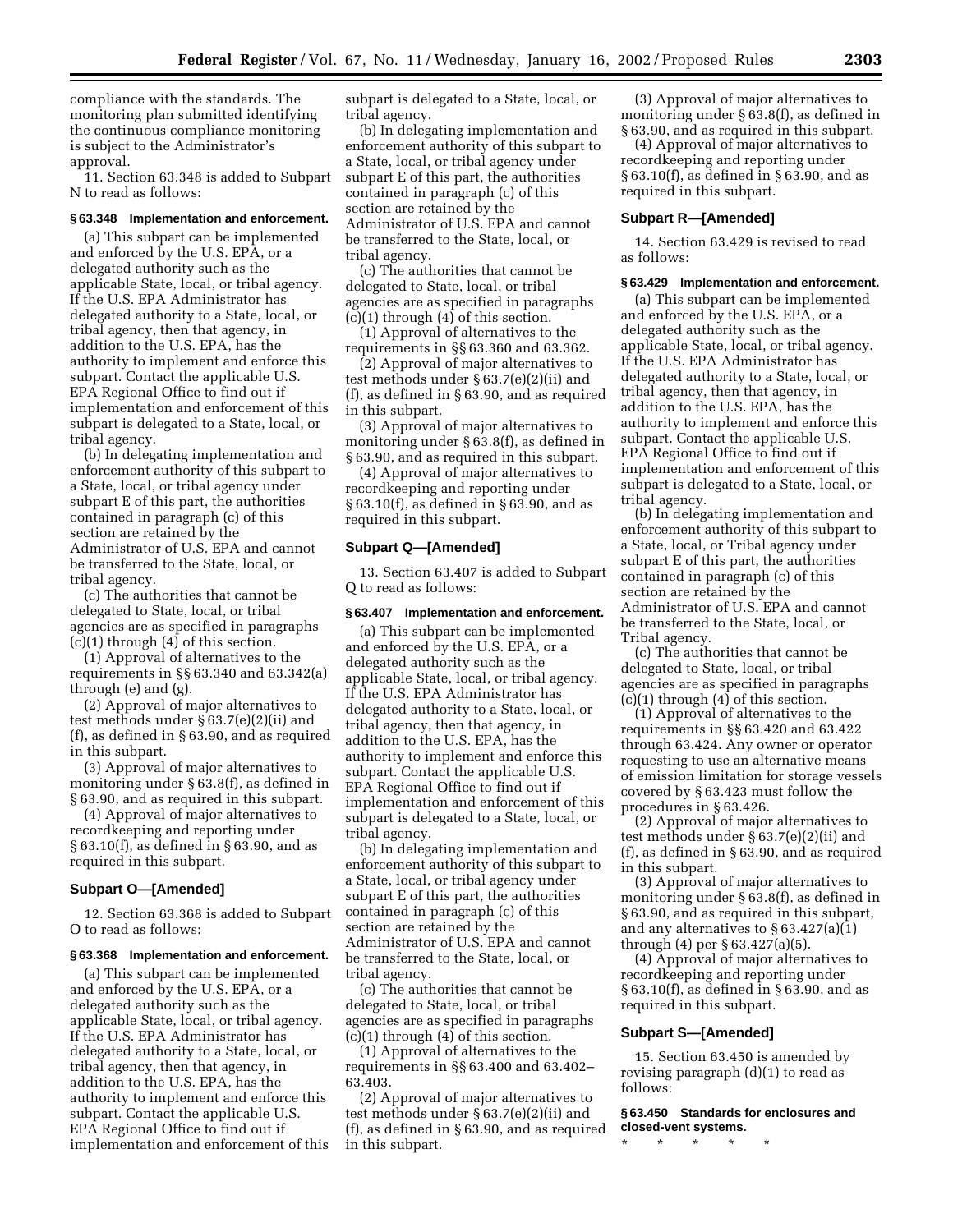compliance with the standards. The monitoring plan submitted identifying the continuous compliance monitoring is subject to the Administrator's approval.

11. Section 63.348 is added to Subpart N to read as follows:

**§ 63.348 Implementation and enforcement.**

(a) This subpart can be implemented and enforced by the U.S. EPA, or a delegated authority such as the applicable State, local, or tribal agency. If the U.S. EPA Administrator has delegated authority to a State, local, or tribal agency, then that agency, in addition to the U.S. EPA, has the authority to implement and enforce this subpart. Contact the applicable U.S. EPA Regional Office to find out if implementation and enforcement of this subpart is delegated to a State, local, or tribal agency.

(b) In delegating implementation and enforcement authority of this subpart to a State, local, or tribal agency under subpart E of this part, the authorities contained in paragraph (c) of this section are retained by the Administrator of U.S. EPA and cannot be transferred to the State, local, or tribal agency.

(c) The authorities that cannot be delegated to State, local, or tribal agencies are as specified in paragraphs (c)(1) through (4) of this section.

(1) Approval of alternatives to the requirements in §§ 63.340 and 63.342(a) through (e) and (g).

(2) Approval of major alternatives to test methods under § 63.7(e)(2)(ii) and (f), as defined in § 63.90, and as required in this subpart.

(3) Approval of major alternatives to monitoring under § 63.8(f), as defined in § 63.90, and as required in this subpart.

(4) Approval of major alternatives to recordkeeping and reporting under § 63.10(f), as defined in § 63.90, and as required in this subpart.

## Subpart O—[Amended]

12. Section 63.368 is added to Subpart O to read as follows:

**§ 63.368 Implementation and enforcement.**

(a) This subpart can be implemented and enforced by the U.S. EPA, or a delegated authority such as the applicable State, local, or tribal agency. If the U.S. EPA Administrator has delegated authority to a State, local, or tribal agency, then that agency, in addition to the U.S. EPA, has the authority to implement and enforce this subpart. Contact the applicable U.S. EPA Regional Office to find out if implementation and enforcement of this subpart is delegated to a State, local, or tribal agency.

(b) In delegating implementation and enforcement authority of this subpart to a State, local, or tribal agency under subpart E of this part, the authorities contained in paragraph (c) of this section are retained by the Administrator of U.S. EPA and cannot be transferred to the State, local, or tribal agency.

(c) The authorities that cannot be delegated to State, local, or tribal agencies are as specified in paragraphs (c)(1) through (4) of this section.

(1) Approval of alternatives to the requirements in §§ 63.360 and 63.362.

(2) Approval of major alternatives to test methods under § 63.7(e)(2)(ii) and (f), as defined in § 63.90, and as required in this subpart.

(3) Approval of major alternatives to monitoring under § 63.8(f), as defined in § 63.90, and as required in this subpart.

(4) Approval of major alternatives to recordkeeping and reporting under § 63.10(f), as defined in § 63.90, and as required in this subpart.

## Subpart Q—[Amended]

13. Section 63.407 is added to Subpart Q to read as follows:

**§ 63.407 Implementation and enforcement.**

(a) This subpart can be implemented and enforced by the U.S. EPA, or a delegated authority such as the applicable State, local, or tribal agency. If the U.S. EPA Administrator has delegated authority to a State, local, or tribal agency, then that agency, in addition to the U.S. EPA, has the authority to implement and enforce this subpart. Contact the applicable U.S. EPA Regional Office to find out if implementation and enforcement of this subpart is delegated to a State, local, or tribal agency.

(b) In delegating implementation and enforcement authority of this subpart to a State, local, or tribal agency under subpart E of this part, the authorities contained in paragraph (c) of this section are retained by the Administrator of U.S. EPA and cannot be transferred to the State, local, or tribal agency.

(c) The authorities that cannot be delegated to State, local, or tribal agencies are as specified in paragraphs (c)(1) through (4) of this section.

(1) Approval of alternatives to the requirements in §§ 63.400 and 63.402–63.403.

(2) Approval of major alternatives to test methods under § 63.7(e)(2)(ii) and (f), as defined in § 63.90, and as required in this subpart.

(3) Approval of major alternatives to monitoring under § 63.8(f), as defined in § 63.90, and as required in this subpart.

(4) Approval of major alternatives to recordkeeping and reporting under § 63.10(f), as defined in § 63.90, and as required in this subpart.

## Subpart R—[Amended]

14. Section 63.429 is revised to read as follows:

**§ 63.429 Implementation and enforcement.**

(a) This subpart can be implemented and enforced by the U.S. EPA, or a delegated authority such as the applicable State, local, or tribal agency. If the U.S. EPA Administrator has delegated authority to a State, local, or tribal agency, then that agency, in addition to the U.S. EPA, has the authority to implement and enforce this subpart. Contact the applicable U.S. EPA Regional Office to find out if implementation and enforcement of this subpart is delegated to a State, local, or tribal agency.

(b) In delegating implementation and enforcement authority of this subpart to a State, local, or Tribal agency under subpart E of this part, the authorities contained in paragraph (c) of this section are retained by the Administrator of U.S. EPA and cannot be transferred to the State, local, or Tribal agency.

(c) The authorities that cannot be delegated to State, local, or tribal agencies are as specified in paragraphs (c)(1) through (4) of this section.

(1) Approval of alternatives to the requirements in §§ 63.420 and 63.422 through 63.424. Any owner or operator requesting to use an alternative means of emission limitation for storage vessels covered by § 63.423 must follow the procedures in § 63.426.

(2) Approval of major alternatives to test methods under § 63.7(e)(2)(ii) and (f), as defined in § 63.90, and as required in this subpart.

(3) Approval of major alternatives to monitoring under § 63.8(f), as defined in § 63.90, and as required in this subpart, and any alternatives to § 63.427(a)(1) through (4) per § 63.427(a)(5).

(4) Approval of major alternatives to recordkeeping and reporting under § 63.10(f), as defined in § 63.90, and as required in this subpart.

## Subpart S—[Amended]

15. Section 63.450 is amended by revising paragraph (d)(1) to read as follows:

**§ 63.450 Standards for enclosures and closed-vent systems.**

\* \* \* \* \*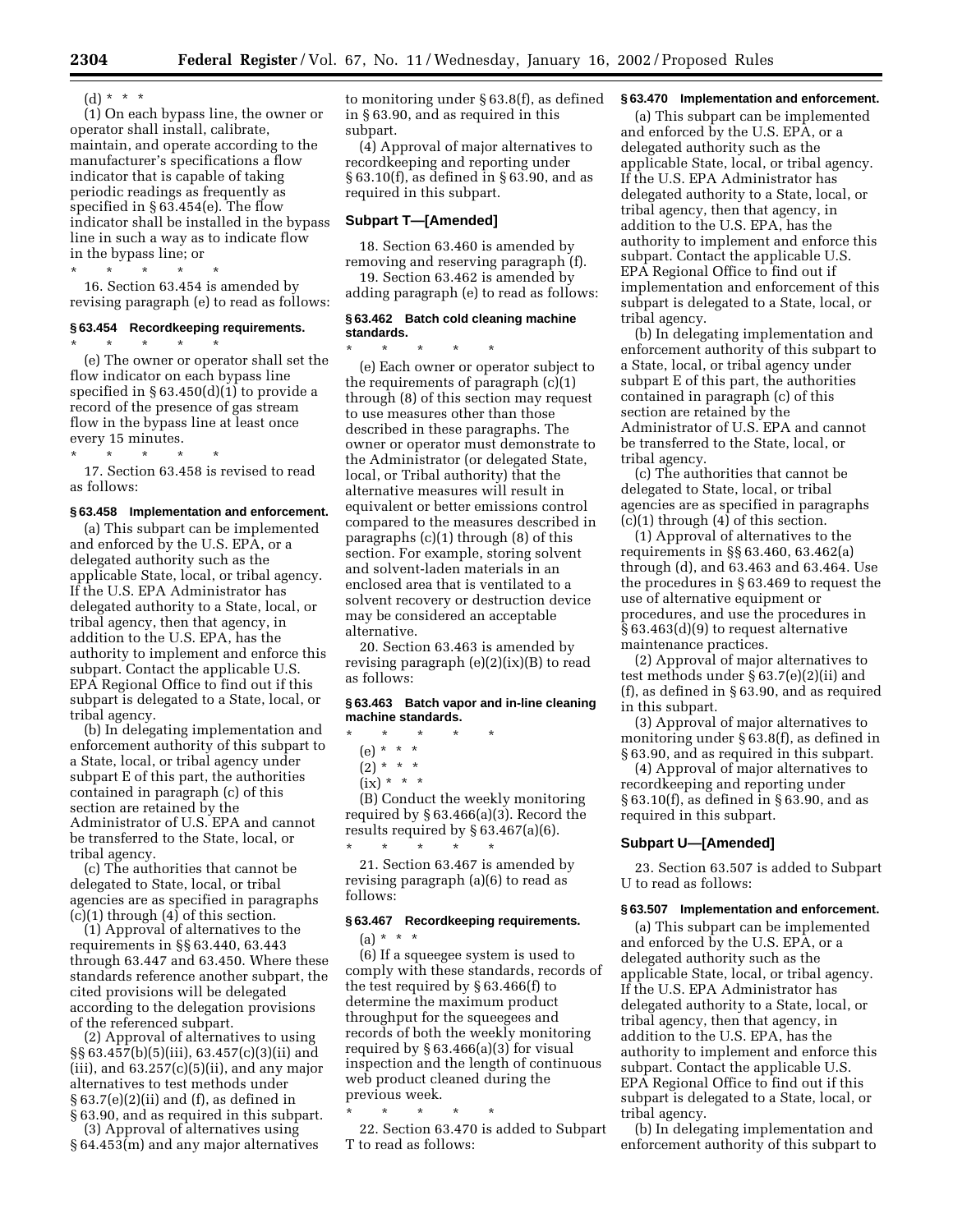(d) * * *

(1) On each bypass line, the owner or operator shall install, calibrate, maintain, and operate according to the manufacturer's specifications a flow indicator that is capable of taking periodic readings as frequently as specified in § 63.454(e). The flow indicator shall be installed in the bypass line in such a way as to indicate flow in the bypass line; or

\* \* \* \* \*

16. Section 63.454 is amended by revising paragraph (e) to read as follows:

**§ 63.454 Recordkeeping requirements.**

\* \* \* \* \*

(e) The owner or operator shall set the flow indicator on each bypass line specified in § 63.450(d)(1) to provide a record of the presence of gas stream flow in the bypass line at least once every 15 minutes.

\* \* \* \* \*

17. Section 63.458 is revised to read as follows:

**§ 63.458 Implementation and enforcement.**

(a) This subpart can be implemented and enforced by the U.S. EPA, or a delegated authority such as the applicable State, local, or tribal agency. If the U.S. EPA Administrator has delegated authority to a State, local, or tribal agency, then that agency, in addition to the U.S. EPA, has the authority to implement and enforce this subpart. Contact the applicable U.S. EPA Regional Office to find out if this subpart is delegated to a State, local, or tribal agency.

(b) In delegating implementation and enforcement authority of this subpart to a State, local, or tribal agency under subpart E of this part, the authorities contained in paragraph (c) of this section are retained by the Administrator of U.S. EPA and cannot be transferred to the State, local, or tribal agency.

(c) The authorities that cannot be delegated to State, local, or tribal agencies are as specified in paragraphs (c)(1) through (4) of this section.

(1) Approval of alternatives to the requirements in §§ 63.440, 63.443 through 63.447 and 63.450. Where these standards reference another subpart, the cited provisions will be delegated according to the delegation provisions of the referenced subpart.

(2) Approval of alternatives to using §§ 63.457(b)(5)(iii), 63.457(c)(3)(ii) and (iii), and 63.257(c)(5)(ii), and any major alternatives to test methods under § 63.7(e)(2)(ii) and (f), as defined in § 63.90, and as required in this subpart.

(3) Approval of alternatives using § 64.453(m) and any major alternatives to monitoring under § 63.8(f), as defined in § 63.90, and as required in this subpart.

(4) Approval of major alternatives to recordkeeping and reporting under § 63.10(f), as defined in § 63.90, and as required in this subpart.

## Subpart T—[Amended]

18. Section 63.460 is amended by removing and reserving paragraph (f).

19. Section 63.462 is amended by adding paragraph (e) to read as follows:

**§ 63.462 Batch cold cleaning machine standards.**

\* \* \* \* \*

(e) Each owner or operator subject to the requirements of paragraph (c)(1) through (8) of this section may request to use measures other than those described in these paragraphs. The owner or operator must demonstrate to the Administrator (or delegated State, local, or Tribal authority) that the alternative measures will result in equivalent or better emissions control compared to the measures described in paragraphs (c)(1) through (8) of this section. For example, storing solvent and solvent-laden materials in an enclosed area that is ventilated to a solvent recovery or destruction device may be considered an acceptable alternative.

20. Section 63.463 is amended by revising paragraph (e)(2)(ix)(B) to read as follows:

**§ 63.463 Batch vapor and in-line cleaning machine standards.**

\* \* \* \* \*

(e) * * *

(2) * * *

(ix) * * *

(B) Conduct the weekly monitoring required by § 63.466(a)(3). Record the results required by § 63.467(a)(6).

\* \* \* \* \*

21. Section 63.467 is amended by revising paragraph (a)(6) to read as follows:

**§ 63.467 Recordkeeping requirements.**

(a) * * *

(6) If a squeegee system is used to comply with these standards, records of the test required by § 63.466(f) to determine the maximum product throughput for the squeegees and records of both the weekly monitoring required by § 63.466(a)(3) for visual inspection and the length of continuous web product cleaned during the previous week.

\* \* \* \* \*

22. Section 63.470 is added to Subpart T to read as follows:

**§ 63.470 Implementation and enforcement.**

(a) This subpart can be implemented and enforced by the U.S. EPA, or a delegated authority such as the applicable State, local, or tribal agency. If the U.S. EPA Administrator has delegated authority to a State, local, or tribal agency, then that agency, in addition to the U.S. EPA, has the authority to implement and enforce this subpart. Contact the applicable U.S. EPA Regional Office to find out if implementation and enforcement of this subpart is delegated to a State, local, or tribal agency.

(b) In delegating implementation and enforcement authority of this subpart to a State, local, or tribal agency under subpart E of this part, the authorities contained in paragraph (c) of this section are retained by the Administrator of U.S. EPA and cannot be transferred to the State, local, or tribal agency.

(c) The authorities that cannot be delegated to State, local, or tribal agencies are as specified in paragraphs (c)(1) through (4) of this section.

(1) Approval of alternatives to the requirements in §§ 63.460, 63.462(a) through (d), and 63.463 and 63.464. Use the procedures in § 63.469 to request the use of alternative equipment or procedures, and use the procedures in § 63.463(d)(9) to request alternative maintenance practices.

(2) Approval of major alternatives to test methods under § 63.7(e)(2)(ii) and (f), as defined in § 63.90, and as required in this subpart.

(3) Approval of major alternatives to monitoring under § 63.8(f), as defined in § 63.90, and as required in this subpart.

(4) Approval of major alternatives to recordkeeping and reporting under § 63.10(f), as defined in § 63.90, and as required in this subpart.

## Subpart U—[Amended]

23. Section 63.507 is added to Subpart U to read as follows:

**§ 63.507 Implementation and enforcement.**

(a) This subpart can be implemented and enforced by the U.S. EPA, or a delegated authority such as the applicable State, local, or tribal agency. If the U.S. EPA Administrator has delegated authority to a State, local, or tribal agency, then that agency, in addition to the U.S. EPA, has the authority to implement and enforce this subpart. Contact the applicable U.S. EPA Regional Office to find out if this subpart is delegated to a State, local, or tribal agency.

(b) In delegating implementation and enforcement authority of this subpart to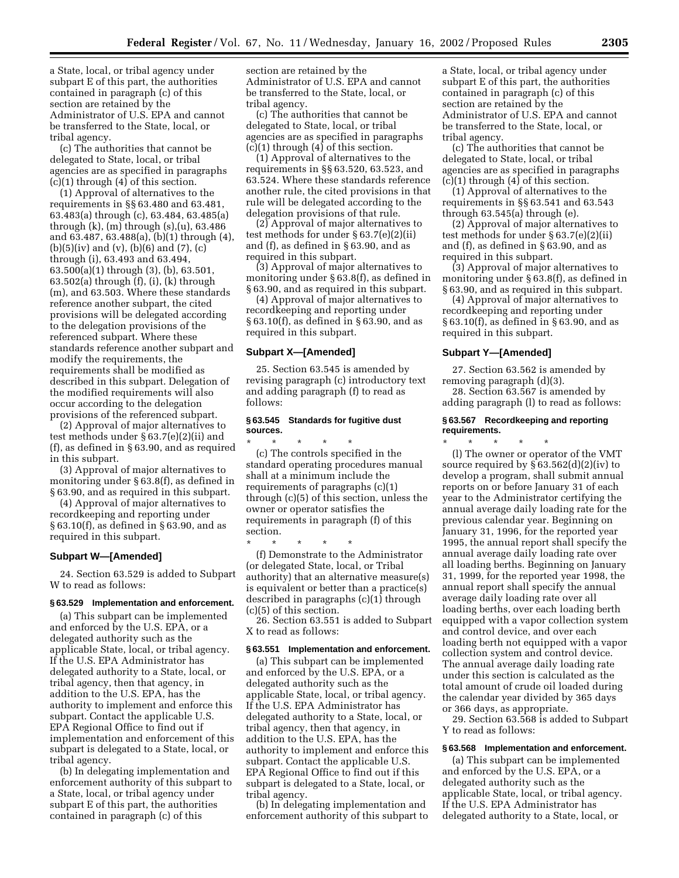a State, local, or tribal agency under subpart E of this part, the authorities contained in paragraph (c) of this section are retained by the Administrator of U.S. EPA and cannot be transferred to the State, local, or tribal agency.

(c) The authorities that cannot be delegated to State, local, or tribal agencies are as specified in paragraphs (c)(1) through (4) of this section.

(1) Approval of alternatives to the requirements in §§ 63.480 and 63.481, 63.483(a) through (c), 63.484, 63.485(a) through (k), (m) through (s),(u), 63.486 and 63.487, 63.488(a), (b)(1) through (4), (b)(5)(iv) and (v), (b)(6) and (7), (c) through (i), 63.493 and 63.494, 63.500(a)(1) through (3), (b), 63.501, 63.502(a) through (f), (i), (k) through (m), and 63.503. Where these standards reference another subpart, the cited provisions will be delegated according to the delegation provisions of the referenced subpart. Where these standards reference another subpart and modify the requirements, the requirements shall be modified as described in this subpart. Delegation of the modified requirements will also occur according to the delegation provisions of the referenced subpart.

(2) Approval of major alternatives to test methods under § 63.7(e)(2)(ii) and (f), as defined in § 63.90, and as required in this subpart.

(3) Approval of major alternatives to monitoring under § 63.8(f), as defined in § 63.90, and as required in this subpart.

(4) Approval of major alternatives to recordkeeping and reporting under § 63.10(f), as defined in § 63.90, and as required in this subpart.

### Subpart W—[Amended]

24. Section 63.529 is added to Subpart W to read as follows:

#### § 63.529 Implementation and enforcement.

(a) This subpart can be implemented and enforced by the U.S. EPA, or a delegated authority such as the applicable State, local, or tribal agency. If the U.S. EPA Administrator has delegated authority to a State, local, or tribal agency, then that agency, in addition to the U.S. EPA, has the authority to implement and enforce this subpart. Contact the applicable U.S. EPA Regional Office to find out if implementation and enforcement of this subpart is delegated to a State, local, or tribal agency.

(b) In delegating implementation and enforcement authority of this subpart to a State, local, or tribal agency under subpart E of this part, the authorities contained in paragraph (c) of this section are retained by the Administrator of U.S. EPA and cannot be transferred to the State, local, or tribal agency.

(c) The authorities that cannot be delegated to State, local, or tribal agencies are as specified in paragraphs (c)(1) through (4) of this section.

(1) Approval of alternatives to the requirements in §§ 63.520, 63.523, and 63.524. Where these standards reference another rule, the cited provisions in that rule will be delegated according to the delegation provisions of that rule.

(2) Approval of major alternatives to test methods for under § 63.7(e)(2)(ii) and (f), as defined in § 63.90, and as required in this subpart.

(3) Approval of major alternatives to monitoring under § 63.8(f), as defined in § 63.90, and as required in this subpart.

(4) Approval of major alternatives to recordkeeping and reporting under § 63.10(f), as defined in § 63.90, and as required in this subpart.

### Subpart X—[Amended]

25. Section 63.545 is amended by revising paragraph (c) introductory text and adding paragraph (f) to read as follows:

#### § 63.545 Standards for fugitive dust sources.

\* \* \* \* \*

(c) The controls specified in the standard operating procedures manual shall at a minimum include the requirements of paragraphs (c)(1) through (c)(5) of this section, unless the owner or operator satisfies the requirements in paragraph (f) of this section.

\* \* \* \* \*

(f) Demonstrate to the Administrator (or delegated State, local, or Tribal authority) that an alternative measure(s) is equivalent or better than a practice(s) described in paragraphs (c)(1) through (c)(5) of this section.

26. Section 63.551 is added to Subpart X to read as follows:

#### § 63.551 Implementation and enforcement.

(a) This subpart can be implemented and enforced by the U.S. EPA, or a delegated authority such as the applicable State, local, or tribal agency. If the U.S. EPA Administrator has delegated authority to a State, local, or tribal agency, then that agency, in addition to the U.S. EPA, has the authority to implement and enforce this subpart. Contact the applicable U.S. EPA Regional Office to find out if this subpart is delegated to a State, local, or tribal agency.

(b) In delegating implementation and enforcement authority of this subpart to a State, local, or tribal agency under subpart E of this part, the authorities contained in paragraph (c) of this section are retained by the Administrator of U.S. EPA and cannot be transferred to the State, local, or tribal agency.

(c) The authorities that cannot be delegated to State, local, or tribal agencies are as specified in paragraphs (c)(1) through (4) of this section.

(1) Approval of alternatives to the requirements in §§ 63.541 and 63.543 through 63.545(a) through (e).

(2) Approval of major alternatives to test methods for under § 63.7(e)(2)(ii) and (f), as defined in § 63.90, and as required in this subpart.

(3) Approval of major alternatives to monitoring under § 63.8(f), as defined in § 63.90, and as required in this subpart.

(4) Approval of major alternatives to recordkeeping and reporting under § 63.10(f), as defined in § 63.90, and as required in this subpart.

### Subpart Y—[Amended]

27. Section 63.562 is amended by removing paragraph (d)(3).

28. Section 63.567 is amended by adding paragraph (l) to read as follows:

#### § 63.567 Recordkeeping and reporting requirements.

\* \* \* \* \*

(l) The owner or operator of the VMT source required by § 63.562(d)(2)(iv) to develop a program, shall submit annual reports on or before January 31 of each year to the Administrator certifying the annual average daily loading rate for the previous calendar year. Beginning on January 31, 1996, for the reported year 1995, the annual report shall specify the annual average daily loading rate over all loading berths. Beginning on January 31, 1999, for the reported year 1998, the annual report shall specify the annual average daily loading rate over all loading berths, over each loading berth equipped with a vapor collection system and control device, and over each loading berth not equipped with a vapor collection system and control device. The annual average daily loading rate under this section is calculated as the total amount of crude oil loaded during the calendar year divided by 365 days or 366 days, as appropriate.

29. Section 63.568 is added to Subpart Y to read as follows:

#### § 63.568 Implementation and enforcement.

(a) This subpart can be implemented and enforced by the U.S. EPA, or a delegated authority such as the applicable State, local, or tribal agency. If the U.S. EPA Administrator has delegated authority to a State, local, or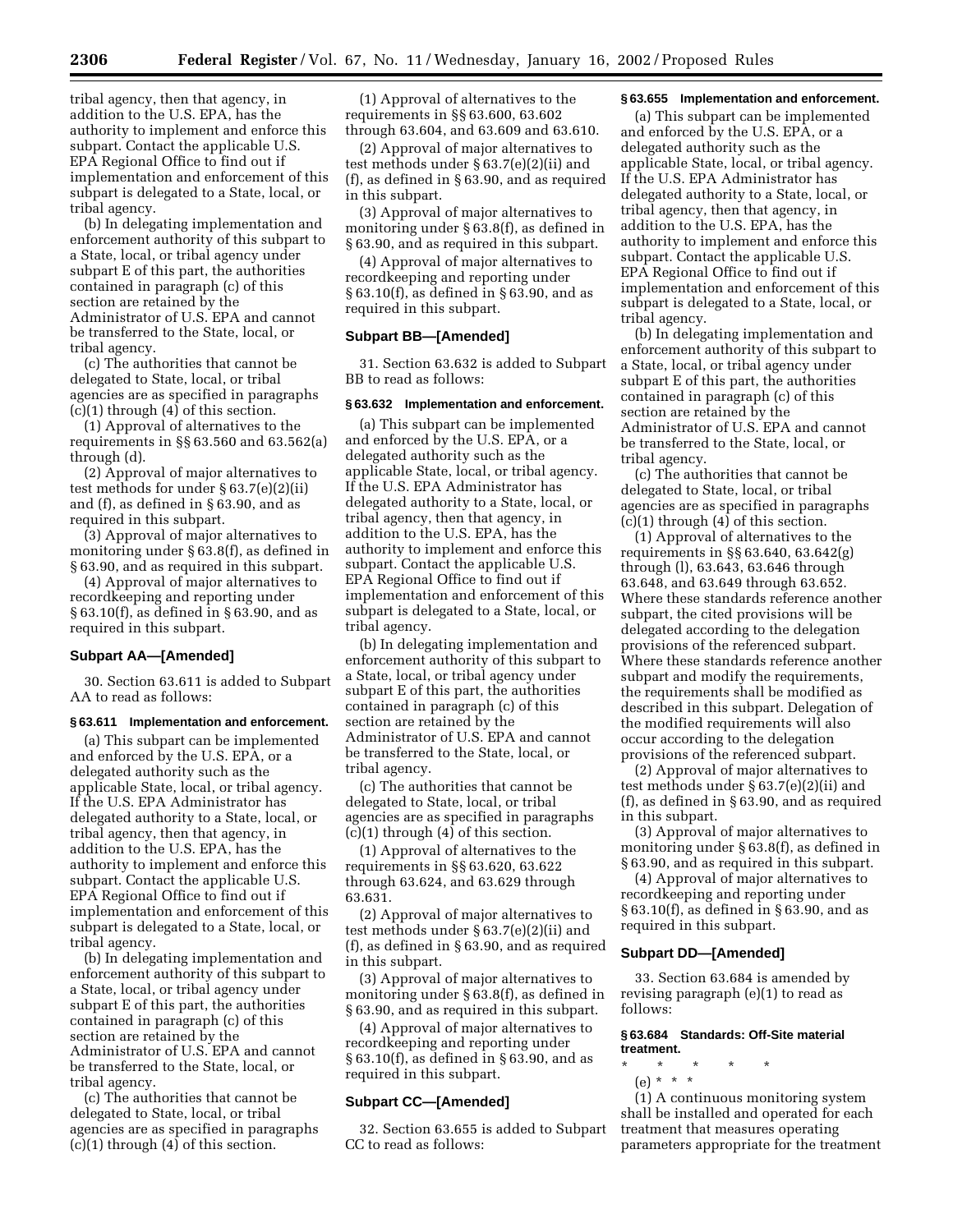tribal agency, then that agency, in addition to the U.S. EPA, has the authority to implement and enforce this subpart. Contact the applicable U.S. EPA Regional Office to find out if implementation and enforcement of this subpart is delegated to a State, local, or tribal agency.

(b) In delegating implementation and enforcement authority of this subpart to a State, local, or tribal agency under subpart E of this part, the authorities contained in paragraph (c) of this section are retained by the Administrator of U.S. EPA and cannot be transferred to the State, local, or tribal agency.

(c) The authorities that cannot be delegated to State, local, or tribal agencies are as specified in paragraphs (c)(1) through (4) of this section.

(1) Approval of alternatives to the requirements in §§ 63.560 and 63.562(a) through (d).

(2) Approval of major alternatives to test methods for under § 63.7(e)(2)(ii) and (f), as defined in § 63.90, and as required in this subpart.

(3) Approval of major alternatives to monitoring under § 63.8(f), as defined in § 63.90, and as required in this subpart.

(4) Approval of major alternatives to recordkeeping and reporting under § 63.10(f), as defined in § 63.90, and as required in this subpart.

### Subpart AA—[Amended]

30. Section 63.611 is added to Subpart AA to read as follows:

#### § 63.611 Implementation and enforcement.

(a) This subpart can be implemented and enforced by the U.S. EPA, or a delegated authority such as the applicable State, local, or tribal agency. If the U.S. EPA Administrator has delegated authority to a State, local, or tribal agency, then that agency, in addition to the U.S. EPA, has the authority to implement and enforce this subpart. Contact the applicable U.S. EPA Regional Office to find out if implementation and enforcement of this subpart is delegated to a State, local, or tribal agency.

(b) In delegating implementation and enforcement authority of this subpart to a State, local, or tribal agency under subpart E of this part, the authorities contained in paragraph (c) of this section are retained by the Administrator of U.S. EPA and cannot be transferred to the State, local, or tribal agency.

(c) The authorities that cannot be delegated to State, local, or tribal agencies are as specified in paragraphs (c)(1) through (4) of this section.

(1) Approval of alternatives to the requirements in §§ 63.600, 63.602 through 63.604, and 63.609 and 63.610.

(2) Approval of major alternatives to test methods under § 63.7(e)(2)(ii) and (f), as defined in § 63.90, and as required in this subpart.

(3) Approval of major alternatives to monitoring under § 63.8(f), as defined in § 63.90, and as required in this subpart.

(4) Approval of major alternatives to recordkeeping and reporting under § 63.10(f), as defined in § 63.90, and as required in this subpart.

### Subpart BB—[Amended]

31. Section 63.632 is added to Subpart BB to read as follows:

#### § 63.632 Implementation and enforcement.

(a) This subpart can be implemented and enforced by the U.S. EPA, or a delegated authority such as the applicable State, local, or tribal agency. If the U.S. EPA Administrator has delegated authority to a State, local, or tribal agency, then that agency, in addition to the U.S. EPA, has the authority to implement and enforce this subpart. Contact the applicable U.S. EPA Regional Office to find out if implementation and enforcement of this subpart is delegated to a State, local, or tribal agency.

(b) In delegating implementation and enforcement authority of this subpart to a State, local, or tribal agency under subpart E of this part, the authorities contained in paragraph (c) of this section are retained by the Administrator of U.S. EPA and cannot be transferred to the State, local, or tribal agency.

(c) The authorities that cannot be delegated to State, local, or tribal agencies are as specified in paragraphs (c)(1) through (4) of this section.

(1) Approval of alternatives to the requirements in §§ 63.620, 63.622 through 63.624, and 63.629 through 63.631.

(2) Approval of major alternatives to test methods under § 63.7(e)(2)(ii) and (f), as defined in § 63.90, and as required in this subpart.

(3) Approval of major alternatives to monitoring under § 63.8(f), as defined in § 63.90, and as required in this subpart.

(4) Approval of major alternatives to recordkeeping and reporting under § 63.10(f), as defined in § 63.90, and as required in this subpart.

### Subpart CC—[Amended]

32. Section 63.655 is added to Subpart CC to read as follows:

#### § 63.655 Implementation and enforcement.

(a) This subpart can be implemented and enforced by the U.S. EPA, or a delegated authority such as the applicable State, local, or tribal agency. If the U.S. EPA Administrator has delegated authority to a State, local, or tribal agency, then that agency, in addition to the U.S. EPA, has the authority to implement and enforce this subpart. Contact the applicable U.S. EPA Regional Office to find out if implementation and enforcement of this subpart is delegated to a State, local, or tribal agency.

(b) In delegating implementation and enforcement authority of this subpart to a State, local, or tribal agency under subpart E of this part, the authorities contained in paragraph (c) of this section are retained by the Administrator of U.S. EPA and cannot be transferred to the State, local, or tribal agency.

(c) The authorities that cannot be delegated to State, local, or tribal agencies are as specified in paragraphs (c)(1) through (4) of this section.

(1) Approval of alternatives to the requirements in §§ 63.640, 63.642(g) through (l), 63.643, 63.646 through 63.648, and 63.649 through 63.652. Where these standards reference another subpart, the cited provisions will be delegated according to the delegation provisions of the referenced subpart. Where these standards reference another subpart and modify the requirements, the requirements shall be modified as described in this subpart. Delegation of the modified requirements will also occur according to the delegation provisions of the referenced subpart.

(2) Approval of major alternatives to test methods under § 63.7(e)(2)(ii) and (f), as defined in § 63.90, and as required in this subpart.

(3) Approval of major alternatives to monitoring under § 63.8(f), as defined in § 63.90, and as required in this subpart.

(4) Approval of major alternatives to recordkeeping and reporting under § 63.10(f), as defined in § 63.90, and as required in this subpart.

### Subpart DD—[Amended]

33. Section 63.684 is amended by revising paragraph (e)(1) to read as follows:

#### § 63.684 Standards: Off-Site material treatment.

\* \* \* \* \*

(e) \* \* \*

(1) A continuous monitoring system shall be installed and operated for each treatment that measures operating parameters appropriate for the treatment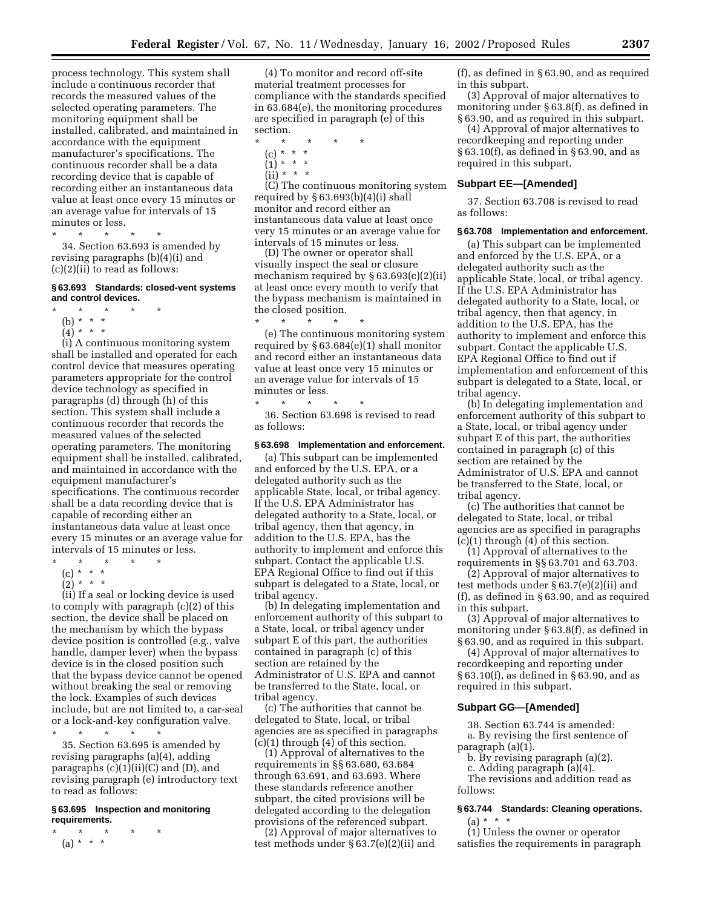process technology. This system shall include a continuous recorder that records the measured values of the selected operating parameters. The monitoring equipment shall be installed, calibrated, and maintained in accordance with the equipment manufacturer's specifications. The continuous recorder shall be a data recording device that is capable of recording either an instantaneous data value at least once every 15 minutes or an average value for intervals of 15 minutes or less.

\* \* \* \* \*

34. Section 63.693 is amended by revising paragraphs (b)(4)(i) and (c)(2)(ii) to read as follows:

#### § 63.693 Standards: closed-vent systems and control devices.

\* \* \* \* \*

(b) \* \* \*

(4) \* \* \*

(i) A continuous monitoring system shall be installed and operated for each control device that measures operating parameters appropriate for the control device technology as specified in paragraphs (d) through (h) of this section. This system shall include a continuous recorder that records the measured values of the selected operating parameters. The monitoring equipment shall be installed, calibrated, and maintained in accordance with the equipment manufacturer's specifications. The continuous recorder shall be a data recording device that is capable of recording either an instantaneous data value at least once every 15 minutes or an average value for intervals of 15 minutes or less.

\* \* \* \* \*

(c) \* \* \*

(2) \* \* \*

(ii) If a seal or locking device is used to comply with paragraph (c)(2) of this section, the device shall be placed on the mechanism by which the bypass device position is controlled (e.g., valve handle, damper lever) when the bypass device is in the closed position such that the bypass device cannot be opened without breaking the seal or removing the lock. Examples of such devices include, but are not limited to, a car-seal or a lock-and-key configuration valve.

\* \* \* \* \*

35. Section 63.695 is amended by revising paragraphs (a)(4), adding paragraphs (c)(1)(ii)(C) and (D), and revising paragraph (e) introductory text to read as follows:

#### § 63.695 Inspection and monitoring requirements.

\* \* \* \* \*

(a) \* \* \*

(4) To monitor and record off-site material treatment processes for compliance with the standards specified in 63.684(e), the monitoring procedures are specified in paragraph (e) of this section.

\* \* \* \* \*

(c) \* \* \*

(1) \* \* \*

(ii) \* \* \*

(C) The continuous monitoring system required by § 63.693(b)(4)(i) shall monitor and record either an instantaneous data value at least once very 15 minutes or an average value for intervals of 15 minutes or less.

(D) The owner or operator shall visually inspect the seal or closure mechanism required by § 63.693(c)(2)(ii) at least once every month to verify that the bypass mechanism is maintained in the closed position.

\* \* \* \* \*

(e) The continuous monitoring system required by § 63.684(e)(1) shall monitor and record either an instantaneous data value at least once very 15 minutes or an average value for intervals of 15 minutes or less.

\* \* \* \* \*

36. Section 63.698 is revised to read as follows:

#### § 63.698 Implementation and enforcement.

(a) This subpart can be implemented and enforced by the U.S. EPA, or a delegated authority such as the applicable State, local, or tribal agency. If the U.S. EPA Administrator has delegated authority to a State, local, or tribal agency, then that agency, in addition to the U.S. EPA, has the authority to implement and enforce this subpart. Contact the applicable U.S. EPA Regional Office to find out if this subpart is delegated to a State, local, or tribal agency.

(b) In delegating implementation and enforcement authority of this subpart to a State, local, or tribal agency under subpart E of this part, the authorities contained in paragraph (c) of this section are retained by the Administrator of U.S. EPA and cannot be transferred to the State, local, or tribal agency.

(c) The authorities that cannot be delegated to State, local, or tribal agencies are as specified in paragraphs (c)(1) through (4) of this section.

(1) Approval of alternatives to the requirements in §§ 63.680, 63.684 through 63.691, and 63.693. Where these standards reference another subpart, the cited provisions will be delegated according to the delegation provisions of the referenced subpart.

(2) Approval of major alternatives to test methods under § 63.7(e)(2)(ii) and (f), as defined in § 63.90, and as required in this subpart.

(3) Approval of major alternatives to monitoring under § 63.8(f), as defined in § 63.90, and as required in this subpart.

(4) Approval of major alternatives to recordkeeping and reporting under § 63.10(f), as defined in § 63.90, and as required in this subpart.

### Subpart EE—[Amended]

37. Section 63.708 is revised to read as follows:

#### § 63.708 Implementation and enforcement.

(a) This subpart can be implemented and enforced by the U.S. EPA, or a delegated authority such as the applicable State, local, or tribal agency. If the U.S. EPA Administrator has delegated authority to a State, local, or tribal agency, then that agency, in addition to the U.S. EPA, has the authority to implement and enforce this subpart. Contact the applicable U.S. EPA Regional Office to find out if implementation and enforcement of this subpart is delegated to a State, local, or tribal agency.

(b) In delegating implementation and enforcement authority of this subpart to a State, local, or tribal agency under subpart E of this part, the authorities contained in paragraph (c) of this section are retained by the Administrator of U.S. EPA and cannot be transferred to the State, local, or tribal agency.

(c) The authorities that cannot be delegated to State, local, or tribal agencies are as specified in paragraphs (c)(1) through (4) of this section.

(1) Approval of alternatives to the requirements in §§ 63.701 and 63.703.

(2) Approval of major alternatives to test methods under § 63.7(e)(2)(ii) and (f), as defined in § 63.90, and as required in this subpart.

(3) Approval of major alternatives to monitoring under § 63.8(f), as defined in § 63.90, and as required in this subpart.

(4) Approval of major alternatives to recordkeeping and reporting under § 63.10(f), as defined in § 63.90, and as required in this subpart.

### Subpart GG—[Amended]

38. Section 63.744 is amended:

a. By revising the first sentence of paragraph (a)(1).

b. By revising paragraph (a)(2).

c. Adding paragraph (a)(4).

The revisions and addition read as follows:

#### § 63.744 Standards: Cleaning operations.

(a) \* \* \*

(1) Unless the owner or operator satisfies the requirements in paragraph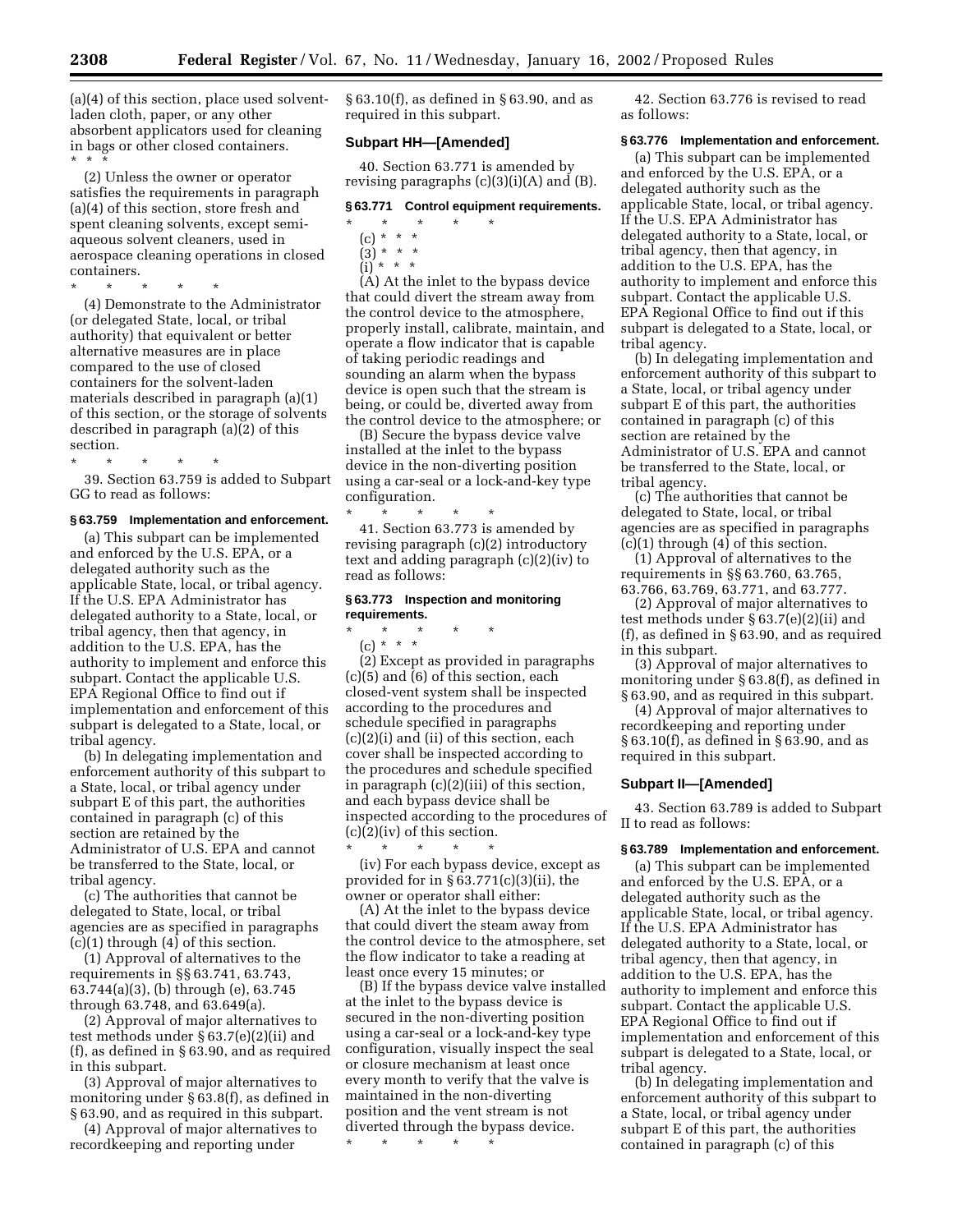(a)(4) of this section, place used solvent-laden cloth, paper, or any other absorbent applicators used for cleaning in bags or other closed containers.

* * *

(2) Unless the owner or operator satisfies the requirements in paragraph (a)(4) of this section, store fresh and spent cleaning solvents, except semi-aqueous solvent cleaners, used in aerospace cleaning operations in closed containers.

* * * * *

(4) Demonstrate to the Administrator (or delegated State, local, or tribal authority) that equivalent or better alternative measures are in place compared to the use of closed containers for the solvent-laden materials described in paragraph (a)(1) of this section, or the storage of solvents described in paragraph (a)(2) of this section.

* * * * *

39. Section 63.759 is added to Subpart GG to read as follows:

### § 63.759 Implementation and enforcement.

(a) This subpart can be implemented and enforced by the U.S. EPA, or a delegated authority such as the applicable State, local, or tribal agency. If the U.S. EPA Administrator has delegated authority to a State, local, or tribal agency, then that agency, in addition to the U.S. EPA, has the authority to implement and enforce this subpart. Contact the applicable U.S. EPA Regional Office to find out if implementation and enforcement of this subpart is delegated to a State, local, or tribal agency.

(b) In delegating implementation and enforcement authority of this subpart to a State, local, or tribal agency under subpart E of this part, the authorities contained in paragraph (c) of this section are retained by the Administrator of U.S. EPA and cannot be transferred to the State, local, or tribal agency.

(c) The authorities that cannot be delegated to State, local, or tribal agencies are as specified in paragraphs (c)(1) through (4) of this section.

(1) Approval of alternatives to the requirements in §§ 63.741, 63.743, 63.744(a)(3), (b) through (e), 63.745 through 63.748, and 63.649(a).

(2) Approval of major alternatives to test methods under § 63.7(e)(2)(ii) and (f), as defined in § 63.90, and as required in this subpart.

(3) Approval of major alternatives to monitoring under § 63.8(f), as defined in § 63.90, and as required in this subpart.

(4) Approval of major alternatives to recordkeeping and reporting under § 63.10(f), as defined in § 63.90, and as required in this subpart.

## Subpart HH—[Amended]

40. Section 63.771 is amended by revising paragraphs (c)(3)(i)(A) and (B).

### § 63.771 Control equipment requirements.

* * * * *

(c) * * *

(3) * * *

(i) * * *

(A) At the inlet to the bypass device that could divert the stream away from the control device to the atmosphere, properly install, calibrate, maintain, and operate a flow indicator that is capable of taking periodic readings and sounding an alarm when the bypass device is open such that the stream is being, or could be, diverted away from the control device to the atmosphere; or

(B) Secure the bypass device valve installed at the inlet to the bypass device in the non-diverting position using a car-seal or a lock-and-key type configuration.

* * * * *

41. Section 63.773 is amended by revising paragraph (c)(2) introductory text and adding paragraph (c)(2)(iv) to read as follows:

### § 63.773 Inspection and monitoring requirements.

* * * * *

(c) * * *

(2) Except as provided in paragraphs (c)(5) and (6) of this section, each closed-vent system shall be inspected according to the procedures and schedule specified in paragraphs (c)(2)(i) and (ii) of this section, each cover shall be inspected according to the procedures and schedule specified in paragraph (c)(2)(iii) of this section, and each bypass device shall be inspected according to the procedures of (c)(2)(iv) of this section.

* * * * *

(iv) For each bypass device, except as provided for in § 63.771(c)(3)(ii), the owner or operator shall either:

(A) At the inlet to the bypass device that could divert the steam away from the control device to the atmosphere, set the flow indicator to take a reading at least once every 15 minutes; or

(B) If the bypass device valve installed at the inlet to the bypass device is secured in the non-diverting position using a car-seal or a lock-and-key type configuration, visually inspect the seal or closure mechanism at least once every month to verify that the valve is maintained in the non-diverting position and the vent stream is not diverted through the bypass device.

* * * * *

42. Section 63.776 is revised to read as follows:

### § 63.776 Implementation and enforcement.

(a) This subpart can be implemented and enforced by the U.S. EPA, or a delegated authority such as the applicable State, local, or tribal agency. If the U.S. EPA Administrator has delegated authority to a State, local, or tribal agency, then that agency, in addition to the U.S. EPA, has the authority to implement and enforce this subpart. Contact the applicable U.S. EPA Regional Office to find out if this subpart is delegated to a State, local, or tribal agency.

(b) In delegating implementation and enforcement authority of this subpart to a State, local, or tribal agency under subpart E of this part, the authorities contained in paragraph (c) of this section are retained by the Administrator of U.S. EPA and cannot be transferred to the State, local, or tribal agency.

(c) The authorities that cannot be delegated to State, local, or tribal agencies are as specified in paragraphs (c)(1) through (4) of this section.

(1) Approval of alternatives to the requirements in §§ 63.760, 63.765, 63.766, 63.769, 63.771, and 63.777.

(2) Approval of major alternatives to test methods under § 63.7(e)(2)(ii) and (f), as defined in § 63.90, and as required in this subpart.

(3) Approval of major alternatives to monitoring under § 63.8(f), as defined in § 63.90, and as required in this subpart.

(4) Approval of major alternatives to recordkeeping and reporting under § 63.10(f), as defined in § 63.90, and as required in this subpart.

## Subpart II—[Amended]

43. Section 63.789 is added to Subpart II to read as follows:

### § 63.789 Implementation and enforcement.

(a) This subpart can be implemented and enforced by the U.S. EPA, or a delegated authority such as the applicable State, local, or tribal agency. If the U.S. EPA Administrator has delegated authority to a State, local, or tribal agency, then that agency, in addition to the U.S. EPA, has the authority to implement and enforce this subpart. Contact the applicable U.S. EPA Regional Office to find out if implementation and enforcement of this subpart is delegated to a State, local, or tribal agency.

(b) In delegating implementation and enforcement authority of this subpart to a State, local, or tribal agency under subpart E of this part, the authorities contained in paragraph (c) of this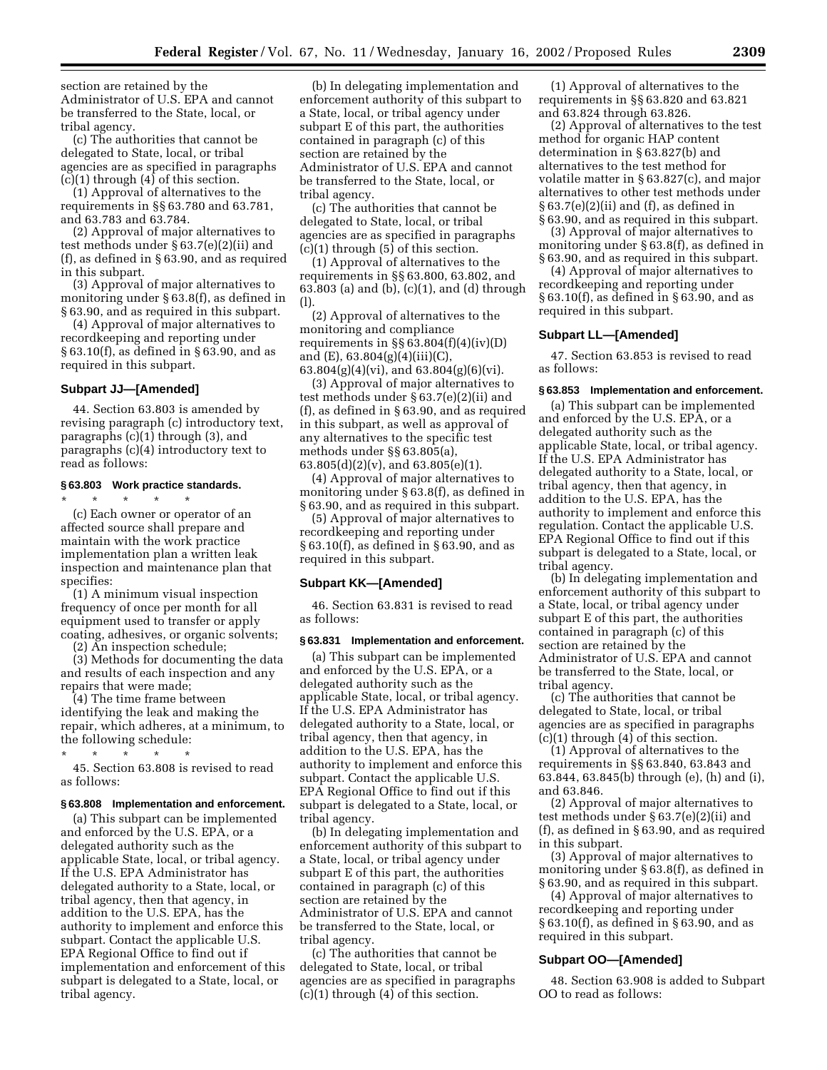section are retained by the Administrator of U.S. EPA and cannot be transferred to the State, local, or tribal agency.

(c) The authorities that cannot be delegated to State, local, or tribal agencies are as specified in paragraphs (c)(1) through (4) of this section.

(1) Approval of alternatives to the requirements in §§ 63.780 and 63.781, and 63.783 and 63.784.

(2) Approval of major alternatives to test methods under § 63.7(e)(2)(ii) and (f), as defined in § 63.90, and as required in this subpart.

(3) Approval of major alternatives to monitoring under § 63.8(f), as defined in § 63.90, and as required in this subpart.

(4) Approval of major alternatives to recordkeeping and reporting under § 63.10(f), as defined in § 63.90, and as required in this subpart.

## Subpart JJ—[Amended]

44. Section 63.803 is amended by revising paragraph (c) introductory text, paragraphs (c)(1) through (3), and paragraphs (c)(4) introductory text to read as follows:

### § 63.803 Work practice standards.

\* \* \* \* \*

(c) Each owner or operator of an affected source shall prepare and maintain with the work practice implementation plan a written leak inspection and maintenance plan that specifies:

(1) A minimum visual inspection frequency of once per month for all equipment used to transfer or apply coating, adhesives, or organic solvents;

(2) An inspection schedule;

(3) Methods for documenting the data and results of each inspection and any repairs that were made;

(4) The time frame between identifying the leak and making the repair, which adheres, at a minimum, to the following schedule:

\* \* \* \* \*

45. Section 63.808 is revised to read as follows:

### § 63.808 Implementation and enforcement.

(a) This subpart can be implemented and enforced by the U.S. EPA, or a delegated authority such as the applicable State, local, or tribal agency. If the U.S. EPA Administrator has delegated authority to a State, local, or tribal agency, then that agency, in addition to the U.S. EPA, has the authority to implement and enforce this subpart. Contact the applicable U.S. EPA Regional Office to find out if implementation and enforcement of this subpart is delegated to a State, local, or tribal agency.

(b) In delegating implementation and enforcement authority of this subpart to a State, local, or tribal agency under subpart E of this part, the authorities contained in paragraph (c) of this section are retained by the Administrator of U.S. EPA and cannot be transferred to the State, local, or tribal agency.

(c) The authorities that cannot be delegated to State, local, or tribal agencies are as specified in paragraphs (c)(1) through (5) of this section.

(1) Approval of alternatives to the requirements in §§ 63.800, 63.802, and 63.803 (a) and (b), (c)(1), and (d) through (l).

(2) Approval of alternatives to the monitoring and compliance requirements in §§ 63.804(f)(4)(iv)(D) and (E), 63.804(g)(4)(iii)(C), 63.804(g)(4)(vi), and 63.804(g)(6)(vi).

(3) Approval of major alternatives to test methods under § 63.7(e)(2)(ii) and (f), as defined in § 63.90, and as required in this subpart, as well as approval of any alternatives to the specific test methods under §§ 63.805(a), 63.805(d)(2)(v), and 63.805(e)(1).

(4) Approval of major alternatives to monitoring under § 63.8(f), as defined in § 63.90, and as required in this subpart.

(5) Approval of major alternatives to recordkeeping and reporting under § 63.10(f), as defined in § 63.90, and as required in this subpart.

## Subpart KK—[Amended]

46. Section 63.831 is revised to read as follows:

### § 63.831 Implementation and enforcement.

(a) This subpart can be implemented and enforced by the U.S. EPA, or a delegated authority such as the applicable State, local, or tribal agency. If the U.S. EPA Administrator has delegated authority to a State, local, or tribal agency, then that agency, in addition to the U.S. EPA, has the authority to implement and enforce this subpart. Contact the applicable U.S. EPA Regional Office to find out if this subpart is delegated to a State, local, or tribal agency.

(b) In delegating implementation and enforcement authority of this subpart to a State, local, or tribal agency under subpart E of this part, the authorities contained in paragraph (c) of this section are retained by the Administrator of U.S. EPA and cannot be transferred to the State, local, or tribal agency.

(c) The authorities that cannot be delegated to State, local, or tribal agencies are as specified in paragraphs (c)(1) through (4) of this section.

(1) Approval of alternatives to the requirements in §§ 63.820 and 63.821 and 63.824 through 63.826.

(2) Approval of alternatives to the test method for organic HAP content determination in § 63.827(b) and alternatives to the test method for volatile matter in § 63.827(c), and major alternatives to other test methods under § 63.7(e)(2)(ii) and (f), as defined in § 63.90, and as required in this subpart.

(3) Approval of major alternatives to monitoring under § 63.8(f), as defined in § 63.90, and as required in this subpart.

(4) Approval of major alternatives to recordkeeping and reporting under § 63.10(f), as defined in § 63.90, and as required in this subpart.

## Subpart LL—[Amended]

47. Section 63.853 is revised to read as follows:

### § 63.853 Implementation and enforcement.

(a) This subpart can be implemented and enforced by the U.S. EPA, or a delegated authority such as the applicable State, local, or tribal agency. If the U.S. EPA Administrator has delegated authority to a State, local, or tribal agency, then that agency, in addition to the U.S. EPA, has the authority to implement and enforce this regulation. Contact the applicable U.S. EPA Regional Office to find out if this subpart is delegated to a State, local, or tribal agency.

(b) In delegating implementation and enforcement authority of this subpart to a State, local, or tribal agency under subpart E of this part, the authorities contained in paragraph (c) of this section are retained by the Administrator of U.S. EPA and cannot be transferred to the State, local, or tribal agency.

(c) The authorities that cannot be delegated to State, local, or tribal agencies are as specified in paragraphs (c)(1) through (4) of this section.

(1) Approval of alternatives to the requirements in §§ 63.840, 63.843 and 63.844, 63.845(b) through (e), (h) and (i), and 63.846.

(2) Approval of major alternatives to test methods under § 63.7(e)(2)(ii) and (f), as defined in § 63.90, and as required in this subpart.

(3) Approval of major alternatives to monitoring under § 63.8(f), as defined in § 63.90, and as required in this subpart.

(4) Approval of major alternatives to recordkeeping and reporting under § 63.10(f), as defined in § 63.90, and as required in this subpart.

## Subpart OO—[Amended]

48. Section 63.908 is added to Subpart OO to read as follows: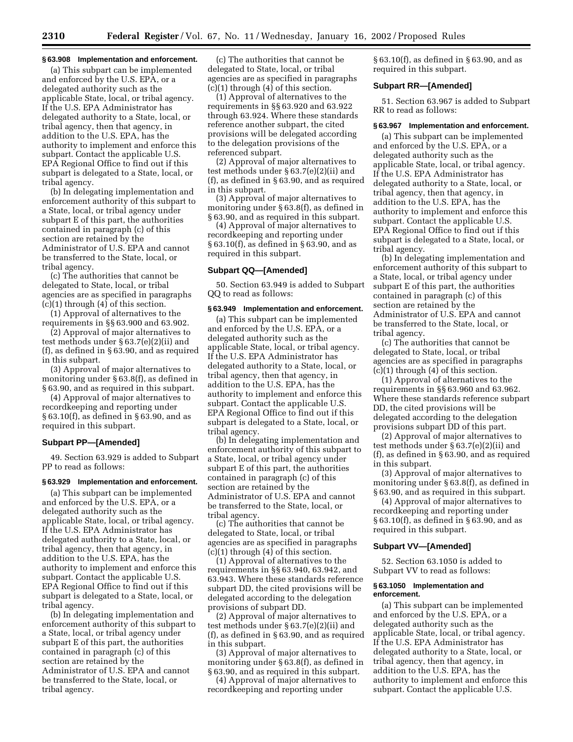#### § 63.908 Implementation and enforcement.

(a) This subpart can be implemented and enforced by the U.S. EPA, or a delegated authority such as the applicable State, local, or tribal agency. If the U.S. EPA Administrator has delegated authority to a State, local, or tribal agency, then that agency, in addition to the U.S. EPA, has the authority to implement and enforce this subpart. Contact the applicable U.S. EPA Regional Office to find out if this subpart is delegated to a State, local, or tribal agency.

(b) In delegating implementation and enforcement authority of this subpart to a State, local, or tribal agency under subpart E of this part, the authorities contained in paragraph (c) of this section are retained by the Administrator of U.S. EPA and cannot be transferred to the State, local, or tribal agency.

(c) The authorities that cannot be delegated to State, local, or tribal agencies are as specified in paragraphs (c)(1) through (4) of this section.

(1) Approval of alternatives to the requirements in §§ 63.900 and 63.902.

(2) Approval of major alternatives to test methods under § 63.7(e)(2)(ii) and (f), as defined in § 63.90, and as required in this subpart.

(3) Approval of major alternatives to monitoring under § 63.8(f), as defined in § 63.90, and as required in this subpart.

(4) Approval of major alternatives to recordkeeping and reporting under § 63.10(f), as defined in § 63.90, and as required in this subpart.

### Subpart PP—[Amended]

49. Section 63.929 is added to Subpart PP to read as follows:

#### § 63.929 Implementation and enforcement.

(a) This subpart can be implemented and enforced by the U.S. EPA, or a delegated authority such as the applicable State, local, or tribal agency. If the U.S. EPA Administrator has delegated authority to a State, local, or tribal agency, then that agency, in addition to the U.S. EPA, has the authority to implement and enforce this subpart. Contact the applicable U.S. EPA Regional Office to find out if this subpart is delegated to a State, local, or tribal agency.

(b) In delegating implementation and enforcement authority of this subpart to a State, local, or tribal agency under subpart E of this part, the authorities contained in paragraph (c) of this section are retained by the Administrator of U.S. EPA and cannot be transferred to the State, local, or tribal agency.

(c) The authorities that cannot be delegated to State, local, or tribal agencies are as specified in paragraphs (c)(1) through (4) of this section.

(1) Approval of alternatives to the requirements in §§ 63.920 and 63.922 through 63.924. Where these standards reference another subpart, the cited provisions will be delegated according to the delegation provisions of the referenced subpart.

(2) Approval of major alternatives to test methods under § 63.7(e)(2)(ii) and (f), as defined in § 63.90, and as required in this subpart.

(3) Approval of major alternatives to monitoring under § 63.8(f), as defined in § 63.90, and as required in this subpart.

(4) Approval of major alternatives to recordkeeping and reporting under § 63.10(f), as defined in § 63.90, and as required in this subpart.

### Subpart QQ—[Amended]

50. Section 63.949 is added to Subpart QQ to read as follows:

#### § 63.949 Implementation and enforcement.

(a) This subpart can be implemented and enforced by the U.S. EPA, or a delegated authority such as the applicable State, local, or tribal agency. If the U.S. EPA Administrator has delegated authority to a State, local, or tribal agency, then that agency, in addition to the U.S. EPA, has the authority to implement and enforce this subpart. Contact the applicable U.S. EPA Regional Office to find out if this subpart is delegated to a State, local, or tribal agency.

(b) In delegating implementation and enforcement authority of this subpart to a State, local, or tribal agency under subpart E of this part, the authorities contained in paragraph (c) of this section are retained by the Administrator of U.S. EPA and cannot be transferred to the State, local, or tribal agency.

(c) The authorities that cannot be delegated to State, local, or tribal agencies are as specified in paragraphs (c)(1) through (4) of this section.

(1) Approval of alternatives to the requirements in §§ 63.940, 63.942, and 63.943. Where these standards reference subpart DD, the cited provisions will be delegated according to the delegation provisions of subpart DD.

(2) Approval of major alternatives to test methods under § 63.7(e)(2)(ii) and (f), as defined in § 63.90, and as required in this subpart.

(3) Approval of major alternatives to monitoring under § 63.8(f), as defined in § 63.90, and as required in this subpart.

(4) Approval of major alternatives to recordkeeping and reporting under § 63.10(f), as defined in § 63.90, and as required in this subpart.

### Subpart RR—[Amended]

51. Section 63.967 is added to Subpart RR to read as follows:

#### § 63.967 Implementation and enforcement.

(a) This subpart can be implemented and enforced by the U.S. EPA, or a delegated authority such as the applicable State, local, or tribal agency. If the U.S. EPA Administrator has delegated authority to a State, local, or tribal agency, then that agency, in addition to the U.S. EPA, has the authority to implement and enforce this subpart. Contact the applicable U.S. EPA Regional Office to find out if this subpart is delegated to a State, local, or tribal agency.

(b) In delegating implementation and enforcement authority of this subpart to a State, local, or tribal agency under subpart E of this part, the authorities contained in paragraph (c) of this section are retained by the Administrator of U.S. EPA and cannot be transferred to the State, local, or tribal agency.

(c) The authorities that cannot be delegated to State, local, or tribal agencies are as specified in paragraphs (c)(1) through (4) of this section.

(1) Approval of alternatives to the requirements in §§ 63.960 and 63.962. Where these standards reference subpart DD, the cited provisions will be delegated according to the delegation provisions subpart DD of this part.

(2) Approval of major alternatives to test methods under § 63.7(e)(2)(ii) and (f), as defined in § 63.90, and as required in this subpart.

(3) Approval of major alternatives to monitoring under § 63.8(f), as defined in § 63.90, and as required in this subpart.

(4) Approval of major alternatives to recordkeeping and reporting under § 63.10(f), as defined in § 63.90, and as required in this subpart.

### Subpart VV—[Amended]

52. Section 63.1050 is added to Subpart VV to read as follows:

#### § 63.1050 Implementation and enforcement.

(a) This subpart can be implemented and enforced by the U.S. EPA, or a delegated authority such as the applicable State, local, or tribal agency. If the U.S. EPA Administrator has delegated authority to a State, local, or tribal agency, then that agency, in addition to the U.S. EPA, has the authority to implement and enforce this subpart. Contact the applicable U.S.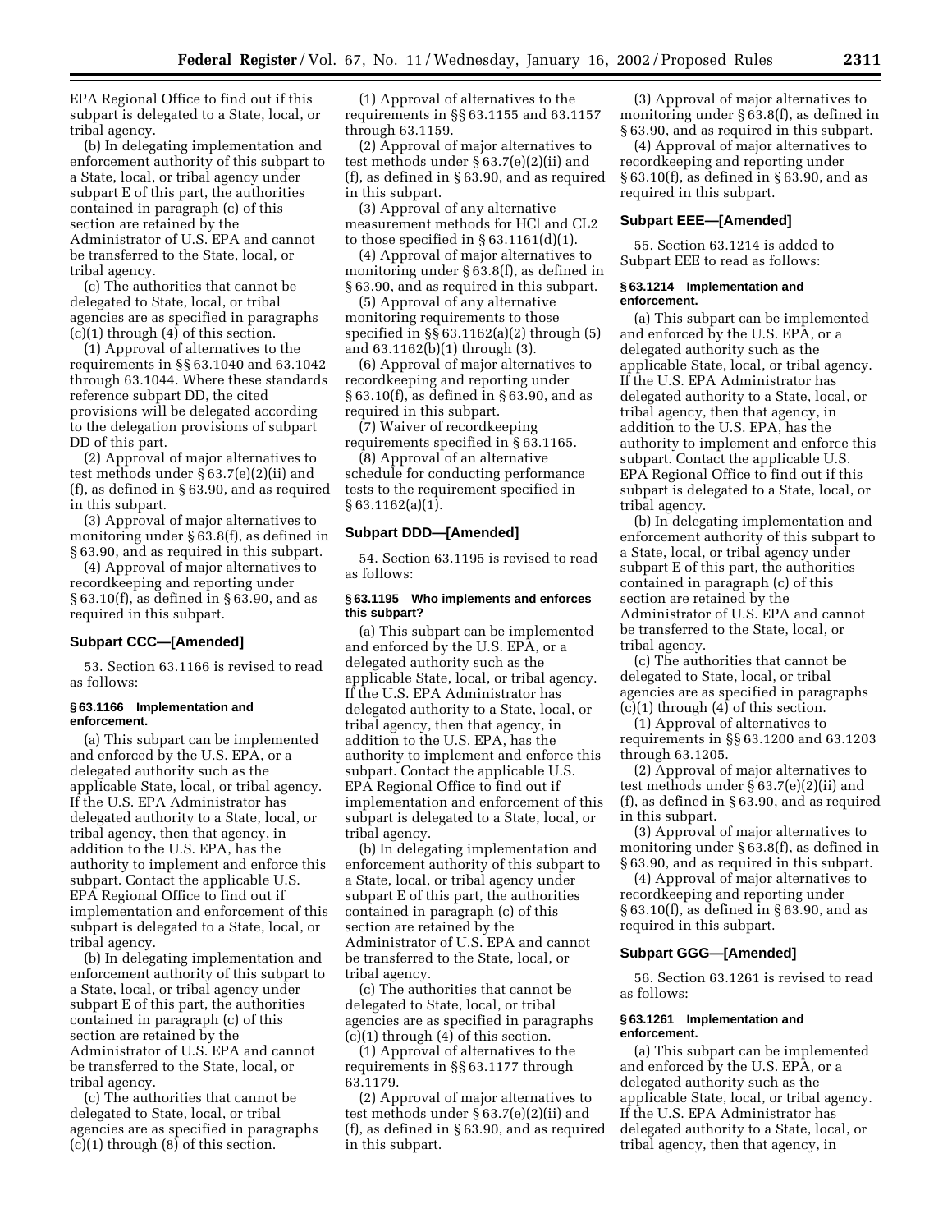EPA Regional Office to find out if this subpart is delegated to a State, local, or tribal agency.

(b) In delegating implementation and enforcement authority of this subpart to a State, local, or tribal agency under subpart E of this part, the authorities contained in paragraph (c) of this section are retained by the Administrator of U.S. EPA and cannot be transferred to the State, local, or tribal agency.

(c) The authorities that cannot be delegated to State, local, or tribal agencies are as specified in paragraphs (c)(1) through (4) of this section.

(1) Approval of alternatives to the requirements in §§ 63.1040 and 63.1042 through 63.1044. Where these standards reference subpart DD, the cited provisions will be delegated according to the delegation provisions of subpart DD of this part.

(2) Approval of major alternatives to test methods under § 63.7(e)(2)(ii) and (f), as defined in § 63.90, and as required in this subpart.

(3) Approval of major alternatives to monitoring under § 63.8(f), as defined in § 63.90, and as required in this subpart.

(4) Approval of major alternatives to recordkeeping and reporting under § 63.10(f), as defined in § 63.90, and as required in this subpart.

### Subpart CCC—[Amended]

53. Section 63.1166 is revised to read as follows:

#### § 63.1166 Implementation and enforcement.

(a) This subpart can be implemented and enforced by the U.S. EPA, or a delegated authority such as the applicable State, local, or tribal agency. If the U.S. EPA Administrator has delegated authority to a State, local, or tribal agency, then that agency, in addition to the U.S. EPA, has the authority to implement and enforce this subpart. Contact the applicable U.S. EPA Regional Office to find out if implementation and enforcement of this subpart is delegated to a State, local, or tribal agency.

(b) In delegating implementation and enforcement authority of this subpart to a State, local, or tribal agency under subpart E of this part, the authorities contained in paragraph (c) of this section are retained by the Administrator of U.S. EPA and cannot be transferred to the State, local, or tribal agency.

(c) The authorities that cannot be delegated to State, local, or tribal agencies are as specified in paragraphs (c)(1) through (8) of this section.

(1) Approval of alternatives to the requirements in §§ 63.1155 and 63.1157 through 63.1159.

(2) Approval of major alternatives to test methods under § 63.7(e)(2)(ii) and (f), as defined in § 63.90, and as required in this subpart.

(3) Approval of any alternative measurement methods for HCl and CL2 to those specified in § 63.1161(d)(1).

(4) Approval of major alternatives to monitoring under § 63.8(f), as defined in § 63.90, and as required in this subpart.

(5) Approval of any alternative monitoring requirements to those specified in §§ 63.1162(a)(2) through (5) and 63.1162(b)(1) through (3).

(6) Approval of major alternatives to recordkeeping and reporting under § 63.10(f), as defined in § 63.90, and as required in this subpart.

(7) Waiver of recordkeeping requirements specified in § 63.1165.

(8) Approval of an alternative schedule for conducting performance tests to the requirement specified in § 63.1162(a)(1).

### Subpart DDD—[Amended]

54. Section 63.1195 is revised to read as follows:

#### § 63.1195 Who implements and enforces this subpart?

(a) This subpart can be implemented and enforced by the U.S. EPA, or a delegated authority such as the applicable State, local, or tribal agency. If the U.S. EPA Administrator has delegated authority to a State, local, or tribal agency, then that agency, in addition to the U.S. EPA, has the authority to implement and enforce this subpart. Contact the applicable U.S. EPA Regional Office to find out if implementation and enforcement of this subpart is delegated to a State, local, or tribal agency.

(b) In delegating implementation and enforcement authority of this subpart to a State, local, or tribal agency under subpart E of this part, the authorities contained in paragraph (c) of this section are retained by the Administrator of U.S. EPA and cannot be transferred to the State, local, or tribal agency.

(c) The authorities that cannot be delegated to State, local, or tribal agencies are as specified in paragraphs (c)(1) through (4) of this section.

(1) Approval of alternatives to the requirements in §§ 63.1177 through 63.1179.

(2) Approval of major alternatives to test methods under § 63.7(e)(2)(ii) and (f), as defined in § 63.90, and as required in this subpart.

(3) Approval of major alternatives to monitoring under § 63.8(f), as defined in § 63.90, and as required in this subpart.

(4) Approval of major alternatives to recordkeeping and reporting under § 63.10(f), as defined in § 63.90, and as required in this subpart.

### Subpart EEE—[Amended]

55. Section 63.1214 is added to Subpart EEE to read as follows:

#### § 63.1214 Implementation and enforcement.

(a) This subpart can be implemented and enforced by the U.S. EPA, or a delegated authority such as the applicable State, local, or tribal agency. If the U.S. EPA Administrator has delegated authority to a State, local, or tribal agency, then that agency, in addition to the U.S. EPA, has the authority to implement and enforce this subpart. Contact the applicable U.S. EPA Regional Office to find out if this subpart is delegated to a State, local, or tribal agency.

(b) In delegating implementation and enforcement authority of this subpart to a State, local, or tribal agency under subpart E of this part, the authorities contained in paragraph (c) of this section are retained by the Administrator of U.S. EPA and cannot be transferred to the State, local, or tribal agency.

(c) The authorities that cannot be delegated to State, local, or tribal agencies are as specified in paragraphs (c)(1) through (4) of this section.

(1) Approval of alternatives to requirements in §§ 63.1200 and 63.1203 through 63.1205.

(2) Approval of major alternatives to test methods under § 63.7(e)(2)(ii) and (f), as defined in § 63.90, and as required in this subpart.

(3) Approval of major alternatives to monitoring under § 63.8(f), as defined in § 63.90, and as required in this subpart.

(4) Approval of major alternatives to recordkeeping and reporting under § 63.10(f), as defined in § 63.90, and as required in this subpart.

### Subpart GGG—[Amended]

56. Section 63.1261 is revised to read as follows:

#### § 63.1261 Implementation and enforcement.

(a) This subpart can be implemented and enforced by the U.S. EPA, or a delegated authority such as the applicable State, local, or tribal agency. If the U.S. EPA Administrator has delegated authority to a State, local, or tribal agency, then that agency, in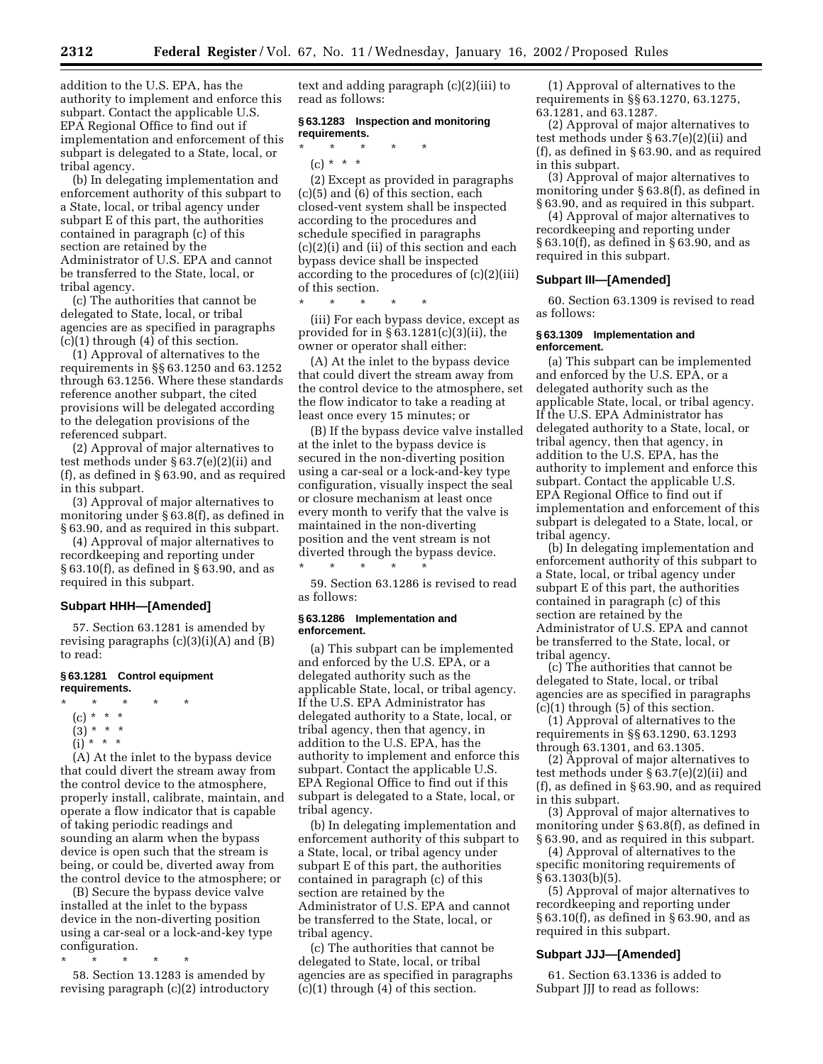addition to the U.S. EPA, has the authority to implement and enforce this subpart. Contact the applicable U.S. EPA Regional Office to find out if implementation and enforcement of this subpart is delegated to a State, local, or tribal agency.

(b) In delegating implementation and enforcement authority of this subpart to a State, local, or tribal agency under subpart E of this part, the authorities contained in paragraph (c) of this section are retained by the Administrator of U.S. EPA and cannot be transferred to the State, local, or tribal agency.

(c) The authorities that cannot be delegated to State, local, or tribal agencies are as specified in paragraphs (c)(1) through (4) of this section.

(1) Approval of alternatives to the requirements in §§ 63.1250 and 63.1252 through 63.1256. Where these standards reference another subpart, the cited provisions will be delegated according to the delegation provisions of the referenced subpart.

(2) Approval of major alternatives to test methods under § 63.7(e)(2)(ii) and (f), as defined in § 63.90, and as required in this subpart.

(3) Approval of major alternatives to monitoring under § 63.8(f), as defined in § 63.90, and as required in this subpart.

(4) Approval of major alternatives to recordkeeping and reporting under § 63.10(f), as defined in § 63.90, and as required in this subpart.

### Subpart HHH—[Amended]

57. Section 63.1281 is amended by revising paragraphs (c)(3)(i)(A) and (B) to read:

#### § 63.1281 Control equipment requirements.

\* \* \* \* \*

(c) * * *

(3) * * *

(i) * * *

(A) At the inlet to the bypass device that could divert the stream away from the control device to the atmosphere, properly install, calibrate, maintain, and operate a flow indicator that is capable of taking periodic readings and sounding an alarm when the bypass device is open such that the stream is being, or could be, diverted away from the control device to the atmosphere; or

(B) Secure the bypass device valve installed at the inlet to the bypass device in the non-diverting position using a car-seal or a lock-and-key type configuration.

\* \* \* \* \*

58. Section 13.1283 is amended by revising paragraph (c)(2) introductory text and adding paragraph (c)(2)(iii) to read as follows:

#### § 63.1283 Inspection and monitoring requirements.

\* \* \* \* \*

(c) * * *

(2) Except as provided in paragraphs (c)(5) and (6) of this section, each closed-vent system shall be inspected according to the procedures and schedule specified in paragraphs (c)(2)(i) and (ii) of this section and each bypass device shall be inspected according to the procedures of (c)(2)(iii) of this section.

\* \* \* \* \*

(iii) For each bypass device, except as provided for in § 63.1281(c)(3)(ii), the owner or operator shall either:

(A) At the inlet to the bypass device that could divert the stream away from the control device to the atmosphere, set the flow indicator to take a reading at least once every 15 minutes; or

(B) If the bypass device valve installed at the inlet to the bypass device is secured in the non-diverting position using a car-seal or a lock-and-key type configuration, visually inspect the seal or closure mechanism at least once every month to verify that the valve is maintained in the non-diverting position and the vent stream is not diverted through the bypass device.

\* \* \* \* \*

59. Section 63.1286 is revised to read as follows:

#### § 63.1286 Implementation and enforcement.

(a) This subpart can be implemented and enforced by the U.S. EPA, or a delegated authority such as the applicable State, local, or tribal agency. If the U.S. EPA Administrator has delegated authority to a State, local, or tribal agency, then that agency, in addition to the U.S. EPA, has the authority to implement and enforce this subpart. Contact the applicable U.S. EPA Regional Office to find out if this subpart is delegated to a State, local, or tribal agency.

(b) In delegating implementation and enforcement authority of this subpart to a State, local, or tribal agency under subpart E of this part, the authorities contained in paragraph (c) of this section are retained by the Administrator of U.S. EPA and cannot be transferred to the State, local, or tribal agency.

(c) The authorities that cannot be delegated to State, local, or tribal agencies are as specified in paragraphs (c)(1) through (4) of this section.

(1) Approval of alternatives to the requirements in §§ 63.1270, 63.1275, 63.1281, and 63.1287.

(2) Approval of major alternatives to test methods under § 63.7(e)(2)(ii) and (f), as defined in § 63.90, and as required in this subpart.

(3) Approval of major alternatives to monitoring under § 63.8(f), as defined in § 63.90, and as required in this subpart.

(4) Approval of major alternatives to recordkeeping and reporting under § 63.10(f), as defined in § 63.90, and as required in this subpart.

### Subpart III—[Amended]

60. Section 63.1309 is revised to read as follows:

#### § 63.1309 Implementation and enforcement.

(a) This subpart can be implemented and enforced by the U.S. EPA, or a delegated authority such as the applicable State, local, or tribal agency. If the U.S. EPA Administrator has delegated authority to a State, local, or tribal agency, then that agency, in addition to the U.S. EPA, has the authority to implement and enforce this subpart. Contact the applicable U.S. EPA Regional Office to find out if implementation and enforcement of this subpart is delegated to a State, local, or tribal agency.

(b) In delegating implementation and enforcement authority of this subpart to a State, local, or tribal agency under subpart E of this part, the authorities contained in paragraph (c) of this section are retained by the Administrator of U.S. EPA and cannot be transferred to the State, local, or tribal agency.

(c) The authorities that cannot be delegated to State, local, or tribal agencies are as specified in paragraphs (c)(1) through (5) of this section.

(1) Approval of alternatives to the requirements in §§ 63.1290, 63.1293 through 63.1301, and 63.1305.

(2) Approval of major alternatives to test methods under § 63.7(e)(2)(ii) and (f), as defined in § 63.90, and as required in this subpart.

(3) Approval of major alternatives to monitoring under § 63.8(f), as defined in § 63.90, and as required in this subpart.

(4) Approval of alternatives to the specific monitoring requirements of § 63.1303(b)(5).

(5) Approval of major alternatives to recordkeeping and reporting under § 63.10(f), as defined in § 63.90, and as required in this subpart.

### Subpart JJJ—[Amended]

61. Section 63.1336 is added to Subpart JJJ to read as follows: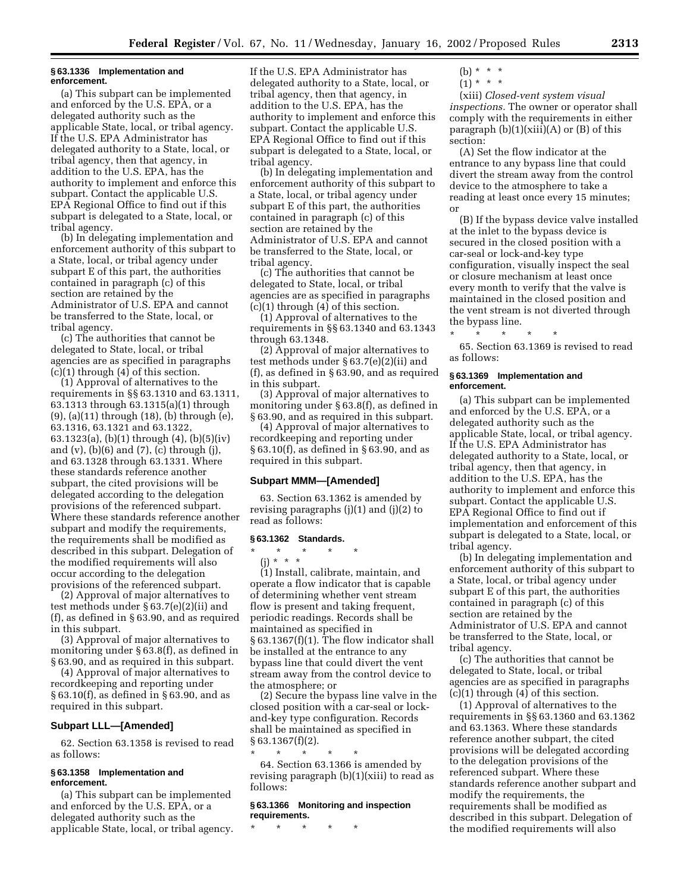### § 63.1336 Implementation and enforcement.

(a) This subpart can be implemented and enforced by the U.S. EPA, or a delegated authority such as the applicable State, local, or tribal agency. If the U.S. EPA Administrator has delegated authority to a State, local, or tribal agency, then that agency, in addition to the U.S. EPA, has the authority to implement and enforce this subpart. Contact the applicable U.S. EPA Regional Office to find out if this subpart is delegated to a State, local, or tribal agency.

(b) In delegating implementation and enforcement authority of this subpart to a State, local, or tribal agency under subpart E of this part, the authorities contained in paragraph (c) of this section are retained by the Administrator of U.S. EPA and cannot be transferred to the State, local, or tribal agency.

(c) The authorities that cannot be delegated to State, local, or tribal agencies are as specified in paragraphs (c)(1) through (4) of this section.

(1) Approval of alternatives to the requirements in §§ 63.1310 and 63.1311, 63.1313 through 63.1315(a)(1) through (9), (a)(11) through (18), (b) through (e), 63.1316, 63.1321 and 63.1322, 63.1323(a), (b)(1) through (4), (b)(5)(iv) and (v), (b)(6) and (7), (c) through (j), and 63.1328 through 63.1331. Where these standards reference another subpart, the cited provisions will be delegated according to the delegation provisions of the referenced subpart. Where these standards reference another subpart and modify the requirements, the requirements shall be modified as described in this subpart. Delegation of the modified requirements will also occur according to the delegation provisions of the referenced subpart.

(2) Approval of major alternatives to test methods under § 63.7(e)(2)(ii) and (f), as defined in § 63.90, and as required in this subpart.

(3) Approval of major alternatives to monitoring under § 63.8(f), as defined in § 63.90, and as required in this subpart.

(4) Approval of major alternatives to recordkeeping and reporting under § 63.10(f), as defined in § 63.90, and as required in this subpart.

## Subpart LLL—[Amended]

62. Section 63.1358 is revised to read as follows:

### § 63.1358 Implementation and enforcement.

(a) This subpart can be implemented and enforced by the U.S. EPA, or a delegated authority such as the applicable State, local, or tribal agency. If the U.S. EPA Administrator has delegated authority to a State, local, or tribal agency, then that agency, in addition to the U.S. EPA, has the authority to implement and enforce this subpart. Contact the applicable U.S. EPA Regional Office to find out if this subpart is delegated to a State, local, or tribal agency.

(b) In delegating implementation and enforcement authority of this subpart to a State, local, or tribal agency under subpart E of this part, the authorities contained in paragraph (c) of this section are retained by the Administrator of U.S. EPA and cannot be transferred to the State, local, or tribal agency.

(c) The authorities that cannot be delegated to State, local, or tribal agencies are as specified in paragraphs (c)(1) through (4) of this section.

(1) Approval of alternatives to the requirements in §§ 63.1340 and 63.1343 through 63.1348.

(2) Approval of major alternatives to test methods under § 63.7(e)(2)(ii) and (f), as defined in § 63.90, and as required in this subpart.

(3) Approval of major alternatives to monitoring under § 63.8(f), as defined in § 63.90, and as required in this subpart.

(4) Approval of major alternatives to recordkeeping and reporting under § 63.10(f), as defined in § 63.90, and as required in this subpart.

## Subpart MMM—[Amended]

63. Section 63.1362 is amended by revising paragraphs (j)(1) and (j)(2) to read as follows:

### § 63.1362 Standards.

\* \* \* \* \*

(j) \* \* \*

(1) Install, calibrate, maintain, and operate a flow indicator that is capable of determining whether vent stream flow is present and taking frequent, periodic readings. Records shall be maintained as specified in § 63.1367(f)(1). The flow indicator shall be installed at the entrance to any bypass line that could divert the vent stream away from the control device to the atmosphere; or

(2) Secure the bypass line valve in the closed position with a car-seal or lock-and-key type configuration. Records shall be maintained as specified in § 63.1367(f)(2).

\* \* \* \* \*

64. Section 63.1366 is amended by revising paragraph (b)(1)(xiii) to read as follows:

### § 63.1366 Monitoring and inspection requirements.

\* \* \* \* \*

(b) \* \* \*

(1) \* \* \*

(xiii) *Closed-vent system visual inspections.* The owner or operator shall comply with the requirements in either paragraph (b)(1)(xiii)(A) or (B) of this section:

(A) Set the flow indicator at the entrance to any bypass line that could divert the stream away from the control device to the atmosphere to take a reading at least once every 15 minutes; or

(B) If the bypass device valve installed at the inlet to the bypass device is secured in the closed position with a car-seal or lock-and-key type configuration, visually inspect the seal or closure mechanism at least once every month to verify that the valve is maintained in the closed position and the vent stream is not diverted through the bypass line.

\* \* \* \* \*

65. Section 63.1369 is revised to read as follows:

### § 63.1369 Implementation and enforcement.

(a) This subpart can be implemented and enforced by the U.S. EPA, or a delegated authority such as the applicable State, local, or tribal agency. If the U.S. EPA Administrator has delegated authority to a State, local, or tribal agency, then that agency, in addition to the U.S. EPA, has the authority to implement and enforce this subpart. Contact the applicable U.S. EPA Regional Office to find out if implementation and enforcement of this subpart is delegated to a State, local, or tribal agency.

(b) In delegating implementation and enforcement authority of this subpart to a State, local, or tribal agency under subpart E of this part, the authorities contained in paragraph (c) of this section are retained by the Administrator of U.S. EPA and cannot be transferred to the State, local, or tribal agency.

(c) The authorities that cannot be delegated to State, local, or tribal agencies are as specified in paragraphs (c)(1) through (4) of this section.

(1) Approval of alternatives to the requirements in §§ 63.1360 and 63.1362 and 63.1363. Where these standards reference another subpart, the cited provisions will be delegated according to the delegation provisions of the referenced subpart. Where these standards reference another subpart and modify the requirements, the requirements shall be modified as described in this subpart. Delegation of the modified requirements will also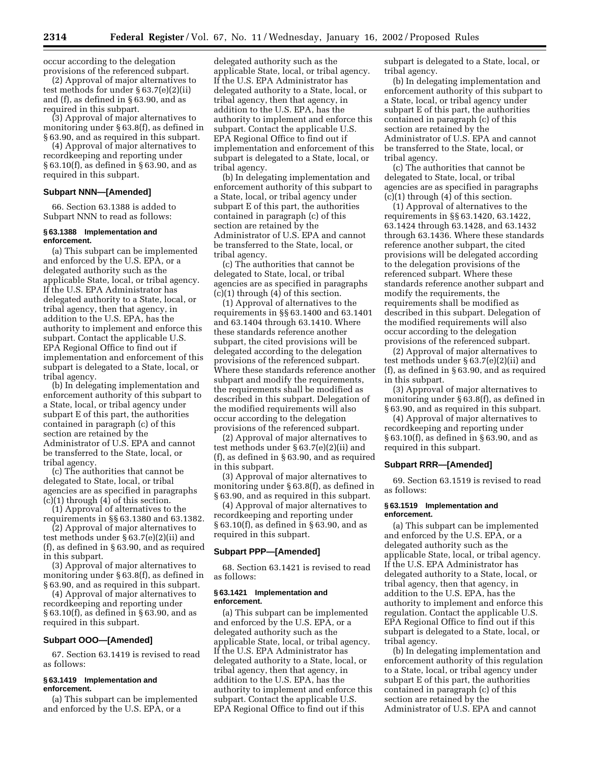occur according to the delegation provisions of the referenced subpart.

(2) Approval of major alternatives to test methods for under § 63.7(e)(2)(ii) and (f), as defined in § 63.90, and as required in this subpart.

(3) Approval of major alternatives to monitoring under § 63.8(f), as defined in § 63.90, and as required in this subpart.

(4) Approval of major alternatives to recordkeeping and reporting under § 63.10(f), as defined in § 63.90, and as required in this subpart.

### Subpart NNN—[Amended]

66. Section 63.1388 is added to Subpart NNN to read as follows:

#### § 63.1388 Implementation and enforcement.

(a) This subpart can be implemented and enforced by the U.S. EPA, or a delegated authority such as the applicable State, local, or tribal agency. If the U.S. EPA Administrator has delegated authority to a State, local, or tribal agency, then that agency, in addition to the U.S. EPA, has the authority to implement and enforce this subpart. Contact the applicable U.S. EPA Regional Office to find out if implementation and enforcement of this subpart is delegated to a State, local, or tribal agency.

(b) In delegating implementation and enforcement authority of this subpart to a State, local, or tribal agency under subpart E of this part, the authorities contained in paragraph (c) of this section are retained by the Administrator of U.S. EPA and cannot be transferred to the State, local, or tribal agency.

(c) The authorities that cannot be delegated to State, local, or tribal agencies are as specified in paragraphs (c)(1) through (4) of this section.

(1) Approval of alternatives to the requirements in §§ 63.1380 and 63.1382.

(2) Approval of major alternatives to test methods under § 63.7(e)(2)(ii) and (f), as defined in § 63.90, and as required in this subpart.

(3) Approval of major alternatives to monitoring under § 63.8(f), as defined in § 63.90, and as required in this subpart.

(4) Approval of major alternatives to recordkeeping and reporting under § 63.10(f), as defined in § 63.90, and as required in this subpart.

### Subpart OOO—[Amended]

67. Section 63.1419 is revised to read as follows:

#### § 63.1419 Implementation and enforcement.

(a) This subpart can be implemented and enforced by the U.S. EPA, or a delegated authority such as the applicable State, local, or tribal agency. If the U.S. EPA Administrator has delegated authority to a State, local, or tribal agency, then that agency, in addition to the U.S. EPA, has the authority to implement and enforce this subpart. Contact the applicable U.S. EPA Regional Office to find out if implementation and enforcement of this subpart is delegated to a State, local, or tribal agency.

(b) In delegating implementation and enforcement authority of this subpart to a State, local, or tribal agency under subpart E of this part, the authorities contained in paragraph (c) of this section are retained by the Administrator of U.S. EPA and cannot be transferred to the State, local, or tribal agency.

(c) The authorities that cannot be delegated to State, local, or tribal agencies are as specified in paragraphs (c)(1) through (4) of this section.

(1) Approval of alternatives to the requirements in §§ 63.1400 and 63.1401 and 63.1404 through 63.1410. Where these standards reference another subpart, the cited provisions will be delegated according to the delegation provisions of the referenced subpart. Where these standards reference another subpart and modify the requirements, the requirements shall be modified as described in this subpart. Delegation of the modified requirements will also occur according to the delegation provisions of the referenced subpart.

(2) Approval of major alternatives to test methods under § 63.7(e)(2)(ii) and (f), as defined in § 63.90, and as required in this subpart.

(3) Approval of major alternatives to monitoring under § 63.8(f), as defined in § 63.90, and as required in this subpart.

(4) Approval of major alternatives to recordkeeping and reporting under § 63.10(f), as defined in § 63.90, and as required in this subpart.

### Subpart PPP—[Amended]

68. Section 63.1421 is revised to read as follows:

#### § 63.1421 Implementation and enforcement.

(a) This subpart can be implemented and enforced by the U.S. EPA, or a delegated authority such as the applicable State, local, or tribal agency. If the U.S. EPA Administrator has delegated authority to a State, local, or tribal agency, then that agency, in addition to the U.S. EPA, has the authority to implement and enforce this subpart. Contact the applicable U.S. EPA Regional Office to find out if this subpart is delegated to a State, local, or tribal agency.

(b) In delegating implementation and enforcement authority of this subpart to a State, local, or tribal agency under subpart E of this part, the authorities contained in paragraph (c) of this section are retained by the Administrator of U.S. EPA and cannot be transferred to the State, local, or tribal agency.

(c) The authorities that cannot be delegated to State, local, or tribal agencies are as specified in paragraphs (c)(1) through (4) of this section.

(1) Approval of alternatives to the requirements in §§ 63.1420, 63.1422, 63.1424 through 63.1428, and 63.1432 through 63.1436. Where these standards reference another subpart, the cited provisions will be delegated according to the delegation provisions of the referenced subpart. Where these standards reference another subpart and modify the requirements, the requirements shall be modified as described in this subpart. Delegation of the modified requirements will also occur according to the delegation provisions of the referenced subpart.

(2) Approval of major alternatives to test methods under § 63.7(e)(2)(ii) and (f), as defined in § 63.90, and as required in this subpart.

(3) Approval of major alternatives to monitoring under § 63.8(f), as defined in § 63.90, and as required in this subpart.

(4) Approval of major alternatives to recordkeeping and reporting under § 63.10(f), as defined in § 63.90, and as required in this subpart.

### Subpart RRR—[Amended]

69. Section 63.1519 is revised to read as follows:

#### § 63.1519 Implementation and enforcement.

(a) This subpart can be implemented and enforced by the U.S. EPA, or a delegated authority such as the applicable State, local, or tribal agency. If the U.S. EPA Administrator has delegated authority to a State, local, or tribal agency, then that agency, in addition to the U.S. EPA, has the authority to implement and enforce this regulation. Contact the applicable U.S. EPA Regional Office to find out if this subpart is delegated to a State, local, or tribal agency.

(b) In delegating implementation and enforcement authority of this regulation to a State, local, or tribal agency under subpart E of this part, the authorities contained in paragraph (c) of this section are retained by the Administrator of U.S. EPA and cannot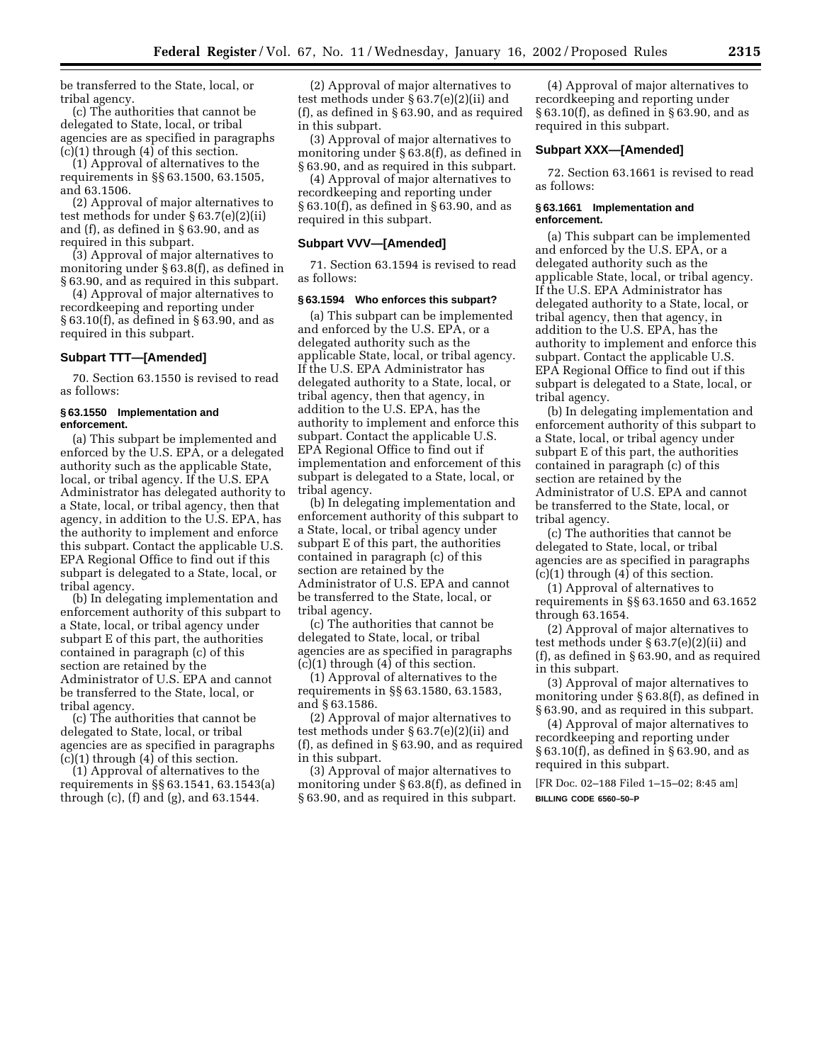be transferred to the State, local, or tribal agency.

(c) The authorities that cannot be delegated to State, local, or tribal agencies are as specified in paragraphs (c)(1) through (4) of this section.

(1) Approval of alternatives to the requirements in §§ 63.1500, 63.1505, and 63.1506.

(2) Approval of major alternatives to test methods for under § 63.7(e)(2)(ii) and (f), as defined in § 63.90, and as required in this subpart.

(3) Approval of major alternatives to monitoring under § 63.8(f), as defined in § 63.90, and as required in this subpart.

(4) Approval of major alternatives to recordkeeping and reporting under § 63.10(f), as defined in § 63.90, and as required in this subpart.

### Subpart TTT—[Amended]

70. Section 63.1550 is revised to read as follows:

#### § 63.1550 Implementation and enforcement.

(a) This subpart be implemented and enforced by the U.S. EPA, or a delegated authority such as the applicable State, local, or tribal agency. If the U.S. EPA Administrator has delegated authority to a State, local, or tribal agency, then that agency, in addition to the U.S. EPA, has the authority to implement and enforce this subpart. Contact the applicable U.S. EPA Regional Office to find out if this subpart is delegated to a State, local, or tribal agency.

(b) In delegating implementation and enforcement authority of this subpart to a State, local, or tribal agency under subpart E of this part, the authorities contained in paragraph (c) of this section are retained by the Administrator of U.S. EPA and cannot be transferred to the State, local, or tribal agency.

(c) The authorities that cannot be delegated to State, local, or tribal agencies are as specified in paragraphs (c)(1) through (4) of this section.

(1) Approval of alternatives to the requirements in §§ 63.1541, 63.1543(a) through (c), (f) and (g), and 63.1544.

(2) Approval of major alternatives to test methods under § 63.7(e)(2)(ii) and (f), as defined in § 63.90, and as required in this subpart.

(3) Approval of major alternatives to monitoring under § 63.8(f), as defined in § 63.90, and as required in this subpart.

(4) Approval of major alternatives to recordkeeping and reporting under § 63.10(f), as defined in § 63.90, and as required in this subpart.

### Subpart VVV—[Amended]

71. Section 63.1594 is revised to read as follows:

#### § 63.1594 Who enforces this subpart?

(a) This subpart can be implemented and enforced by the U.S. EPA, or a delegated authority such as the applicable State, local, or tribal agency. If the U.S. EPA Administrator has delegated authority to a State, local, or tribal agency, then that agency, in addition to the U.S. EPA, has the authority to implement and enforce this subpart. Contact the applicable U.S. EPA Regional Office to find out if implementation and enforcement of this subpart is delegated to a State, local, or tribal agency.

(b) In delegating implementation and enforcement authority of this subpart to a State, local, or tribal agency under subpart E of this part, the authorities contained in paragraph (c) of this section are retained by the Administrator of U.S. EPA and cannot be transferred to the State, local, or tribal agency.

(c) The authorities that cannot be delegated to State, local, or tribal agencies are as specified in paragraphs (c)(1) through (4) of this section.

(1) Approval of alternatives to the requirements in §§ 63.1580, 63.1583, and § 63.1586.

(2) Approval of major alternatives to test methods under § 63.7(e)(2)(ii) and (f), as defined in § 63.90, and as required in this subpart.

(3) Approval of major alternatives to monitoring under § 63.8(f), as defined in § 63.90, and as required in this subpart.

(4) Approval of major alternatives to recordkeeping and reporting under § 63.10(f), as defined in § 63.90, and as required in this subpart.

### Subpart XXX—[Amended]

72. Section 63.1661 is revised to read as follows:

#### § 63.1661 Implementation and enforcement.

(a) This subpart can be implemented and enforced by the U.S. EPA, or a delegated authority such as the applicable State, local, or tribal agency. If the U.S. EPA Administrator has delegated authority to a State, local, or tribal agency, then that agency, in addition to the U.S. EPA, has the authority to implement and enforce this subpart. Contact the applicable U.S. EPA Regional Office to find out if this subpart is delegated to a State, local, or tribal agency.

(b) In delegating implementation and enforcement authority of this subpart to a State, local, or tribal agency under subpart E of this part, the authorities contained in paragraph (c) of this section are retained by the Administrator of U.S. EPA and cannot be transferred to the State, local, or tribal agency.

(c) The authorities that cannot be delegated to State, local, or tribal agencies are as specified in paragraphs (c)(1) through (4) of this section.

(1) Approval of alternatives to requirements in §§ 63.1650 and 63.1652 through 63.1654.

(2) Approval of major alternatives to test methods under § 63.7(e)(2)(ii) and (f), as defined in § 63.90, and as required in this subpart.

(3) Approval of major alternatives to monitoring under § 63.8(f), as defined in § 63.90, and as required in this subpart.

(4) Approval of major alternatives to recordkeeping and reporting under § 63.10(f), as defined in § 63.90, and as required in this subpart.

[FR Doc. 02–188 Filed 1–15–02; 8:45 am]

**BILLING CODE 6560–50–P**